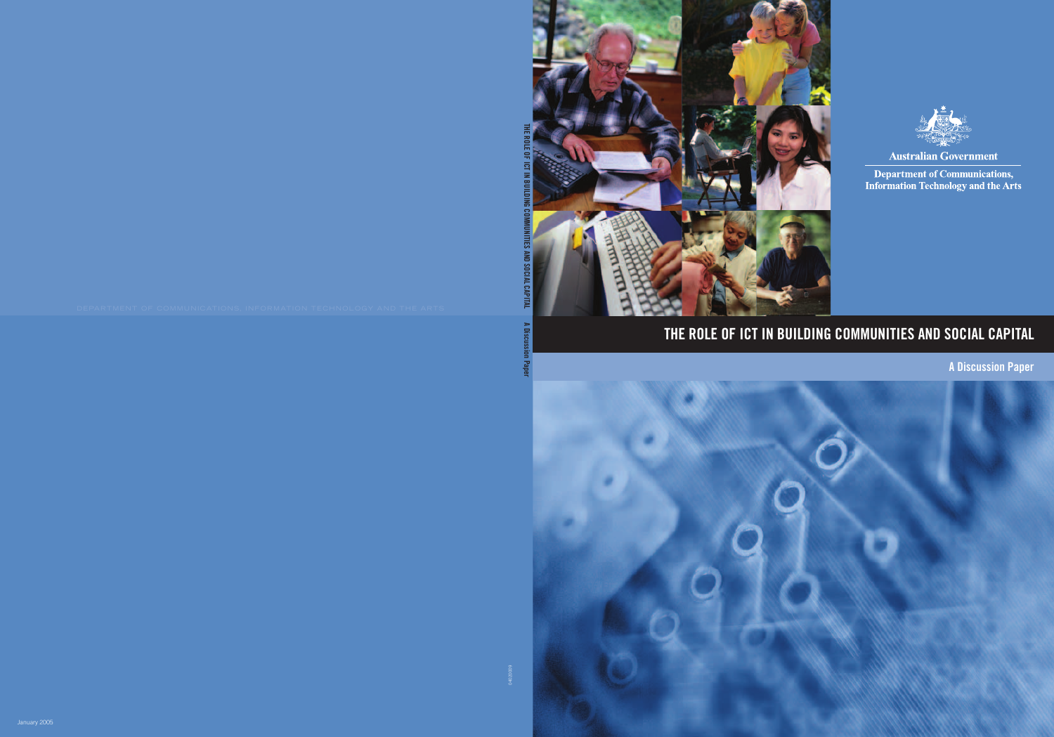Australian Government

Department of Communications, Information Technology and the Arts

# THE ROLE OF ICT IN BUILDING COMMUNITIES AND SOCIAL CAPITAL

## A Discussion Paper

DEPARTMENT OF COMMUNICATIONS, INFORMATION TECHNOLOGY AND THE ARTS

January 2005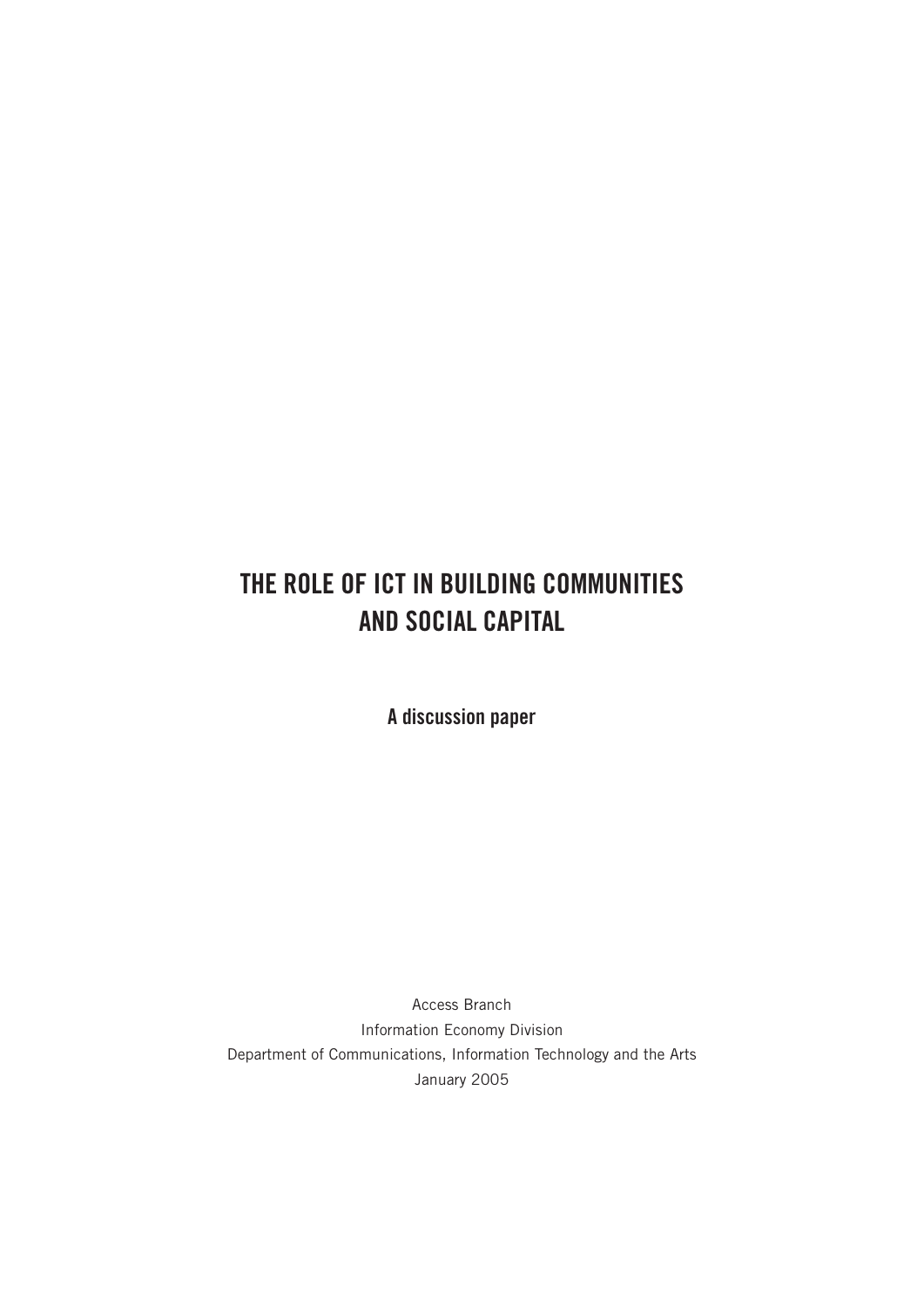# THE ROLE OF ICT IN BUILDING COMMUNITIES AND SOCIAL CAPITAL

**A discussion paper**

Access Branch
Information Economy Division
Department of Communications, Information Technology and the Arts
January 2005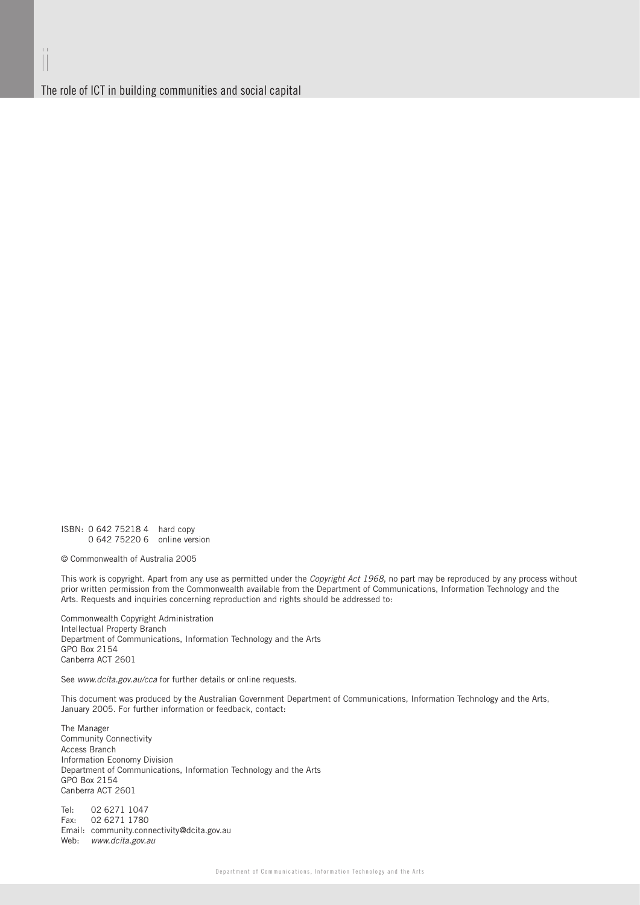ISBN: 0 642 75218 4 hard copy
0 642 75220 6 online version

© Commonwealth of Australia 2005

This work is copyright. Apart from any use as permitted under the *Copyright Act 1968*, no part may be reproduced by any process without prior written permission from the Commonwealth available from the Department of Communications, Information Technology and the Arts. Requests and inquiries concerning reproduction and rights should be addressed to:

Commonwealth Copyright Administration
Intellectual Property Branch
Department of Communications, Information Technology and the Arts
GPO Box 2154
Canberra ACT 2601

See *www.dcita.gov.au/cca* for further details or online requests.

This document was produced by the Australian Government Department of Communications, Information Technology and the Arts, January 2005. For further information or feedback, contact:

The Manager
Community Connectivity
Access Branch
Information Economy Division
Department of Communications, Information Technology and the Arts
GPO Box 2154
Canberra ACT 2601

Tel: 02 6271 1047
Fax: 02 6271 1780
Email: community.connectivity@dcita.gov.au
Web: *www.dcita.gov.au*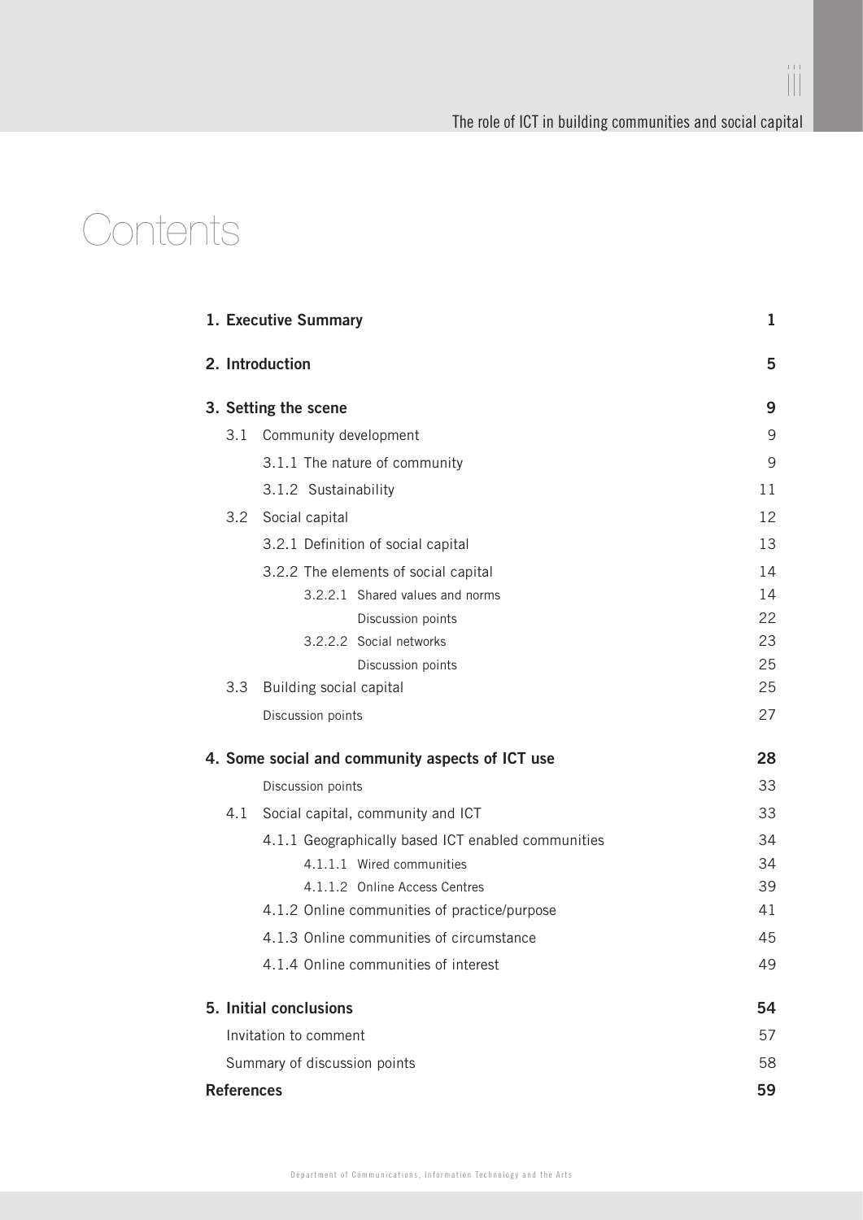# Contents

| | |
|---|---|
| **1. Executive Summary** | **1** |
| **2. Introduction** | **5** |
| **3. Setting the scene** | **9** |
| 3.1 Community development | 9 |
| 3.1.1 The nature of community | 9 |
| 3.1.2 Sustainability | 11 |
| 3.2 Social capital | 12 |
| 3.2.1 Definition of social capital | 13 |
| 3.2.2 The elements of social capital | 14 |
| 3.2.2.1 Shared values and norms | 14 |
| Discussion points | 22 |
| 3.2.2.2 Social networks | 23 |
| Discussion points | 25 |
| 3.3 Building social capital | 25 |
| Discussion points | 27 |
| **4. Some social and community aspects of ICT use** | **28** |
| Discussion points | 33 |
| 4.1 Social capital, community and ICT | 33 |
| 4.1.1 Geographically based ICT enabled communities | 34 |
| 4.1.1.1 Wired communities | 34 |
| 4.1.1.2 Online Access Centres | 39 |
| 4.1.2 Online communities of practice/purpose | 41 |
| 4.1.3 Online communities of circumstance | 45 |
| 4.1.4 Online communities of interest | 49 |
| **5. Initial conclusions** | **54** |
| Invitation to comment | 57 |
| Summary of discussion points | 58 |
| **References** | **59** |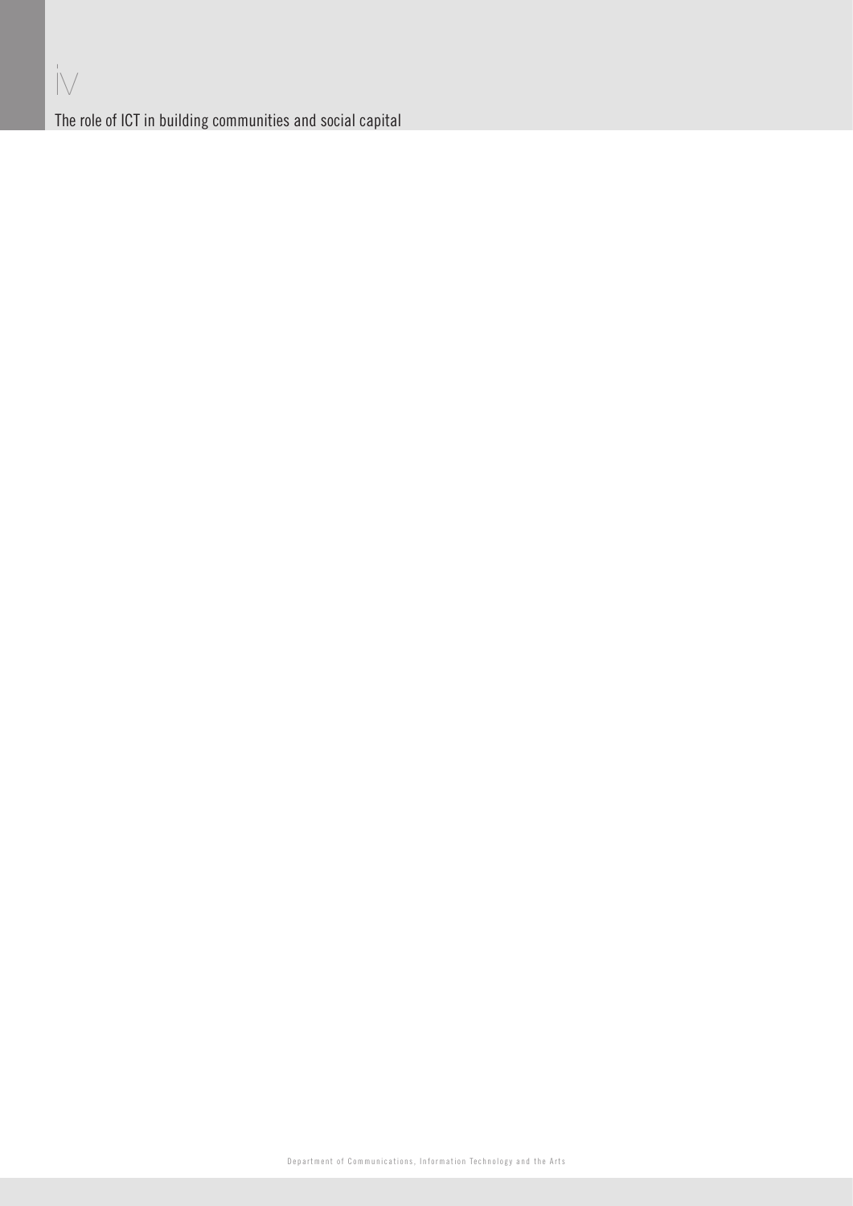iv

The role of ICT in building communities and social capital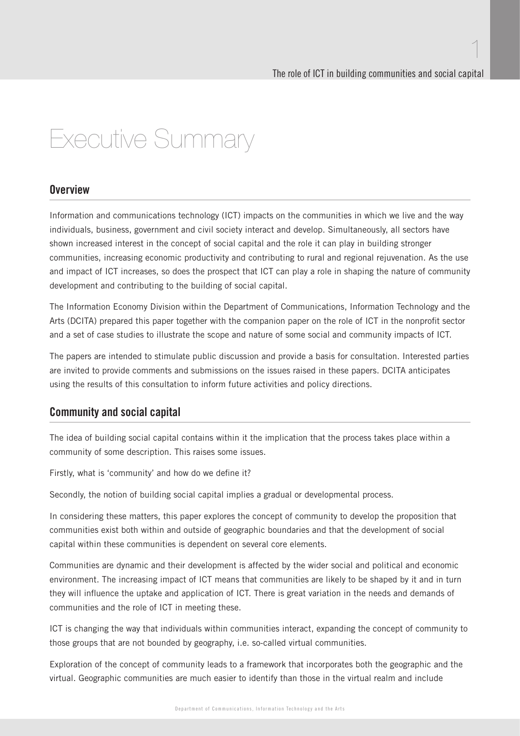# Executive Summary

## Overview

Information and communications technology (ICT) impacts on the communities in which we live and the way individuals, business, government and civil society interact and develop. Simultaneously, all sectors have shown increased interest in the concept of social capital and the role it can play in building stronger communities, increasing economic productivity and contributing to rural and regional rejuvenation. As the use and impact of ICT increases, so does the prospect that ICT can play a role in shaping the nature of community development and contributing to the building of social capital.

The Information Economy Division within the Department of Communications, Information Technology and the Arts (DCITA) prepared this paper together with the companion paper on the role of ICT in the nonprofit sector and a set of case studies to illustrate the scope and nature of some social and community impacts of ICT.

The papers are intended to stimulate public discussion and provide a basis for consultation. Interested parties are invited to provide comments and submissions on the issues raised in these papers. DCITA anticipates using the results of this consultation to inform future activities and policy directions.

## Community and social capital

The idea of building social capital contains within it the implication that the process takes place within a community of some description. This raises some issues.

Firstly, what is 'community' and how do we define it?

Secondly, the notion of building social capital implies a gradual or developmental process.

In considering these matters, this paper explores the concept of community to develop the proposition that communities exist both within and outside of geographic boundaries and that the development of social capital within these communities is dependent on several core elements.

Communities are dynamic and their development is affected by the wider social and political and economic environment. The increasing impact of ICT means that communities are likely to be shaped by it and in turn they will influence the uptake and application of ICT. There is great variation in the needs and demands of communities and the role of ICT in meeting these.

ICT is changing the way that individuals within communities interact, expanding the concept of community to those groups that are not bounded by geography, i.e. so-called virtual communities.

Exploration of the concept of community leads to a framework that incorporates both the geographic and the virtual. Geographic communities are much easier to identify than those in the virtual realm and include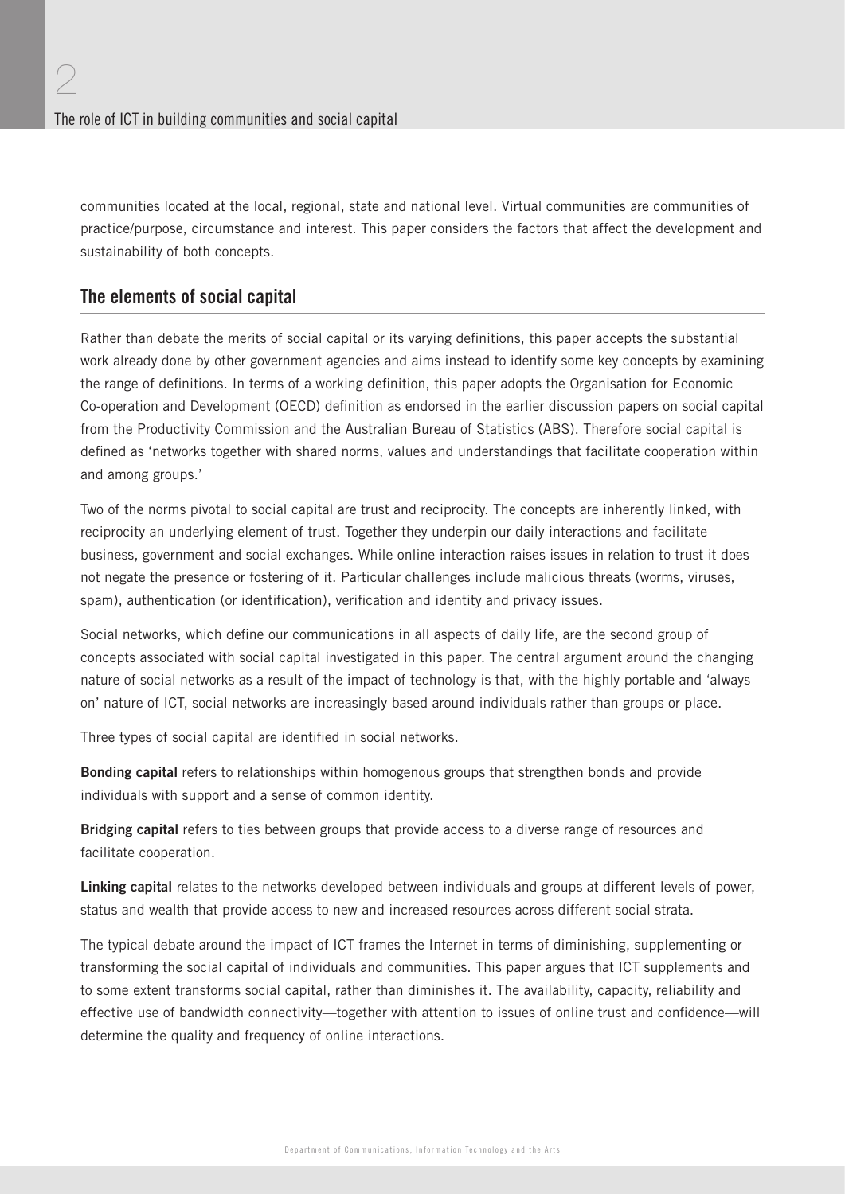communities located at the local, regional, state and national level. Virtual communities are communities of practice/purpose, circumstance and interest. This paper considers the factors that affect the development and sustainability of both concepts.

## The elements of social capital

Rather than debate the merits of social capital or its varying definitions, this paper accepts the substantial work already done by other government agencies and aims instead to identify some key concepts by examining the range of definitions. In terms of a working definition, this paper adopts the Organisation for Economic Co-operation and Development (OECD) definition as endorsed in the earlier discussion papers on social capital from the Productivity Commission and the Australian Bureau of Statistics (ABS). Therefore social capital is defined as 'networks together with shared norms, values and understandings that facilitate cooperation within and among groups.'

Two of the norms pivotal to social capital are trust and reciprocity. The concepts are inherently linked, with reciprocity an underlying element of trust. Together they underpin our daily interactions and facilitate business, government and social exchanges. While online interaction raises issues in relation to trust it does not negate the presence or fostering of it. Particular challenges include malicious threats (worms, viruses, spam), authentication (or identification), verification and identity and privacy issues.

Social networks, which define our communications in all aspects of daily life, are the second group of concepts associated with social capital investigated in this paper. The central argument around the changing nature of social networks as a result of the impact of technology is that, with the highly portable and 'always on' nature of ICT, social networks are increasingly based around individuals rather than groups or place.

Three types of social capital are identified in social networks.

**Bonding capital** refers to relationships within homogenous groups that strengthen bonds and provide individuals with support and a sense of common identity.

**Bridging capital** refers to ties between groups that provide access to a diverse range of resources and facilitate cooperation.

**Linking capital** relates to the networks developed between individuals and groups at different levels of power, status and wealth that provide access to new and increased resources across different social strata.

The typical debate around the impact of ICT frames the Internet in terms of diminishing, supplementing or transforming the social capital of individuals and communities. This paper argues that ICT supplements and to some extent transforms social capital, rather than diminishes it. The availability, capacity, reliability and effective use of bandwidth connectivity—together with attention to issues of online trust and confidence—will determine the quality and frequency of online interactions.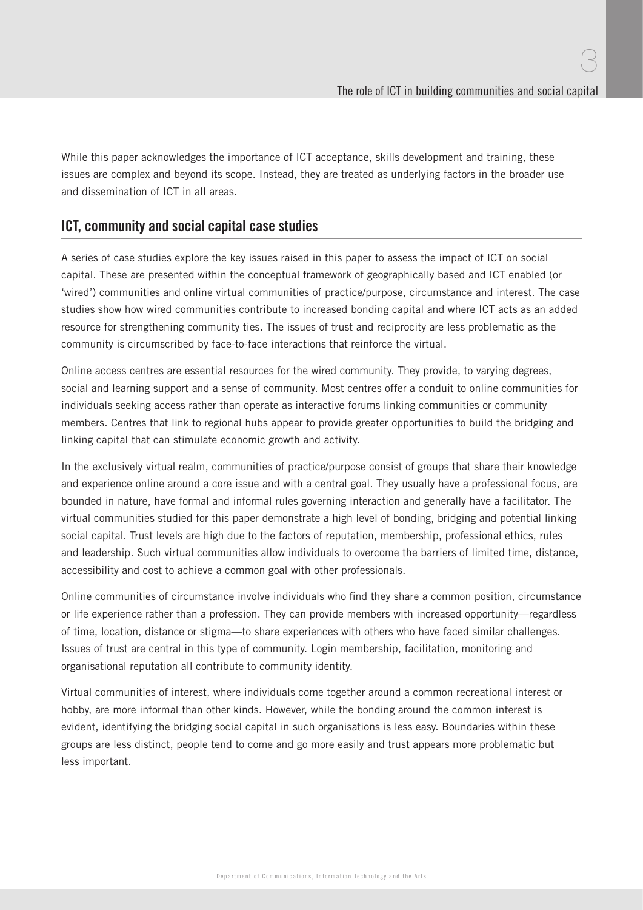While this paper acknowledges the importance of ICT acceptance, skills development and training, these issues are complex and beyond its scope. Instead, they are treated as underlying factors in the broader use and dissemination of ICT in all areas.

## ICT, community and social capital case studies

A series of case studies explore the key issues raised in this paper to assess the impact of ICT on social capital. These are presented within the conceptual framework of geographically based and ICT enabled (or 'wired') communities and online virtual communities of practice/purpose, circumstance and interest. The case studies show how wired communities contribute to increased bonding capital and where ICT acts as an added resource for strengthening community ties. The issues of trust and reciprocity are less problematic as the community is circumscribed by face-to-face interactions that reinforce the virtual.

Online access centres are essential resources for the wired community. They provide, to varying degrees, social and learning support and a sense of community. Most centres offer a conduit to online communities for individuals seeking access rather than operate as interactive forums linking communities or community members. Centres that link to regional hubs appear to provide greater opportunities to build the bridging and linking capital that can stimulate economic growth and activity.

In the exclusively virtual realm, communities of practice/purpose consist of groups that share their knowledge and experience online around a core issue and with a central goal. They usually have a professional focus, are bounded in nature, have formal and informal rules governing interaction and generally have a facilitator. The virtual communities studied for this paper demonstrate a high level of bonding, bridging and potential linking social capital. Trust levels are high due to the factors of reputation, membership, professional ethics, rules and leadership. Such virtual communities allow individuals to overcome the barriers of limited time, distance, accessibility and cost to achieve a common goal with other professionals.

Online communities of circumstance involve individuals who find they share a common position, circumstance or life experience rather than a profession. They can provide members with increased opportunity—regardless of time, location, distance or stigma—to share experiences with others who have faced similar challenges. Issues of trust are central in this type of community. Login membership, facilitation, monitoring and organisational reputation all contribute to community identity.

Virtual communities of interest, where individuals come together around a common recreational interest or hobby, are more informal than other kinds. However, while the bonding around the common interest is evident, identifying the bridging social capital in such organisations is less easy. Boundaries within these groups are less distinct, people tend to come and go more easily and trust appears more problematic but less important.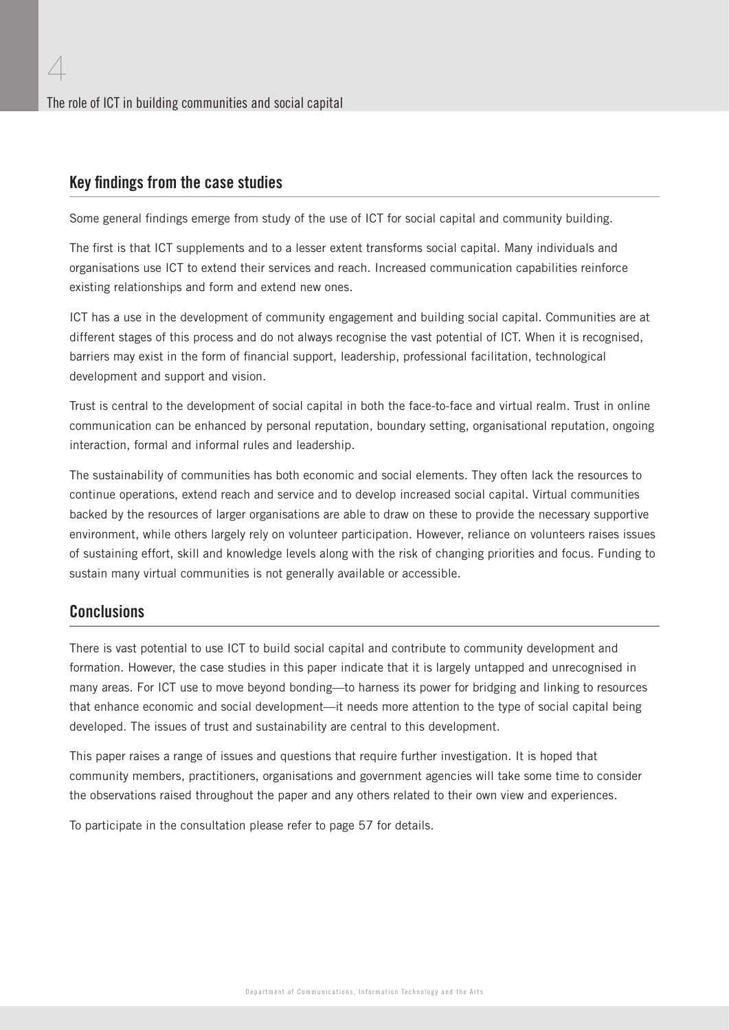## Key findings from the case studies

Some general findings emerge from study of the use of ICT for social capital and community building.

The first is that ICT supplements and to a lesser extent transforms social capital. Many individuals and organisations use ICT to extend their services and reach. Increased communication capabilities reinforce existing relationships and form and extend new ones.

ICT has a use in the development of community engagement and building social capital. Communities are at different stages of this process and do not always recognise the vast potential of ICT. When it is recognised, barriers may exist in the form of financial support, leadership, professional facilitation, technological development and support and vision.

Trust is central to the development of social capital in both the face-to-face and virtual realm. Trust in online communication can be enhanced by personal reputation, boundary setting, organisational reputation, ongoing interaction, formal and informal rules and leadership.

The sustainability of communities has both economic and social elements. They often lack the resources to continue operations, extend reach and service and to develop increased social capital. Virtual communities backed by the resources of larger organisations are able to draw on these to provide the necessary supportive environment, while others largely rely on volunteer participation. However, reliance on volunteers raises issues of sustaining effort, skill and knowledge levels along with the risk of changing priorities and focus. Funding to sustain many virtual communities is not generally available or accessible.

## Conclusions

There is vast potential to use ICT to build social capital and contribute to community development and formation. However, the case studies in this paper indicate that it is largely untapped and unrecognised in many areas. For ICT use to move beyond bonding—to harness its power for bridging and linking to resources that enhance economic and social development—it needs more attention to the type of social capital being developed. The issues of trust and sustainability are central to this development.

This paper raises a range of issues and questions that require further investigation. It is hoped that community members, practitioners, organisations and government agencies will take some time to consider the observations raised throughout the paper and any others related to their own view and experiences.

To participate in the consultation please refer to page 57 for details.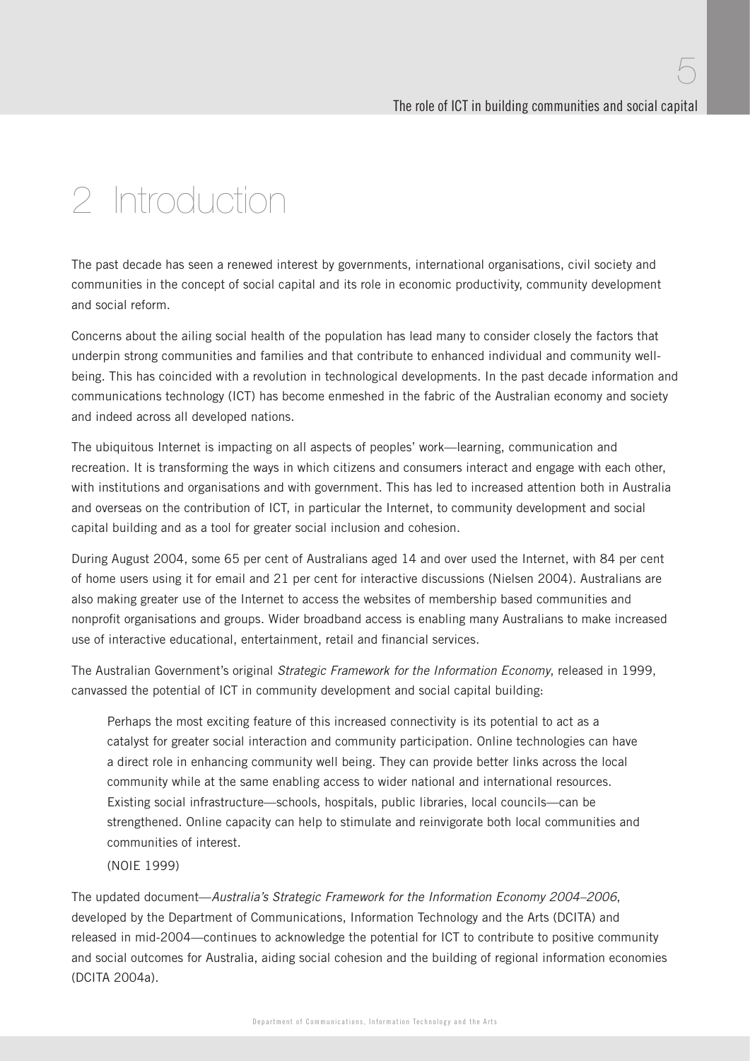# 2 Introduction

The past decade has seen a renewed interest by governments, international organisations, civil society and communities in the concept of social capital and its role in economic productivity, community development and social reform.

Concerns about the ailing social health of the population has lead many to consider closely the factors that underpin strong communities and families and that contribute to enhanced individual and community well-being. This has coincided with a revolution in technological developments. In the past decade information and communications technology (ICT) has become enmeshed in the fabric of the Australian economy and society and indeed across all developed nations.

The ubiquitous Internet is impacting on all aspects of peoples' work—learning, communication and recreation. It is transforming the ways in which citizens and consumers interact and engage with each other, with institutions and organisations and with government. This has led to increased attention both in Australia and overseas on the contribution of ICT, in particular the Internet, to community development and social capital building and as a tool for greater social inclusion and cohesion.

During August 2004, some 65 per cent of Australians aged 14 and over used the Internet, with 84 per cent of home users using it for email and 21 per cent for interactive discussions (Nielsen 2004). Australians are also making greater use of the Internet to access the websites of membership based communities and nonprofit organisations and groups. Wider broadband access is enabling many Australians to make increased use of interactive educational, entertainment, retail and financial services.

The Australian Government's original *Strategic Framework for the Information Economy*, released in 1999, canvassed the potential of ICT in community development and social capital building:

> Perhaps the most exciting feature of this increased connectivity is its potential to act as a catalyst for greater social interaction and community participation. Online technologies can have a direct role in enhancing community well being. They can provide better links across the local community while at the same enabling access to wider national and international resources. Existing social infrastructure—schools, hospitals, public libraries, local councils—can be strengthened. Online capacity can help to stimulate and reinvigorate both local communities and communities of interest.
>
> (NOIE 1999)

The updated document—*Australia's Strategic Framework for the Information Economy 2004–2006*, developed by the Department of Communications, Information Technology and the Arts (DCITA) and released in mid-2004—continues to acknowledge the potential for ICT to contribute to positive community and social outcomes for Australia, aiding social cohesion and the building of regional information economies (DCITA 2004a).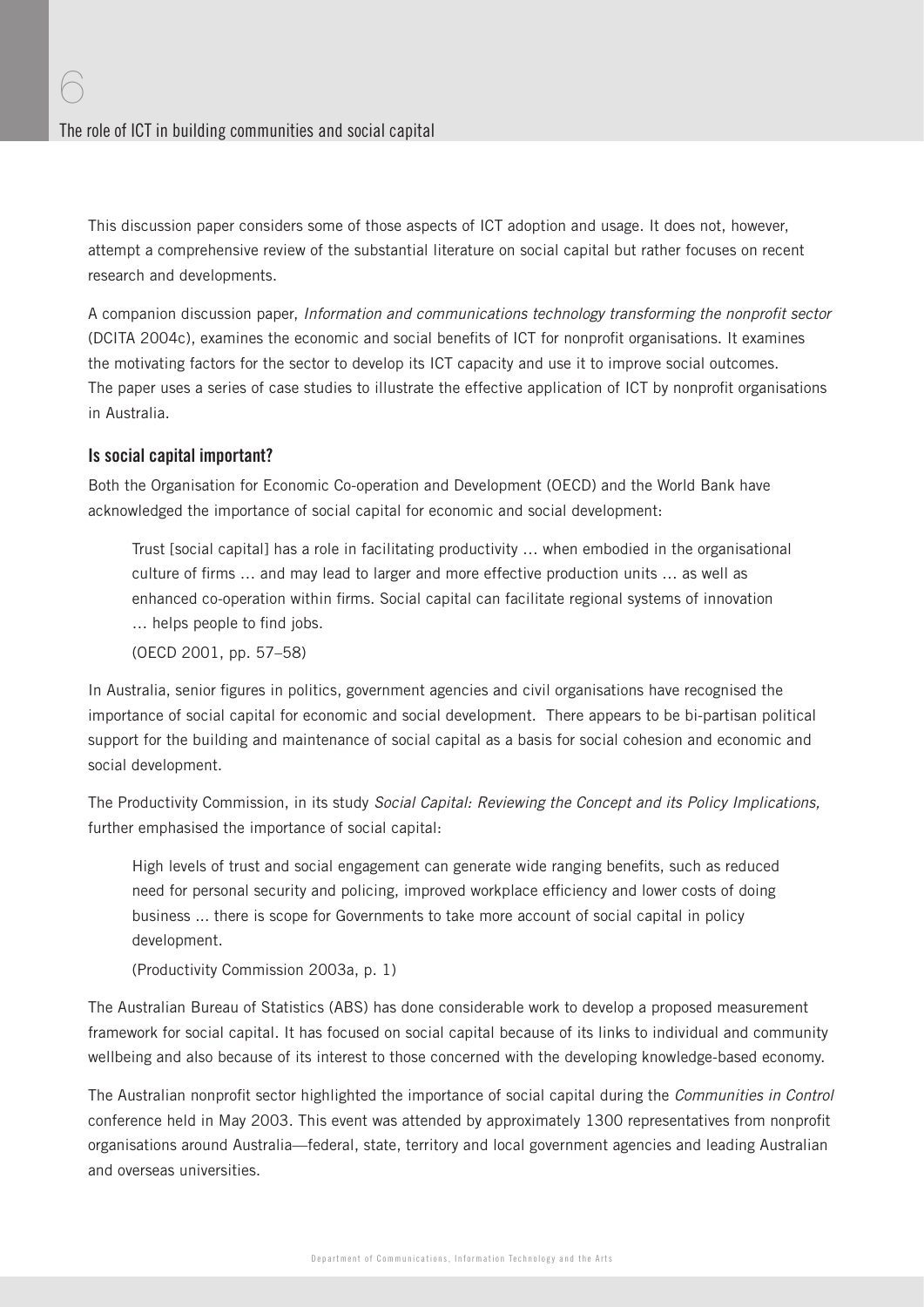This discussion paper considers some of those aspects of ICT adoption and usage. It does not, however, attempt a comprehensive review of the substantial literature on social capital but rather focuses on recent research and developments.

A companion discussion paper, *Information and communications technology transforming the nonprofit sector* (DCITA 2004c), examines the economic and social benefits of ICT for nonprofit organisations. It examines the motivating factors for the sector to develop its ICT capacity and use it to improve social outcomes. The paper uses a series of case studies to illustrate the effective application of ICT by nonprofit organisations in Australia.

### Is social capital important?

Both the Organisation for Economic Co-operation and Development (OECD) and the World Bank have acknowledged the importance of social capital for economic and social development:

> Trust [social capital] has a role in facilitating productivity … when embodied in the organisational culture of firms … and may lead to larger and more effective production units … as well as enhanced co-operation within firms. Social capital can facilitate regional systems of innovation … helps people to find jobs.
>
> (OECD 2001, pp. 57–58)

In Australia, senior figures in politics, government agencies and civil organisations have recognised the importance of social capital for economic and social development. There appears to be bi-partisan political support for the building and maintenance of social capital as a basis for social cohesion and economic and social development.

The Productivity Commission, in its study *Social Capital: Reviewing the Concept and its Policy Implications,* further emphasised the importance of social capital:

> High levels of trust and social engagement can generate wide ranging benefits, such as reduced need for personal security and policing, improved workplace efficiency and lower costs of doing business ... there is scope for Governments to take more account of social capital in policy development.
>
> (Productivity Commission 2003a, p. 1)

The Australian Bureau of Statistics (ABS) has done considerable work to develop a proposed measurement framework for social capital. It has focused on social capital because of its links to individual and community wellbeing and also because of its interest to those concerned with the developing knowledge-based economy.

The Australian nonprofit sector highlighted the importance of social capital during the *Communities in Control* conference held in May 2003. This event was attended by approximately 1300 representatives from nonprofit organisations around Australia—federal, state, territory and local government agencies and leading Australian and overseas universities.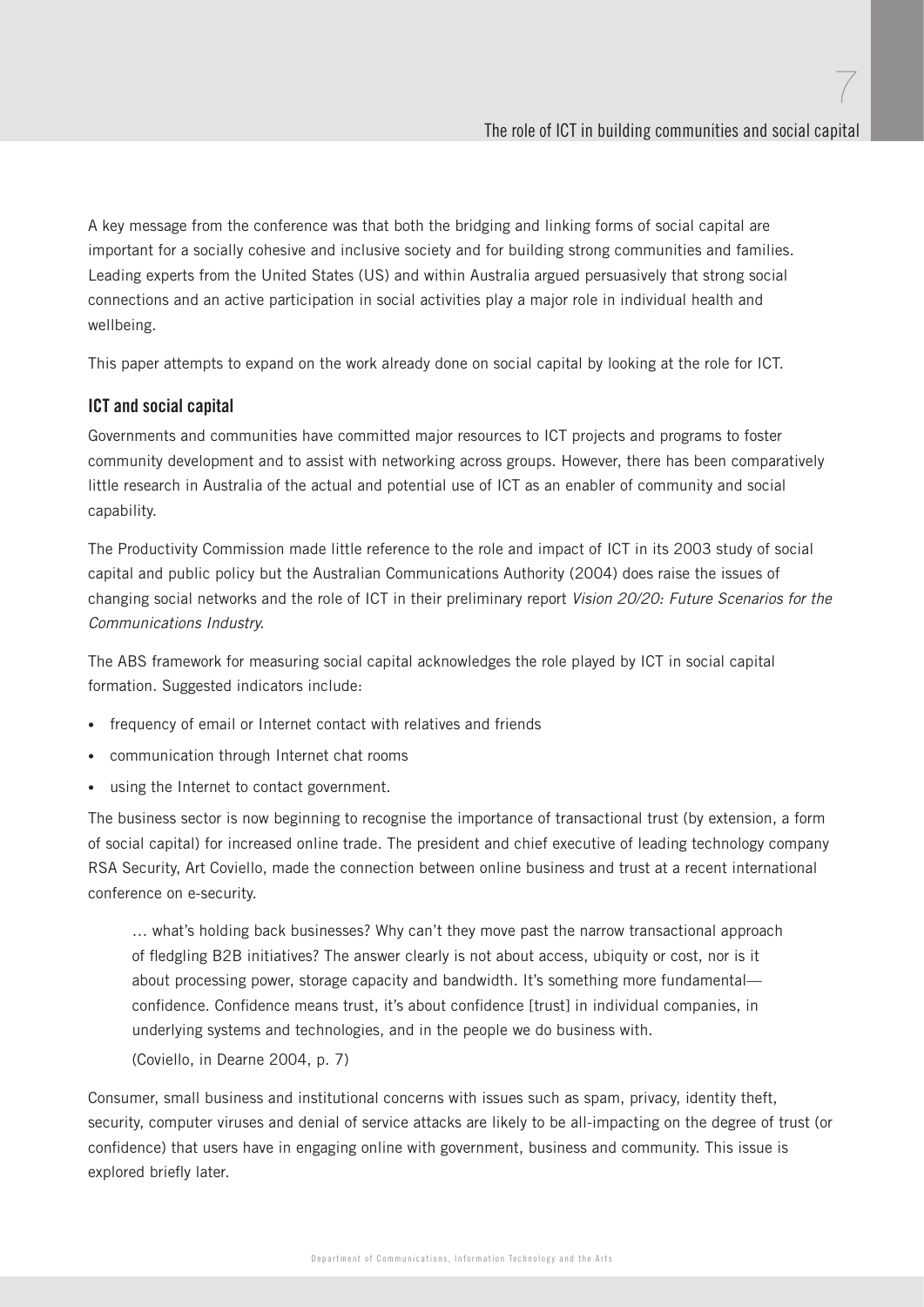A key message from the conference was that both the bridging and linking forms of social capital are important for a socially cohesive and inclusive society and for building strong communities and families. Leading experts from the United States (US) and within Australia argued persuasively that strong social connections and an active participation in social activities play a major role in individual health and wellbeing.

This paper attempts to expand on the work already done on social capital by looking at the role for ICT.

### ICT and social capital

Governments and communities have committed major resources to ICT projects and programs to foster community development and to assist with networking across groups. However, there has been comparatively little research in Australia of the actual and potential use of ICT as an enabler of community and social capability.

The Productivity Commission made little reference to the role and impact of ICT in its 2003 study of social capital and public policy but the Australian Communications Authority (2004) does raise the issues of changing social networks and the role of ICT in their preliminary report *Vision 20/20: Future Scenarios for the Communications Industry.*

The ABS framework for measuring social capital acknowledges the role played by ICT in social capital formation. Suggested indicators include:

- frequency of email or Internet contact with relatives and friends
- communication through Internet chat rooms
- using the Internet to contact government.

The business sector is now beginning to recognise the importance of transactional trust (by extension, a form of social capital) for increased online trade. The president and chief executive of leading technology company RSA Security, Art Coviello, made the connection between online business and trust at a recent international conference on e-security.

> … what's holding back businesses? Why can't they move past the narrow transactional approach of fledgling B2B initiatives? The answer clearly is not about access, ubiquity or cost, nor is it about processing power, storage capacity and bandwidth. It's something more fundamental—confidence. Confidence means trust, it's about confidence [trust] in individual companies, in underlying systems and technologies, and in the people we do business with.
>
> (Coviello, in Dearne 2004, p. 7)

Consumer, small business and institutional concerns with issues such as spam, privacy, identity theft, security, computer viruses and denial of service attacks are likely to be all-impacting on the degree of trust (or confidence) that users have in engaging online with government, business and community. This issue is explored briefly later.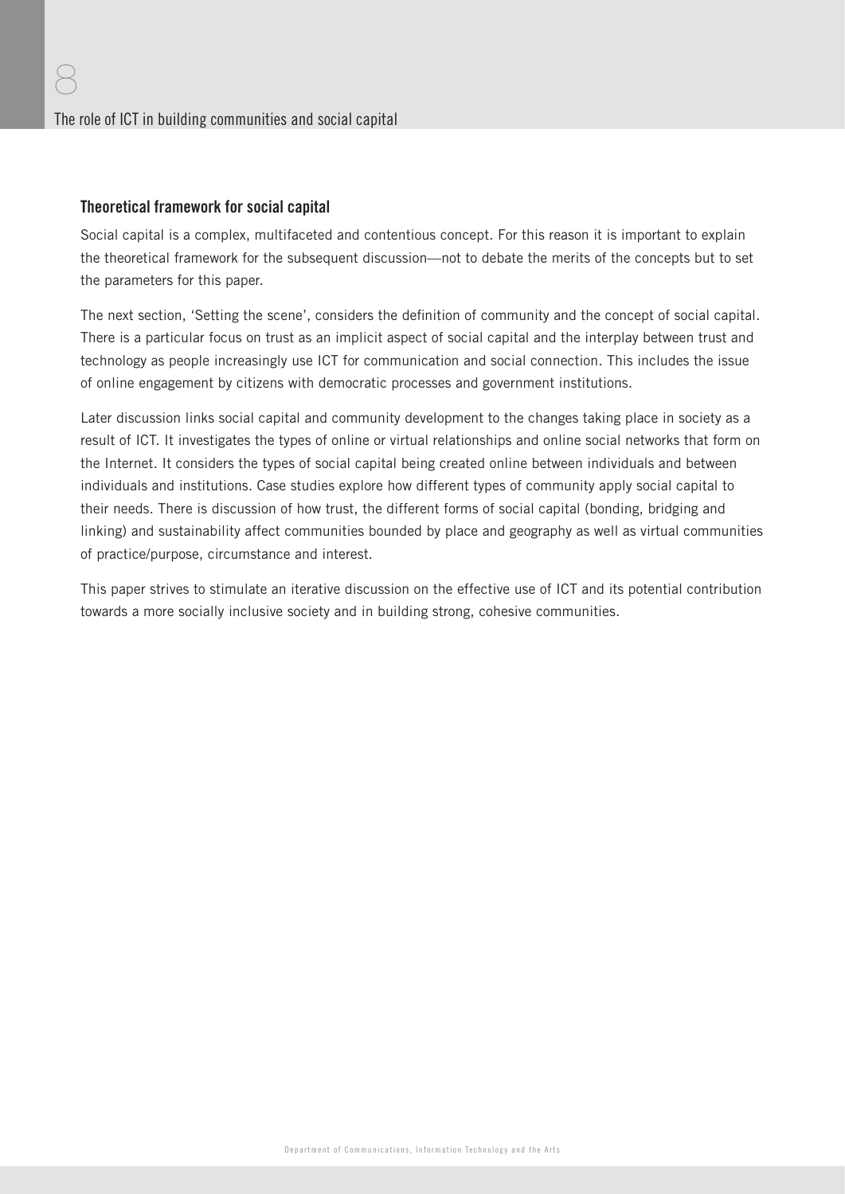## Theoretical framework for social capital

Social capital is a complex, multifaceted and contentious concept. For this reason it is important to explain the theoretical framework for the subsequent discussion—not to debate the merits of the concepts but to set the parameters for this paper.

The next section, 'Setting the scene', considers the definition of community and the concept of social capital. There is a particular focus on trust as an implicit aspect of social capital and the interplay between trust and technology as people increasingly use ICT for communication and social connection. This includes the issue of online engagement by citizens with democratic processes and government institutions.

Later discussion links social capital and community development to the changes taking place in society as a result of ICT. It investigates the types of online or virtual relationships and online social networks that form on the Internet. It considers the types of social capital being created online between individuals and between individuals and institutions. Case studies explore how different types of community apply social capital to their needs. There is discussion of how trust, the different forms of social capital (bonding, bridging and linking) and sustainability affect communities bounded by place and geography as well as virtual communities of practice/purpose, circumstance and interest.

This paper strives to stimulate an iterative discussion on the effective use of ICT and its potential contribution towards a more socially inclusive society and in building strong, cohesive communities.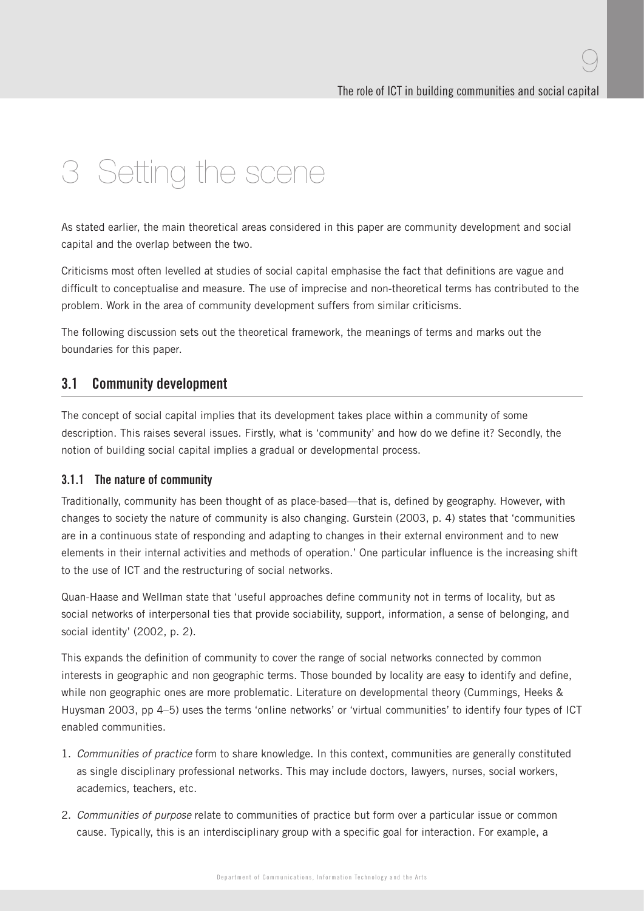# 3 Setting the scene

As stated earlier, the main theoretical areas considered in this paper are community development and social capital and the overlap between the two.

Criticisms most often levelled at studies of social capital emphasise the fact that definitions are vague and difficult to conceptualise and measure. The use of imprecise and non-theoretical terms has contributed to the problem. Work in the area of community development suffers from similar criticisms.

The following discussion sets out the theoretical framework, the meanings of terms and marks out the boundaries for this paper.

## 3.1 Community development

The concept of social capital implies that its development takes place within a community of some description. This raises several issues. Firstly, what is 'community' and how do we define it? Secondly, the notion of building social capital implies a gradual or developmental process.

### 3.1.1 The nature of community

Traditionally, community has been thought of as place-based—that is, defined by geography. However, with changes to society the nature of community is also changing. Gurstein (2003, p. 4) states that 'communities are in a continuous state of responding and adapting to changes in their external environment and to new elements in their internal activities and methods of operation.' One particular influence is the increasing shift to the use of ICT and the restructuring of social networks.

Quan-Haase and Wellman state that 'useful approaches define community not in terms of locality, but as social networks of interpersonal ties that provide sociability, support, information, a sense of belonging, and social identity' (2002, p. 2).

This expands the definition of community to cover the range of social networks connected by common interests in geographic and non geographic terms. Those bounded by locality are easy to identify and define, while non geographic ones are more problematic. Literature on developmental theory (Cummings, Heeks & Huysman 2003, pp 4–5) uses the terms 'online networks' or 'virtual communities' to identify four types of ICT enabled communities.

1. *Communities of practice* form to share knowledge. In this context, communities are generally constituted as single disciplinary professional networks. This may include doctors, lawyers, nurses, social workers, academics, teachers, etc.
2. *Communities of purpose* relate to communities of practice but form over a particular issue or common cause. Typically, this is an interdisciplinary group with a specific goal for interaction. For example, a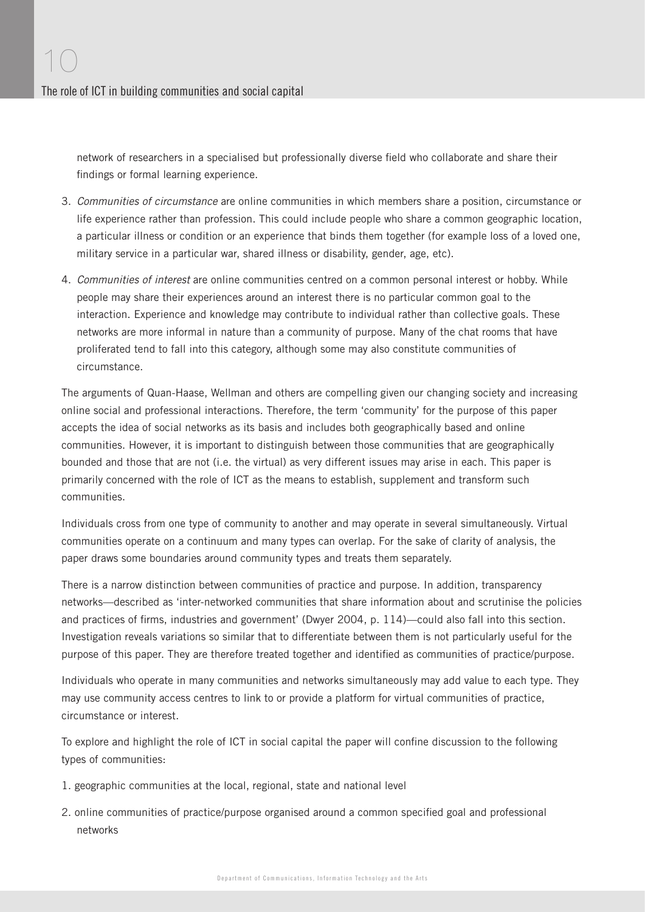network of researchers in a specialised but professionally diverse field who collaborate and share their findings or formal learning experience.

3. *Communities of circumstance* are online communities in which members share a position, circumstance or life experience rather than profession. This could include people who share a common geographic location, a particular illness or condition or an experience that binds them together (for example loss of a loved one, military service in a particular war, shared illness or disability, gender, age, etc).

4. *Communities of interest* are online communities centred on a common personal interest or hobby. While people may share their experiences around an interest there is no particular common goal to the interaction. Experience and knowledge may contribute to individual rather than collective goals. These networks are more informal in nature than a community of purpose. Many of the chat rooms that have proliferated tend to fall into this category, although some may also constitute communities of circumstance.

The arguments of Quan-Haase, Wellman and others are compelling given our changing society and increasing online social and professional interactions. Therefore, the term 'community' for the purpose of this paper accepts the idea of social networks as its basis and includes both geographically based and online communities. However, it is important to distinguish between those communities that are geographically bounded and those that are not (i.e. the virtual) as very different issues may arise in each. This paper is primarily concerned with the role of ICT as the means to establish, supplement and transform such communities.

Individuals cross from one type of community to another and may operate in several simultaneously. Virtual communities operate on a continuum and many types can overlap. For the sake of clarity of analysis, the paper draws some boundaries around community types and treats them separately.

There is a narrow distinction between communities of practice and purpose. In addition, transparency networks—described as 'inter-networked communities that share information about and scrutinise the policies and practices of firms, industries and government' (Dwyer 2004, p. 114)—could also fall into this section. Investigation reveals variations so similar that to differentiate between them is not particularly useful for the purpose of this paper. They are therefore treated together and identified as communities of practice/purpose.

Individuals who operate in many communities and networks simultaneously may add value to each type. They may use community access centres to link to or provide a platform for virtual communities of practice, circumstance or interest.

To explore and highlight the role of ICT in social capital the paper will confine discussion to the following types of communities:

1. geographic communities at the local, regional, state and national level

2. online communities of practice/purpose organised around a common specified goal and professional networks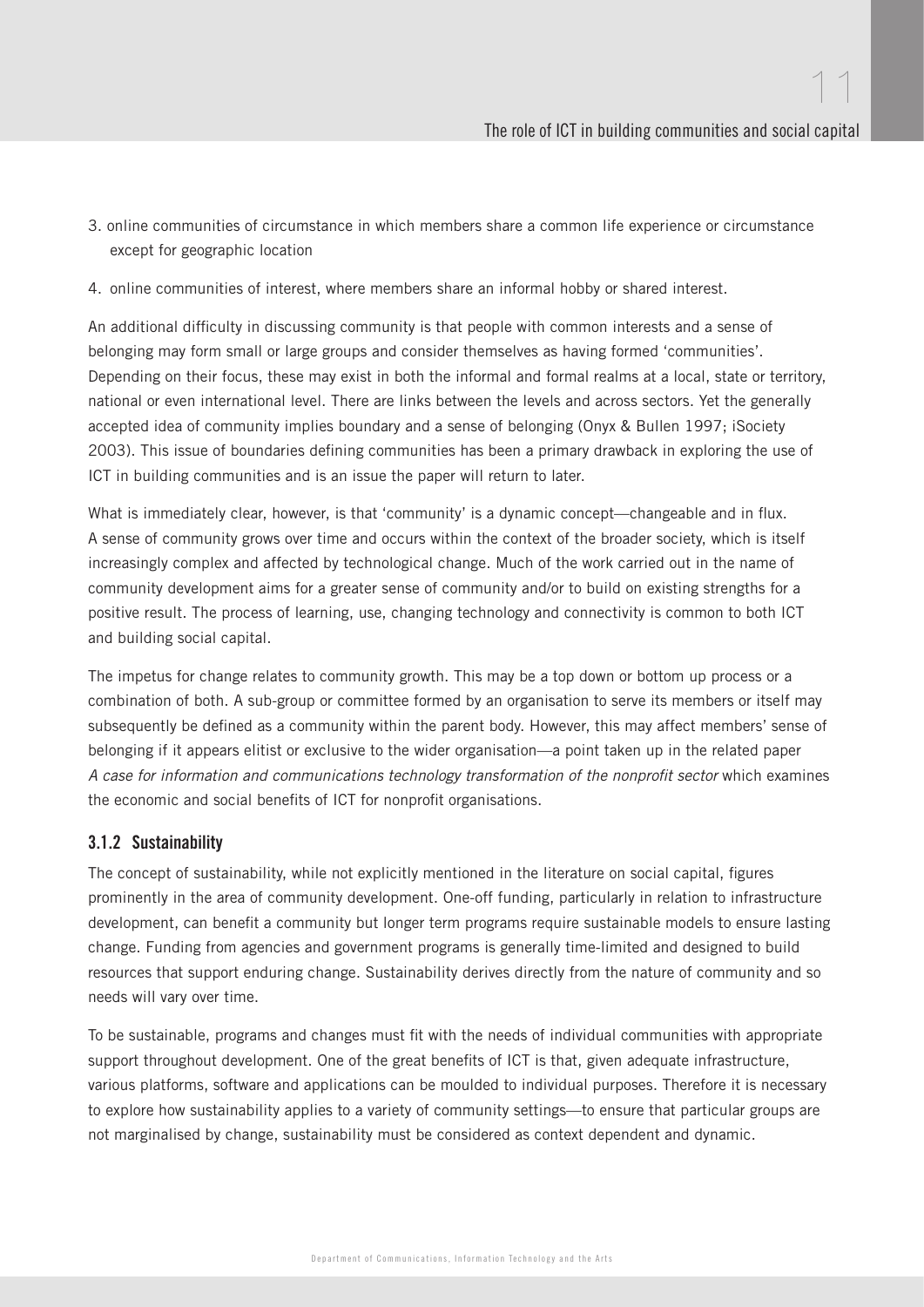3. online communities of circumstance in which members share a common life experience or circumstance except for geographic location

4. online communities of interest, where members share an informal hobby or shared interest.

An additional difficulty in discussing community is that people with common interests and a sense of belonging may form small or large groups and consider themselves as having formed 'communities'. Depending on their focus, these may exist in both the informal and formal realms at a local, state or territory, national or even international level. There are links between the levels and across sectors. Yet the generally accepted idea of community implies boundary and a sense of belonging (Onyx & Bullen 1997; iSociety 2003). This issue of boundaries defining communities has been a primary drawback in exploring the use of ICT in building communities and is an issue the paper will return to later.

What is immediately clear, however, is that 'community' is a dynamic concept—changeable and in flux. A sense of community grows over time and occurs within the context of the broader society, which is itself increasingly complex and affected by technological change. Much of the work carried out in the name of community development aims for a greater sense of community and/or to build on existing strengths for a positive result. The process of learning, use, changing technology and connectivity is common to both ICT and building social capital.

The impetus for change relates to community growth. This may be a top down or bottom up process or a combination of both. A sub-group or committee formed by an organisation to serve its members or itself may subsequently be defined as a community within the parent body. However, this may affect members' sense of belonging if it appears elitist or exclusive to the wider organisation—a point taken up in the related paper *A case for information and communications technology transformation of the nonprofit sector* which examines the economic and social benefits of ICT for nonprofit organisations.

### 3.1.2 Sustainability

The concept of sustainability, while not explicitly mentioned in the literature on social capital, figures prominently in the area of community development. One-off funding, particularly in relation to infrastructure development, can benefit a community but longer term programs require sustainable models to ensure lasting change. Funding from agencies and government programs is generally time-limited and designed to build resources that support enduring change. Sustainability derives directly from the nature of community and so needs will vary over time.

To be sustainable, programs and changes must fit with the needs of individual communities with appropriate support throughout development. One of the great benefits of ICT is that, given adequate infrastructure, various platforms, software and applications can be moulded to individual purposes. Therefore it is necessary to explore how sustainability applies to a variety of community settings—to ensure that particular groups are not marginalised by change, sustainability must be considered as context dependent and dynamic.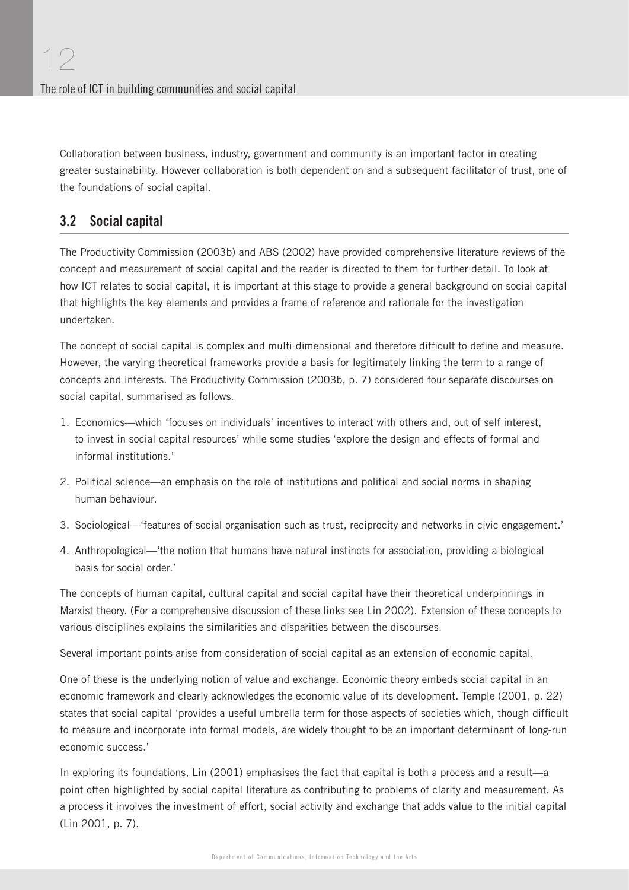Collaboration between business, industry, government and community is an important factor in creating greater sustainability. However collaboration is both dependent on and a subsequent facilitator of trust, one of the foundations of social capital.

## 3.2 Social capital

The Productivity Commission (2003b) and ABS (2002) have provided comprehensive literature reviews of the concept and measurement of social capital and the reader is directed to them for further detail. To look at how ICT relates to social capital, it is important at this stage to provide a general background on social capital that highlights the key elements and provides a frame of reference and rationale for the investigation undertaken.

The concept of social capital is complex and multi-dimensional and therefore difficult to define and measure. However, the varying theoretical frameworks provide a basis for legitimately linking the term to a range of concepts and interests. The Productivity Commission (2003b, p. 7) considered four separate discourses on social capital, summarised as follows.

1. Economics—which 'focuses on individuals' incentives to interact with others and, out of self interest, to invest in social capital resources' while some studies 'explore the design and effects of formal and informal institutions.'
2. Political science—an emphasis on the role of institutions and political and social norms in shaping human behaviour.
3. Sociological—'features of social organisation such as trust, reciprocity and networks in civic engagement.'
4. Anthropological—'the notion that humans have natural instincts for association, providing a biological basis for social order.'

The concepts of human capital, cultural capital and social capital have their theoretical underpinnings in Marxist theory. (For a comprehensive discussion of these links see Lin 2002). Extension of these concepts to various disciplines explains the similarities and disparities between the discourses.

Several important points arise from consideration of social capital as an extension of economic capital.

One of these is the underlying notion of value and exchange. Economic theory embeds social capital in an economic framework and clearly acknowledges the economic value of its development. Temple (2001, p. 22) states that social capital 'provides a useful umbrella term for those aspects of societies which, though difficult to measure and incorporate into formal models, are widely thought to be an important determinant of long-run economic success.'

In exploring its foundations, Lin (2001) emphasises the fact that capital is both a process and a result—a point often highlighted by social capital literature as contributing to problems of clarity and measurement. As a process it involves the investment of effort, social activity and exchange that adds value to the initial capital (Lin 2001, p. 7).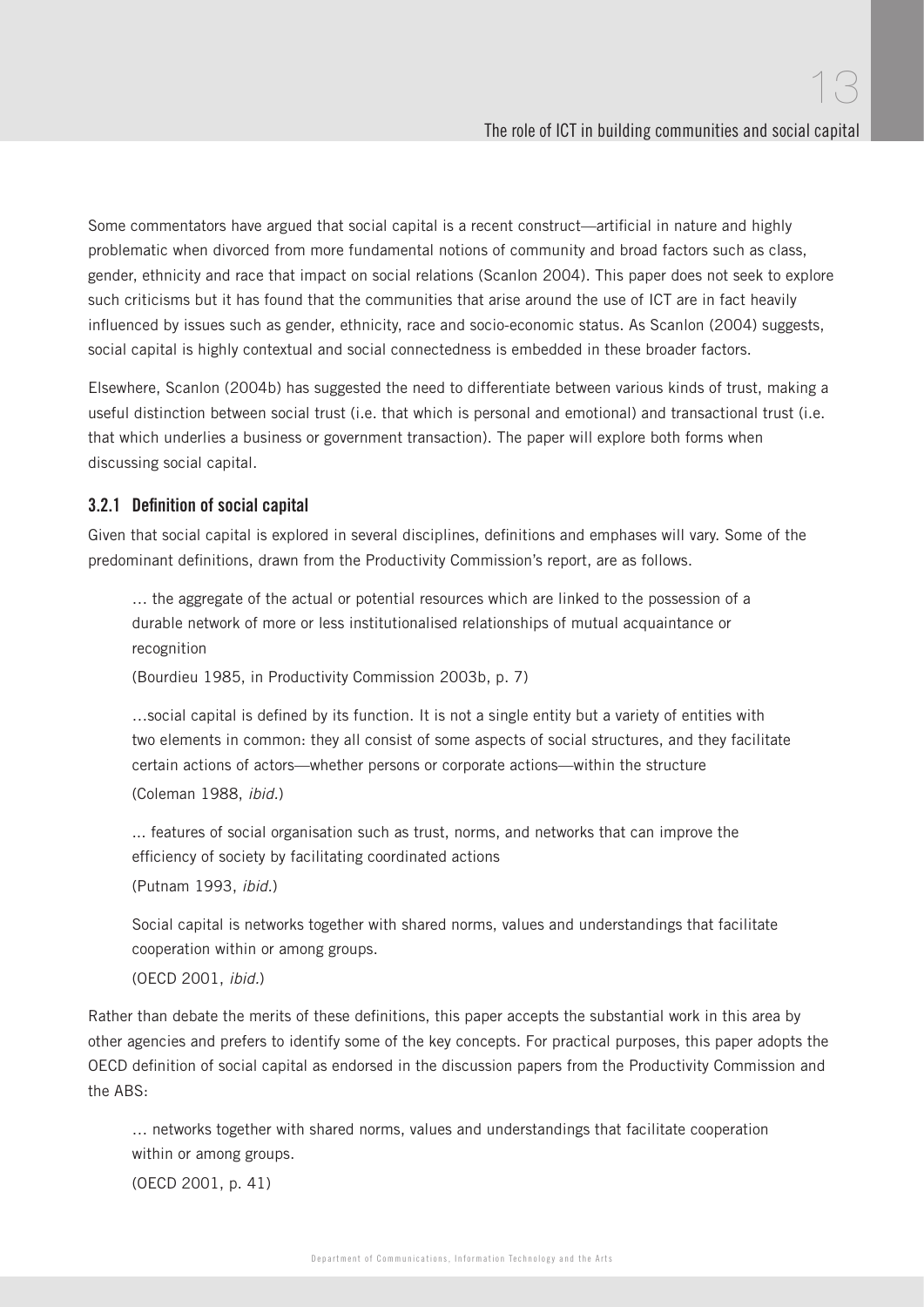Some commentators have argued that social capital is a recent construct—artificial in nature and highly problematic when divorced from more fundamental notions of community and broad factors such as class, gender, ethnicity and race that impact on social relations (Scanlon 2004). This paper does not seek to explore such criticisms but it has found that the communities that arise around the use of ICT are in fact heavily influenced by issues such as gender, ethnicity, race and socio-economic status. As Scanlon (2004) suggests, social capital is highly contextual and social connectedness is embedded in these broader factors.

Elsewhere, Scanlon (2004b) has suggested the need to differentiate between various kinds of trust, making a useful distinction between social trust (i.e. that which is personal and emotional) and transactional trust (i.e. that which underlies a business or government transaction). The paper will explore both forms when discussing social capital.

### 3.2.1 Definition of social capital

Given that social capital is explored in several disciplines, definitions and emphases will vary. Some of the predominant definitions, drawn from the Productivity Commission's report, are as follows.

> … the aggregate of the actual or potential resources which are linked to the possession of a durable network of more or less institutionalised relationships of mutual acquaintance or recognition
>
> (Bourdieu 1985, in Productivity Commission 2003b, p. 7)

> …social capital is defined by its function. It is not a single entity but a variety of entities with two elements in common: they all consist of some aspects of social structures, and they facilitate certain actions of actors—whether persons or corporate actions—within the structure
>
> (Coleman 1988, *ibid.*)

> ... features of social organisation such as trust, norms, and networks that can improve the efficiency of society by facilitating coordinated actions
>
> (Putnam 1993, *ibid.*)

> Social capital is networks together with shared norms, values and understandings that facilitate cooperation within or among groups.
>
> (OECD 2001, *ibid.*)

Rather than debate the merits of these definitions, this paper accepts the substantial work in this area by other agencies and prefers to identify some of the key concepts. For practical purposes, this paper adopts the OECD definition of social capital as endorsed in the discussion papers from the Productivity Commission and the ABS:

> … networks together with shared norms, values and understandings that facilitate cooperation within or among groups.
>
> (OECD 2001, p. 41)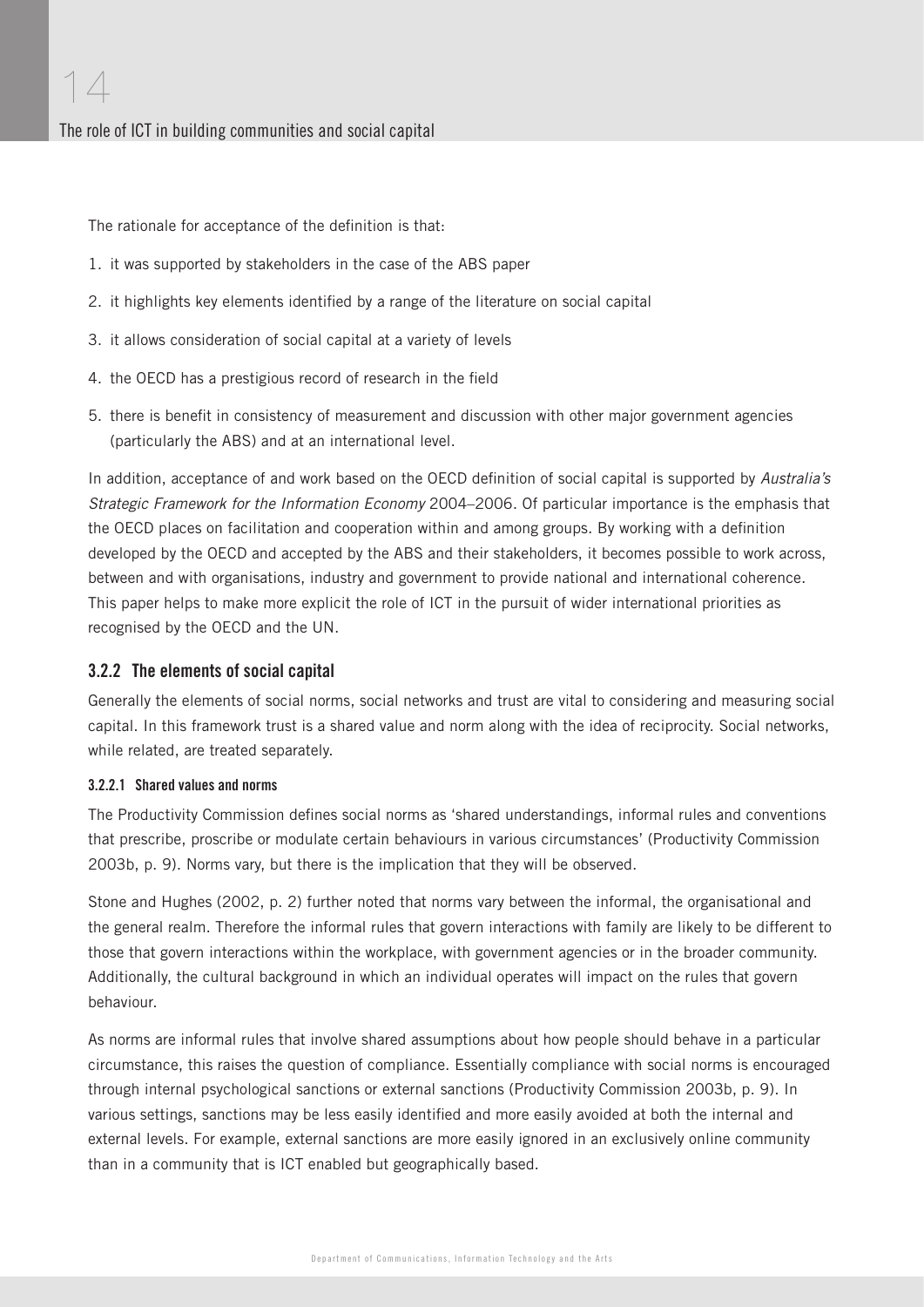The rationale for acceptance of the definition is that:

1. it was supported by stakeholders in the case of the ABS paper
2. it highlights key elements identified by a range of the literature on social capital
3. it allows consideration of social capital at a variety of levels
4. the OECD has a prestigious record of research in the field
5. there is benefit in consistency of measurement and discussion with other major government agencies (particularly the ABS) and at an international level.

In addition, acceptance of and work based on the OECD definition of social capital is supported by *Australia's Strategic Framework for the Information Economy* 2004–2006. Of particular importance is the emphasis that the OECD places on facilitation and cooperation within and among groups. By working with a definition developed by the OECD and accepted by the ABS and their stakeholders, it becomes possible to work across, between and with organisations, industry and government to provide national and international coherence. This paper helps to make more explicit the role of ICT in the pursuit of wider international priorities as recognised by the OECD and the UN.

### 3.2.2 The elements of social capital

Generally the elements of social norms, social networks and trust are vital to considering and measuring social capital. In this framework trust is a shared value and norm along with the idea of reciprocity. Social networks, while related, are treated separately.

#### 3.2.2.1 Shared values and norms

The Productivity Commission defines social norms as 'shared understandings, informal rules and conventions that prescribe, proscribe or modulate certain behaviours in various circumstances' (Productivity Commission 2003b, p. 9). Norms vary, but there is the implication that they will be observed.

Stone and Hughes (2002, p. 2) further noted that norms vary between the informal, the organisational and the general realm. Therefore the informal rules that govern interactions with family are likely to be different to those that govern interactions within the workplace, with government agencies or in the broader community. Additionally, the cultural background in which an individual operates will impact on the rules that govern behaviour.

As norms are informal rules that involve shared assumptions about how people should behave in a particular circumstance, this raises the question of compliance. Essentially compliance with social norms is encouraged through internal psychological sanctions or external sanctions (Productivity Commission 2003b, p. 9). In various settings, sanctions may be less easily identified and more easily avoided at both the internal and external levels. For example, external sanctions are more easily ignored in an exclusively online community than in a community that is ICT enabled but geographically based.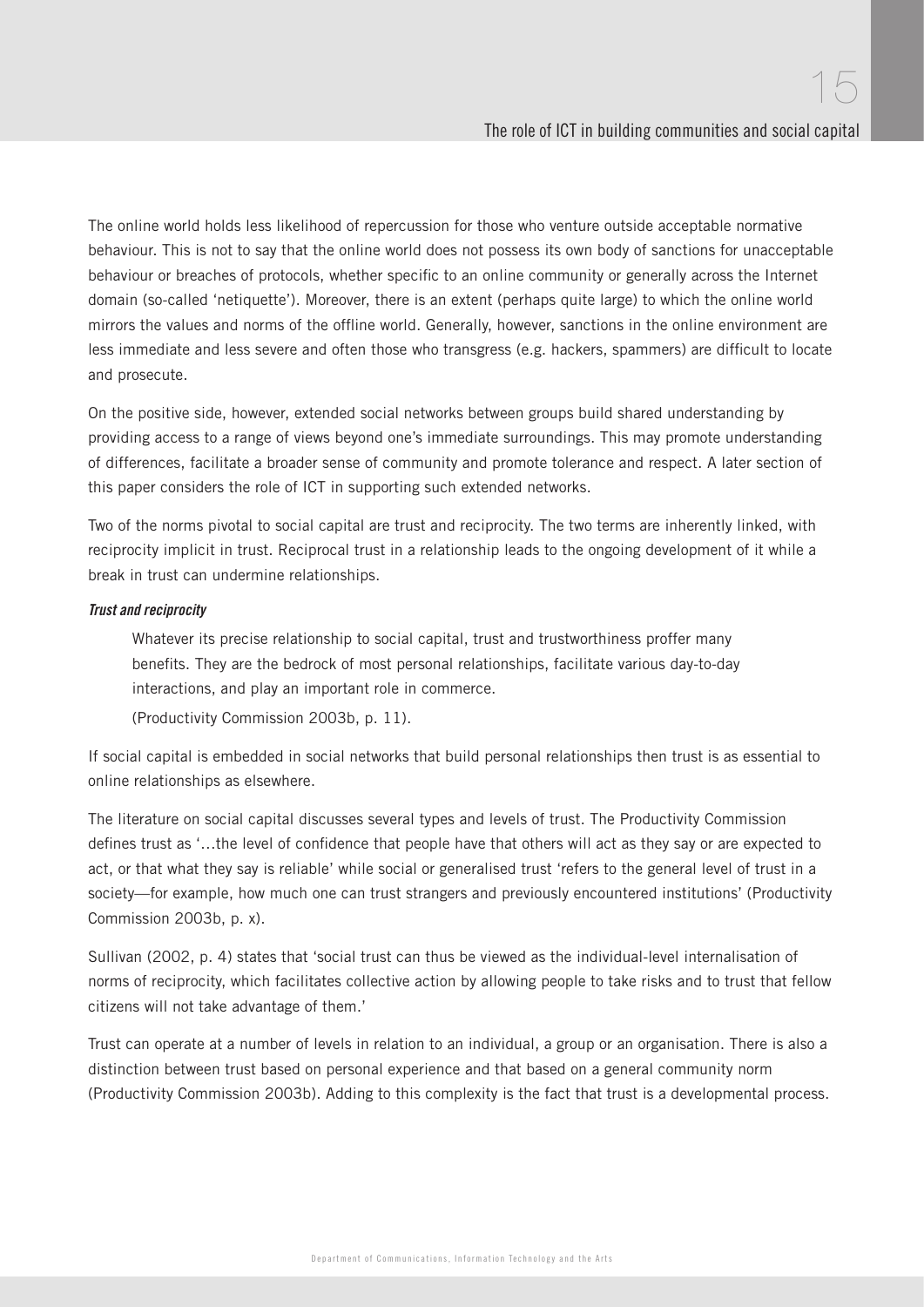The online world holds less likelihood of repercussion for those who venture outside acceptable normative behaviour. This is not to say that the online world does not possess its own body of sanctions for unacceptable behaviour or breaches of protocols, whether specific to an online community or generally across the Internet domain (so-called 'netiquette'). Moreover, there is an extent (perhaps quite large) to which the online world mirrors the values and norms of the offline world. Generally, however, sanctions in the online environment are less immediate and less severe and often those who transgress (e.g. hackers, spammers) are difficult to locate and prosecute.

On the positive side, however, extended social networks between groups build shared understanding by providing access to a range of views beyond one's immediate surroundings. This may promote understanding of differences, facilitate a broader sense of community and promote tolerance and respect. A later section of this paper considers the role of ICT in supporting such extended networks.

Two of the norms pivotal to social capital are trust and reciprocity. The two terms are inherently linked, with reciprocity implicit in trust. Reciprocal trust in a relationship leads to the ongoing development of it while a break in trust can undermine relationships.

***Trust and reciprocity***

> Whatever its precise relationship to social capital, trust and trustworthiness proffer many benefits. They are the bedrock of most personal relationships, facilitate various day-to-day interactions, and play an important role in commerce.
>
> (Productivity Commission 2003b, p. 11).

If social capital is embedded in social networks that build personal relationships then trust is as essential to online relationships as elsewhere.

The literature on social capital discusses several types and levels of trust. The Productivity Commission defines trust as '…the level of confidence that people have that others will act as they say or are expected to act, or that what they say is reliable' while social or generalised trust 'refers to the general level of trust in a society—for example, how much one can trust strangers and previously encountered institutions' (Productivity Commission 2003b, p. x).

Sullivan (2002, p. 4) states that 'social trust can thus be viewed as the individual-level internalisation of norms of reciprocity, which facilitates collective action by allowing people to take risks and to trust that fellow citizens will not take advantage of them.'

Trust can operate at a number of levels in relation to an individual, a group or an organisation. There is also a distinction between trust based on personal experience and that based on a general community norm (Productivity Commission 2003b). Adding to this complexity is the fact that trust is a developmental process.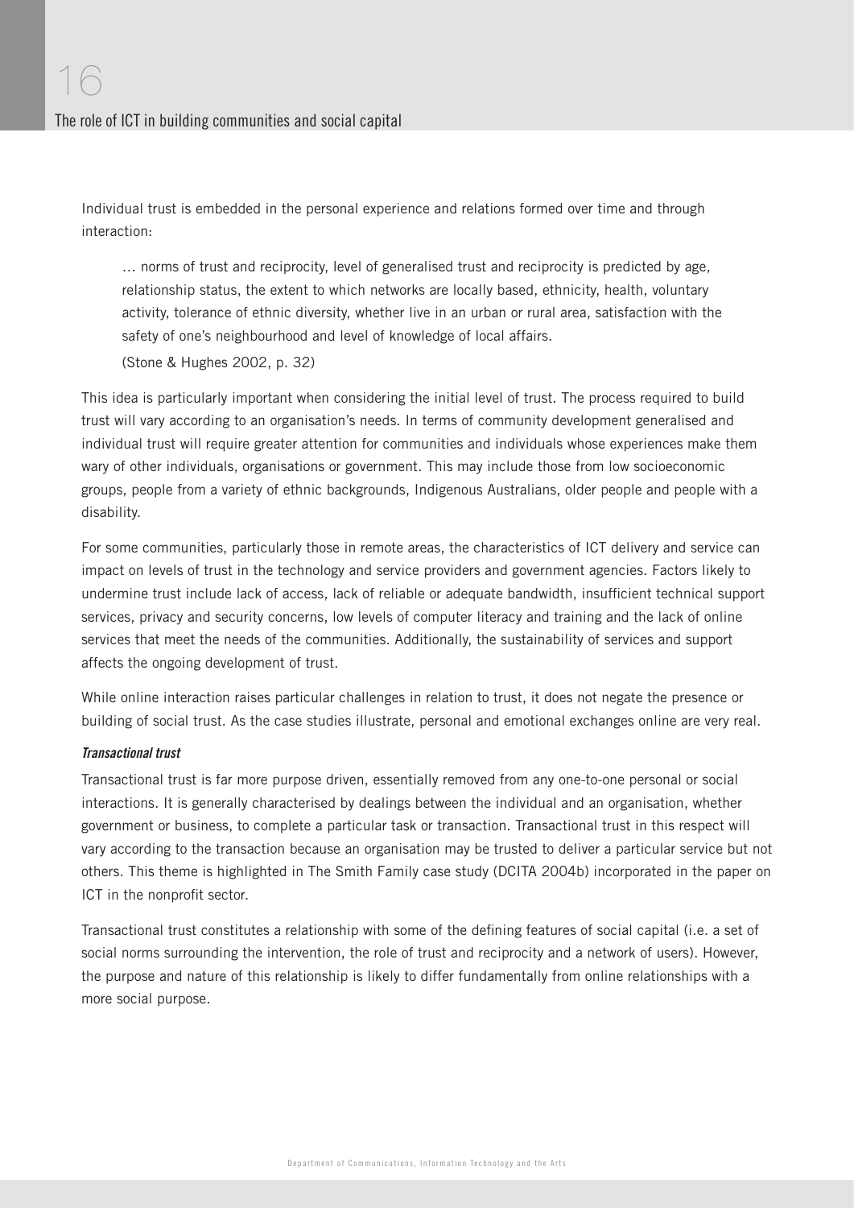Individual trust is embedded in the personal experience and relations formed over time and through interaction:

> … norms of trust and reciprocity, level of generalised trust and reciprocity is predicted by age, relationship status, the extent to which networks are locally based, ethnicity, health, voluntary activity, tolerance of ethnic diversity, whether live in an urban or rural area, satisfaction with the safety of one's neighbourhood and level of knowledge of local affairs.
>
> (Stone & Hughes 2002, p. 32)

This idea is particularly important when considering the initial level of trust. The process required to build trust will vary according to an organisation's needs. In terms of community development generalised and individual trust will require greater attention for communities and individuals whose experiences make them wary of other individuals, organisations or government. This may include those from low socioeconomic groups, people from a variety of ethnic backgrounds, Indigenous Australians, older people and people with a disability.

For some communities, particularly those in remote areas, the characteristics of ICT delivery and service can impact on levels of trust in the technology and service providers and government agencies. Factors likely to undermine trust include lack of access, lack of reliable or adequate bandwidth, insufficient technical support services, privacy and security concerns, low levels of computer literacy and training and the lack of online services that meet the needs of the communities. Additionally, the sustainability of services and support affects the ongoing development of trust.

While online interaction raises particular challenges in relation to trust, it does not negate the presence or building of social trust. As the case studies illustrate, personal and emotional exchanges online are very real.

***Transactional trust***

Transactional trust is far more purpose driven, essentially removed from any one-to-one personal or social interactions. It is generally characterised by dealings between the individual and an organisation, whether government or business, to complete a particular task or transaction. Transactional trust in this respect will vary according to the transaction because an organisation may be trusted to deliver a particular service but not others. This theme is highlighted in The Smith Family case study (DCITA 2004b) incorporated in the paper on ICT in the nonprofit sector.

Transactional trust constitutes a relationship with some of the defining features of social capital (i.e. a set of social norms surrounding the intervention, the role of trust and reciprocity and a network of users). However, the purpose and nature of this relationship is likely to differ fundamentally from online relationships with a more social purpose.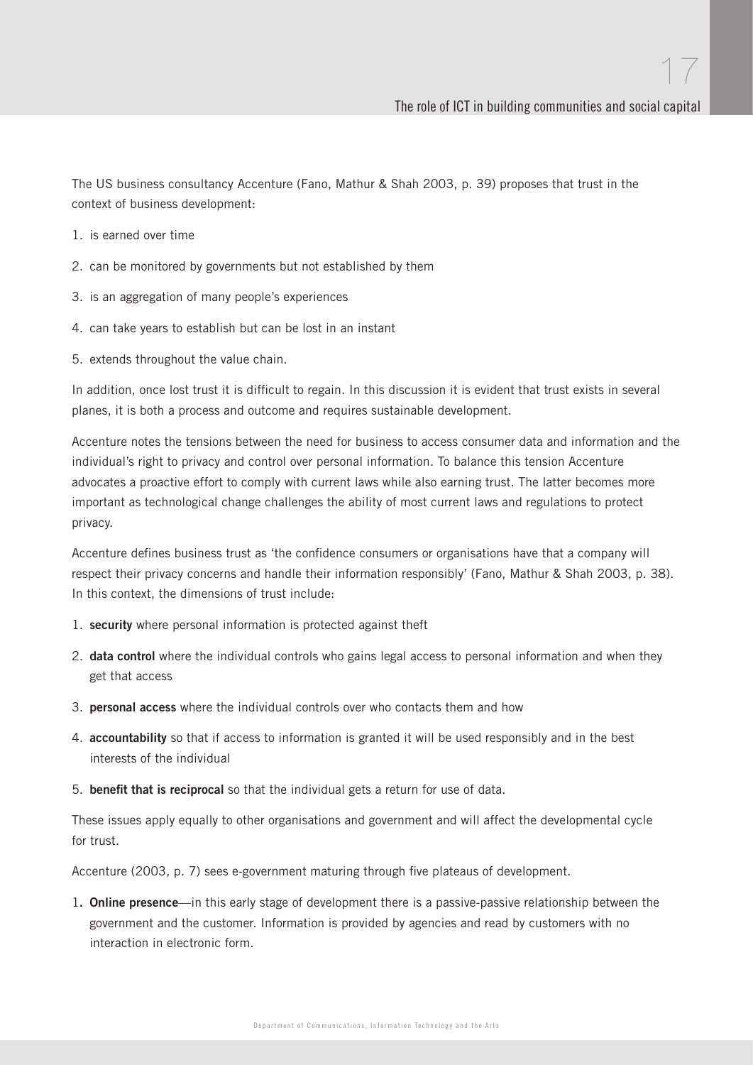The US business consultancy Accenture (Fano, Mathur & Shah 2003, p. 39) proposes that trust in the context of business development:

1. is earned over time
2. can be monitored by governments but not established by them
3. is an aggregation of many people's experiences
4. can take years to establish but can be lost in an instant
5. extends throughout the value chain.

In addition, once lost trust it is difficult to regain. In this discussion it is evident that trust exists in several planes, it is both a process and outcome and requires sustainable development.

Accenture notes the tensions between the need for business to access consumer data and information and the individual's right to privacy and control over personal information. To balance this tension Accenture advocates a proactive effort to comply with current laws while also earning trust. The latter becomes more important as technological change challenges the ability of most current laws and regulations to protect privacy.

Accenture defines business trust as 'the confidence consumers or organisations have that a company will respect their privacy concerns and handle their information responsibly' (Fano, Mathur & Shah 2003, p. 38). In this context, the dimensions of trust include:

1. **security** where personal information is protected against theft
2. **data control** where the individual controls who gains legal access to personal information and when they get that access
3. **personal access** where the individual controls over who contacts them and how
4. **accountability** so that if access to information is granted it will be used responsibly and in the best interests of the individual
5. **benefit that is reciprocal** so that the individual gets a return for use of data.

These issues apply equally to other organisations and government and will affect the developmental cycle for trust.

Accenture (2003, p. 7) sees e-government maturing through five plateaus of development.

1. **Online presence**—in this early stage of development there is a passive-passive relationship between the government and the customer. Information is provided by agencies and read by customers with no interaction in electronic form.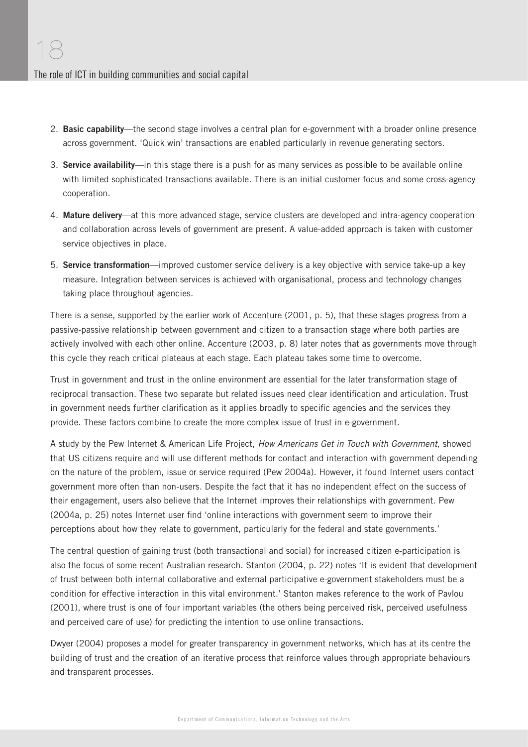2. **Basic capability**—the second stage involves a central plan for e-government with a broader online presence across government. 'Quick win' transactions are enabled particularly in revenue generating sectors.

3. **Service availability**—in this stage there is a push for as many services as possible to be available online with limited sophisticated transactions available. There is an initial customer focus and some cross-agency cooperation.

4. **Mature delivery**—at this more advanced stage, service clusters are developed and intra-agency cooperation and collaboration across levels of government are present. A value-added approach is taken with customer service objectives in place.

5. **Service transformation**—improved customer service delivery is a key objective with service take-up a key measure. Integration between services is achieved with organisational, process and technology changes taking place throughout agencies.

There is a sense, supported by the earlier work of Accenture (2001, p. 5), that these stages progress from a passive-passive relationship between government and citizen to a transaction stage where both parties are actively involved with each other online. Accenture (2003, p. 8) later notes that as governments move through this cycle they reach critical plateaus at each stage. Each plateau takes some time to overcome.

Trust in government and trust in the online environment are essential for the later transformation stage of reciprocal transaction. These two separate but related issues need clear identification and articulation. Trust in government needs further clarification as it applies broadly to specific agencies and the services they provide. These factors combine to create the more complex issue of trust in e-government.

A study by the Pew Internet & American Life Project, *How Americans Get in Touch with Government*, showed that US citizens require and will use different methods for contact and interaction with government depending on the nature of the problem, issue or service required (Pew 2004a). However, it found Internet users contact government more often than non-users. Despite the fact that it has no independent effect on the success of their engagement, users also believe that the Internet improves their relationships with government. Pew (2004a, p. 25) notes Internet user find 'online interactions with government seem to improve their perceptions about how they relate to government, particularly for the federal and state governments.'

The central question of gaining trust (both transactional and social) for increased citizen e-participation is also the focus of some recent Australian research. Stanton (2004, p. 22) notes 'It is evident that development of trust between both internal collaborative and external participative e-government stakeholders must be a condition for effective interaction in this vital environment.' Stanton makes reference to the work of Pavlou (2001), where trust is one of four important variables (the others being perceived risk, perceived usefulness and perceived care of use) for predicting the intention to use online transactions.

Dwyer (2004) proposes a model for greater transparency in government networks, which has at its centre the building of trust and the creation of an iterative process that reinforce values through appropriate behaviours and transparent processes.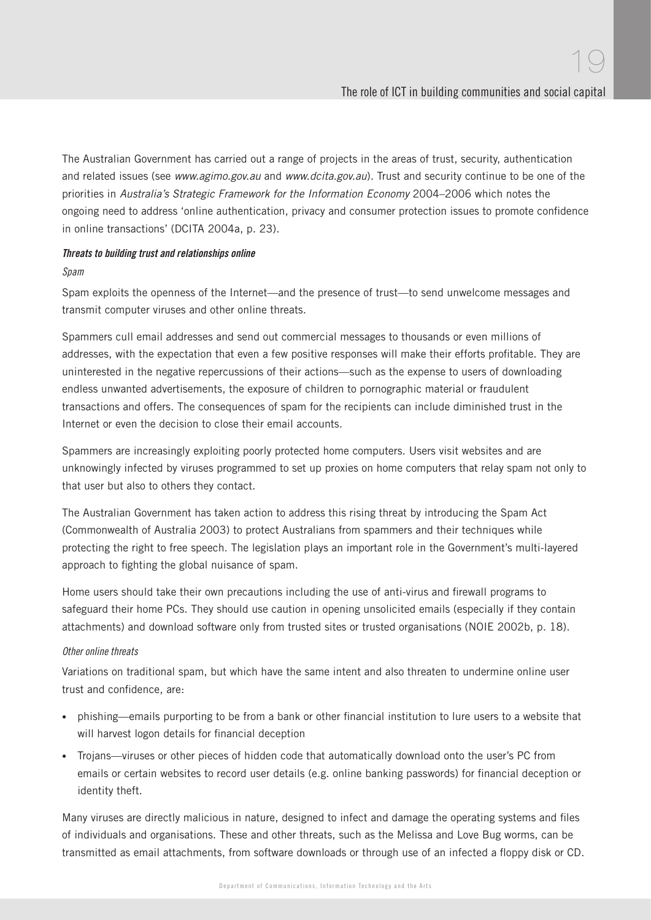The Australian Government has carried out a range of projects in the areas of trust, security, authentication and related issues (see *www.agimo.gov.au* and *www.dcita.gov.au*). Trust and security continue to be one of the priorities in *Australia's Strategic Framework for the Information Economy* 2004–2006 which notes the ongoing need to address 'online authentication, privacy and consumer protection issues to promote confidence in online transactions' (DCITA 2004a, p. 23).

#### *Threats to building trust and relationships online*

##### *Spam*

Spam exploits the openness of the Internet—and the presence of trust—to send unwelcome messages and transmit computer viruses and other online threats.

Spammers cull email addresses and send out commercial messages to thousands or even millions of addresses, with the expectation that even a few positive responses will make their efforts profitable. They are uninterested in the negative repercussions of their actions—such as the expense to users of downloading endless unwanted advertisements, the exposure of children to pornographic material or fraudulent transactions and offers. The consequences of spam for the recipients can include diminished trust in the Internet or even the decision to close their email accounts.

Spammers are increasingly exploiting poorly protected home computers. Users visit websites and are unknowingly infected by viruses programmed to set up proxies on home computers that relay spam not only to that user but also to others they contact.

The Australian Government has taken action to address this rising threat by introducing the Spam Act (Commonwealth of Australia 2003) to protect Australians from spammers and their techniques while protecting the right to free speech. The legislation plays an important role in the Government's multi-layered approach to fighting the global nuisance of spam.

Home users should take their own precautions including the use of anti-virus and firewall programs to safeguard their home PCs. They should use caution in opening unsolicited emails (especially if they contain attachments) and download software only from trusted sites or trusted organisations (NOIE 2002b, p. 18).

##### *Other online threats*

Variations on traditional spam, but which have the same intent and also threaten to undermine online user trust and confidence, are:

- phishing—emails purporting to be from a bank or other financial institution to lure users to a website that will harvest logon details for financial deception
- Trojans—viruses or other pieces of hidden code that automatically download onto the user's PC from emails or certain websites to record user details (e.g. online banking passwords) for financial deception or identity theft.

Many viruses are directly malicious in nature, designed to infect and damage the operating systems and files of individuals and organisations. These and other threats, such as the Melissa and Love Bug worms, can be transmitted as email attachments, from software downloads or through use of an infected a floppy disk or CD.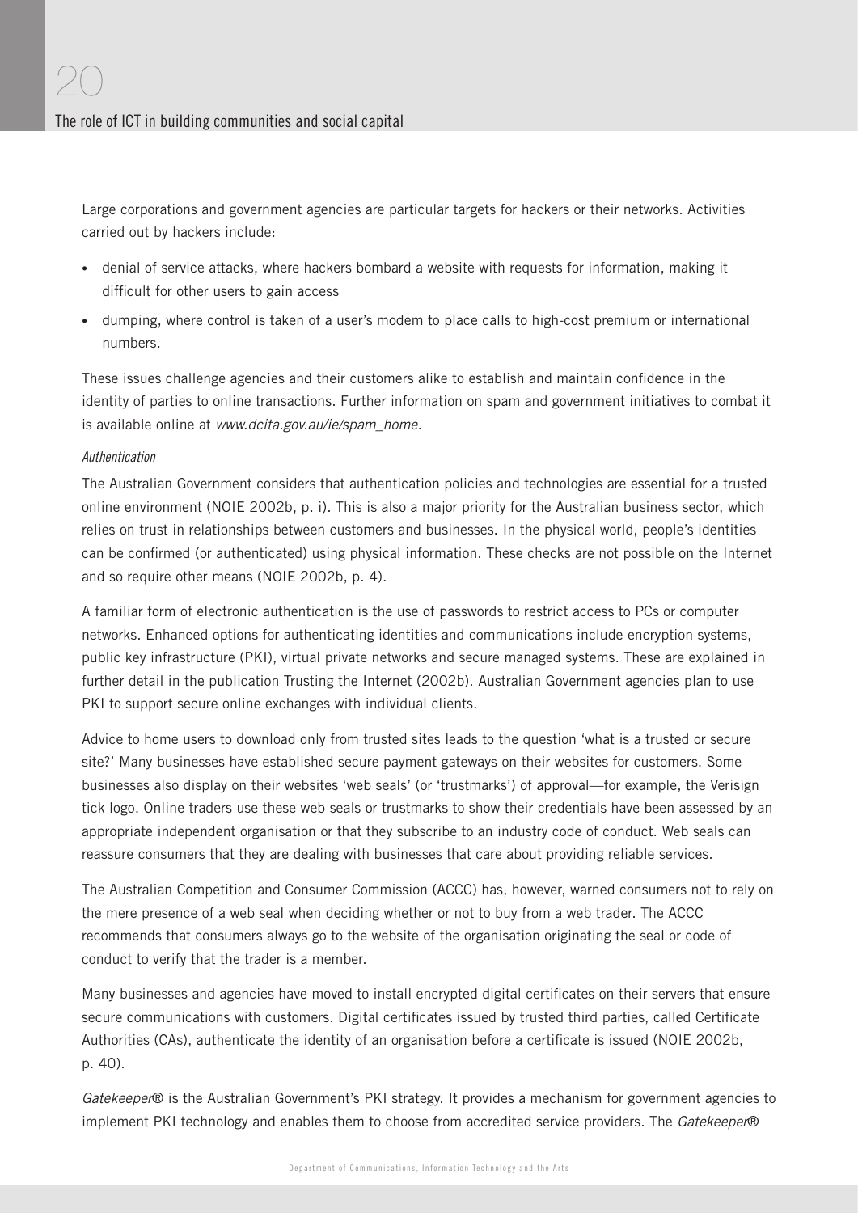Large corporations and government agencies are particular targets for hackers or their networks. Activities carried out by hackers include:

- denial of service attacks, where hackers bombard a website with requests for information, making it difficult for other users to gain access
- dumping, where control is taken of a user's modem to place calls to high-cost premium or international numbers.

These issues challenge agencies and their customers alike to establish and maintain confidence in the identity of parties to online transactions. Further information on spam and government initiatives to combat it is available online at *www.dcita.gov.au/ie/spam_home.*

*Authentication*

The Australian Government considers that authentication policies and technologies are essential for a trusted online environment (NOIE 2002b, p. i). This is also a major priority for the Australian business sector, which relies on trust in relationships between customers and businesses. In the physical world, people's identities can be confirmed (or authenticated) using physical information. These checks are not possible on the Internet and so require other means (NOIE 2002b, p. 4).

A familiar form of electronic authentication is the use of passwords to restrict access to PCs or computer networks. Enhanced options for authenticating identities and communications include encryption systems, public key infrastructure (PKI), virtual private networks and secure managed systems. These are explained in further detail in the publication Trusting the Internet (2002b). Australian Government agencies plan to use PKI to support secure online exchanges with individual clients.

Advice to home users to download only from trusted sites leads to the question 'what is a trusted or secure site?' Many businesses have established secure payment gateways on their websites for customers. Some businesses also display on their websites 'web seals' (or 'trustmarks') of approval—for example, the Verisign tick logo. Online traders use these web seals or trustmarks to show their credentials have been assessed by an appropriate independent organisation or that they subscribe to an industry code of conduct. Web seals can reassure consumers that they are dealing with businesses that care about providing reliable services.

The Australian Competition and Consumer Commission (ACCC) has, however, warned consumers not to rely on the mere presence of a web seal when deciding whether or not to buy from a web trader. The ACCC recommends that consumers always go to the website of the organisation originating the seal or code of conduct to verify that the trader is a member.

Many businesses and agencies have moved to install encrypted digital certificates on their servers that ensure secure communications with customers. Digital certificates issued by trusted third parties, called Certificate Authorities (CAs), authenticate the identity of an organisation before a certificate is issued (NOIE 2002b, p. 40).

*Gatekeeper®* is the Australian Government's PKI strategy. It provides a mechanism for government agencies to implement PKI technology and enables them to choose from accredited service providers. The *Gatekeeper®*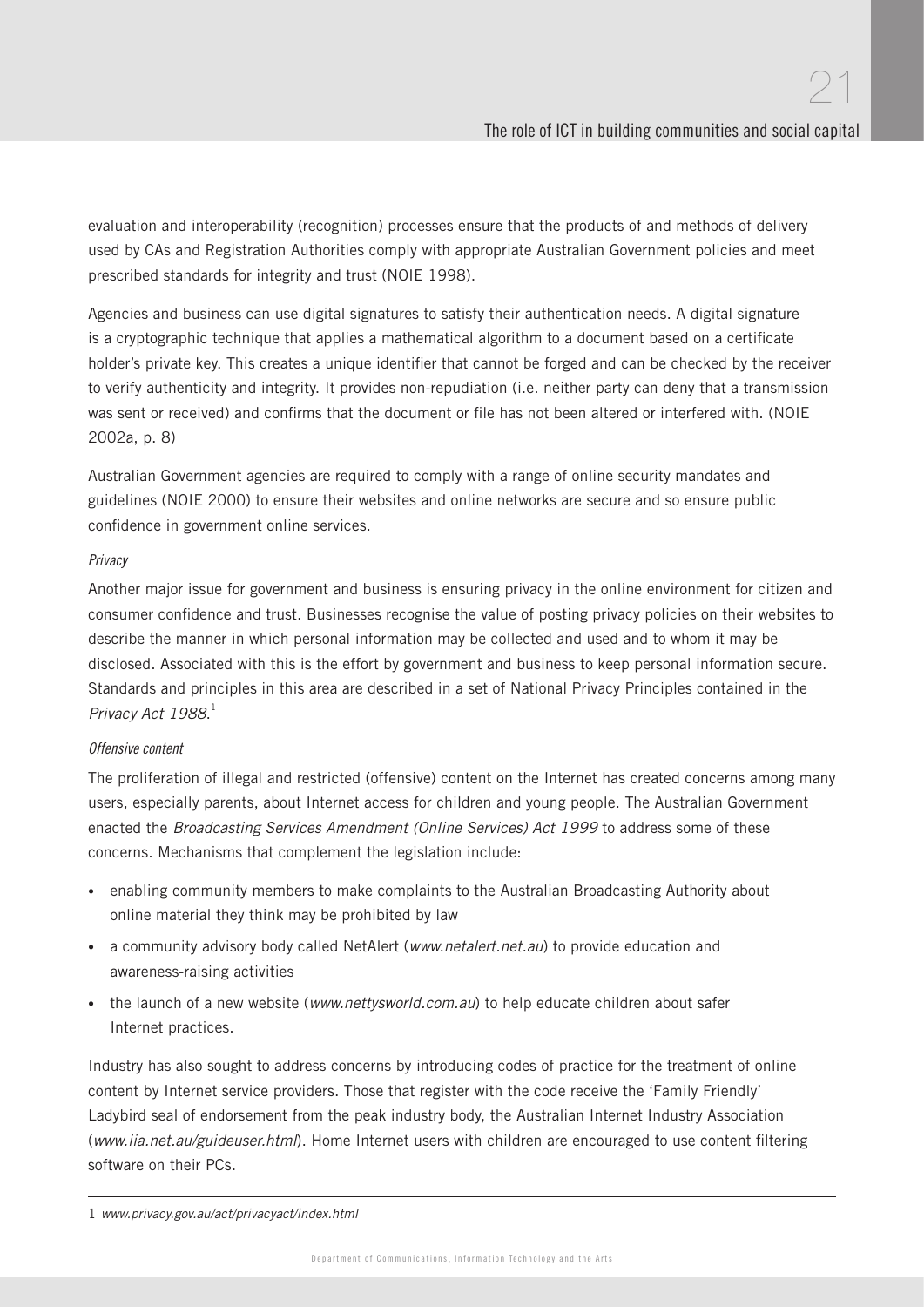evaluation and interoperability (recognition) processes ensure that the products of and methods of delivery used by CAs and Registration Authorities comply with appropriate Australian Government policies and meet prescribed standards for integrity and trust (NOIE 1998).

Agencies and business can use digital signatures to satisfy their authentication needs. A digital signature is a cryptographic technique that applies a mathematical algorithm to a document based on a certificate holder's private key. This creates a unique identifier that cannot be forged and can be checked by the receiver to verify authenticity and integrity. It provides non-repudiation (i.e. neither party can deny that a transmission was sent or received) and confirms that the document or file has not been altered or interfered with. (NOIE 2002a, p. 8)

Australian Government agencies are required to comply with a range of online security mandates and guidelines (NOIE 2000) to ensure their websites and online networks are secure and so ensure public confidence in government online services.

*Privacy*

Another major issue for government and business is ensuring privacy in the online environment for citizen and consumer confidence and trust. Businesses recognise the value of posting privacy policies on their websites to describe the manner in which personal information may be collected and used and to whom it may be disclosed. Associated with this is the effort by government and business to keep personal information secure. Standards and principles in this area are described in a set of National Privacy Principles contained in the *Privacy Act 1988*.[1]

*Offensive content*

The proliferation of illegal and restricted (offensive) content on the Internet has created concerns among many users, especially parents, about Internet access for children and young people. The Australian Government enacted the *Broadcasting Services Amendment (Online Services) Act 1999* to address some of these concerns. Mechanisms that complement the legislation include:

- enabling community members to make complaints to the Australian Broadcasting Authority about online material they think may be prohibited by law
- a community advisory body called NetAlert (*www.netalert.net.au*) to provide education and awareness-raising activities
- the launch of a new website (*www.nettysworld.com.au*) to help educate children about safer Internet practices.

Industry has also sought to address concerns by introducing codes of practice for the treatment of online content by Internet service providers. Those that register with the code receive the 'Family Friendly' Ladybird seal of endorsement from the peak industry body, the Australian Internet Industry Association (*www.iia.net.au/guideuser.html*). Home Internet users with children are encouraged to use content filtering software on their PCs.

---

1 *www.privacy.gov.au/act/privacyact/index.html*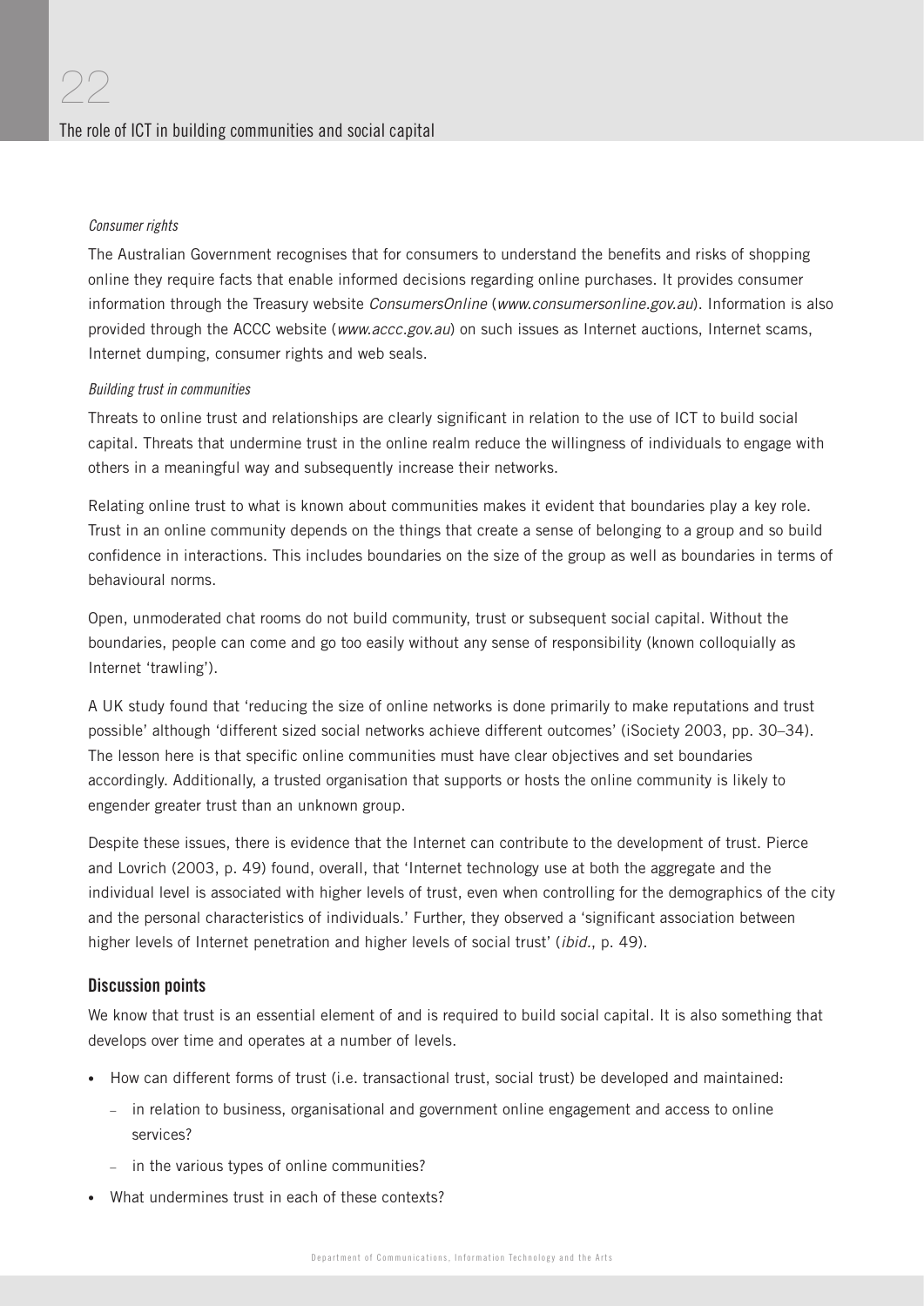*Consumer rights*

The Australian Government recognises that for consumers to understand the benefits and risks of shopping online they require facts that enable informed decisions regarding online purchases. It provides consumer information through the Treasury website *ConsumersOnline* (*www.consumersonline.gov.au*). Information is also provided through the ACCC website (*www.accc.gov.au*) on such issues as Internet auctions, Internet scams, Internet dumping, consumer rights and web seals.

*Building trust in communities*

Threats to online trust and relationships are clearly significant in relation to the use of ICT to build social capital. Threats that undermine trust in the online realm reduce the willingness of individuals to engage with others in a meaningful way and subsequently increase their networks.

Relating online trust to what is known about communities makes it evident that boundaries play a key role. Trust in an online community depends on the things that create a sense of belonging to a group and so build confidence in interactions. This includes boundaries on the size of the group as well as boundaries in terms of behavioural norms.

Open, unmoderated chat rooms do not build community, trust or subsequent social capital. Without the boundaries, people can come and go too easily without any sense of responsibility (known colloquially as Internet 'trawling').

A UK study found that 'reducing the size of online networks is done primarily to make reputations and trust possible' although 'different sized social networks achieve different outcomes' (iSociety 2003, pp. 30–34). The lesson here is that specific online communities must have clear objectives and set boundaries accordingly. Additionally, a trusted organisation that supports or hosts the online community is likely to engender greater trust than an unknown group.

Despite these issues, there is evidence that the Internet can contribute to the development of trust. Pierce and Lovrich (2003, p. 49) found, overall, that 'Internet technology use at both the aggregate and the individual level is associated with higher levels of trust, even when controlling for the demographics of the city and the personal characteristics of individuals.' Further, they observed a 'significant association between higher levels of Internet penetration and higher levels of social trust' (*ibid*., p. 49).

### Discussion points

We know that trust is an essential element of and is required to build social capital. It is also something that develops over time and operates at a number of levels.

- How can different forms of trust (i.e. transactional trust, social trust) be developed and maintained:
  - in relation to business, organisational and government online engagement and access to online services?
  - in the various types of online communities?
- What undermines trust in each of these contexts?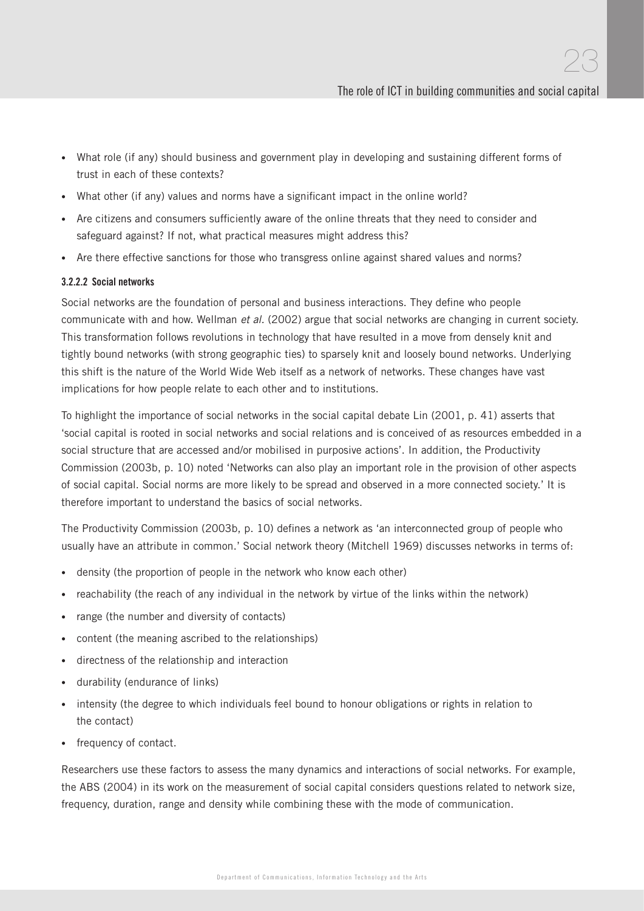- What role (if any) should business and government play in developing and sustaining different forms of trust in each of these contexts?
- What other (if any) values and norms have a significant impact in the online world?
- Are citizens and consumers sufficiently aware of the online threats that they need to consider and safeguard against? If not, what practical measures might address this?
- Are there effective sanctions for those who transgress online against shared values and norms?

#### 3.2.2.2 Social networks

Social networks are the foundation of personal and business interactions. They define who people communicate with and how. Wellman *et al*. (2002) argue that social networks are changing in current society. This transformation follows revolutions in technology that have resulted in a move from densely knit and tightly bound networks (with strong geographic ties) to sparsely knit and loosely bound networks. Underlying this shift is the nature of the World Wide Web itself as a network of networks. These changes have vast implications for how people relate to each other and to institutions.

To highlight the importance of social networks in the social capital debate Lin (2001, p. 41) asserts that 'social capital is rooted in social networks and social relations and is conceived of as resources embedded in a social structure that are accessed and/or mobilised in purposive actions'. In addition, the Productivity Commission (2003b, p. 10) noted 'Networks can also play an important role in the provision of other aspects of social capital. Social norms are more likely to be spread and observed in a more connected society.' It is therefore important to understand the basics of social networks.

The Productivity Commission (2003b, p. 10) defines a network as 'an interconnected group of people who usually have an attribute in common.' Social network theory (Mitchell 1969) discusses networks in terms of:

- density (the proportion of people in the network who know each other)
- reachability (the reach of any individual in the network by virtue of the links within the network)
- range (the number and diversity of contacts)
- content (the meaning ascribed to the relationships)
- directness of the relationship and interaction
- durability (endurance of links)
- intensity (the degree to which individuals feel bound to honour obligations or rights in relation to the contact)
- frequency of contact.

Researchers use these factors to assess the many dynamics and interactions of social networks. For example, the ABS (2004) in its work on the measurement of social capital considers questions related to network size, frequency, duration, range and density while combining these with the mode of communication.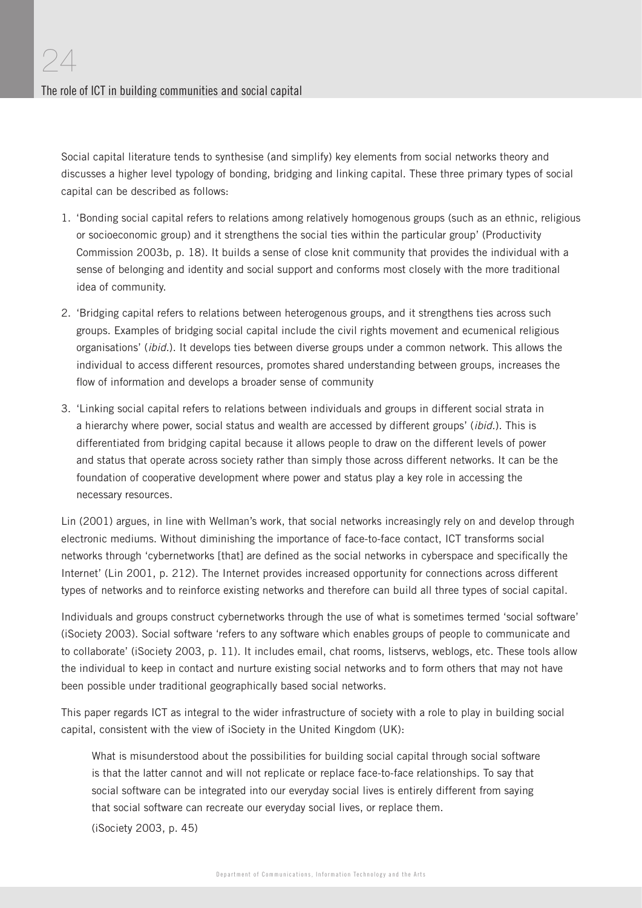Social capital literature tends to synthesise (and simplify) key elements from social networks theory and discusses a higher level typology of bonding, bridging and linking capital. These three primary types of social capital can be described as follows:

1. 'Bonding social capital refers to relations among relatively homogenous groups (such as an ethnic, religious or socioeconomic group) and it strengthens the social ties within the particular group' (Productivity Commission 2003b, p. 18). It builds a sense of close knit community that provides the individual with a sense of belonging and identity and social support and conforms most closely with the more traditional idea of community.

2. 'Bridging capital refers to relations between heterogenous groups, and it strengthens ties across such groups. Examples of bridging social capital include the civil rights movement and ecumenical religious organisations' (*ibid.*). It develops ties between diverse groups under a common network. This allows the individual to access different resources, promotes shared understanding between groups, increases the flow of information and develops a broader sense of community

3. 'Linking social capital refers to relations between individuals and groups in different social strata in a hierarchy where power, social status and wealth are accessed by different groups' (*ibid.*). This is differentiated from bridging capital because it allows people to draw on the different levels of power and status that operate across society rather than simply those across different networks. It can be the foundation of cooperative development where power and status play a key role in accessing the necessary resources.

Lin (2001) argues, in line with Wellman's work, that social networks increasingly rely on and develop through electronic mediums. Without diminishing the importance of face-to-face contact, ICT transforms social networks through 'cybernetworks [that] are defined as the social networks in cyberspace and specifically the Internet' (Lin 2001, p. 212). The Internet provides increased opportunity for connections across different types of networks and to reinforce existing networks and therefore can build all three types of social capital.

Individuals and groups construct cybernetworks through the use of what is sometimes termed 'social software' (iSociety 2003). Social software 'refers to any software which enables groups of people to communicate and to collaborate' (iSociety 2003, p. 11). It includes email, chat rooms, listservs, weblogs, etc. These tools allow the individual to keep in contact and nurture existing social networks and to form others that may not have been possible under traditional geographically based social networks.

This paper regards ICT as integral to the wider infrastructure of society with a role to play in building social capital, consistent with the view of iSociety in the United Kingdom (UK):

> What is misunderstood about the possibilities for building social capital through social software is that the latter cannot and will not replicate or replace face-to-face relationships. To say that social software can be integrated into our everyday social lives is entirely different from saying that social software can recreate our everyday social lives, or replace them.
>
> (iSociety 2003, p. 45)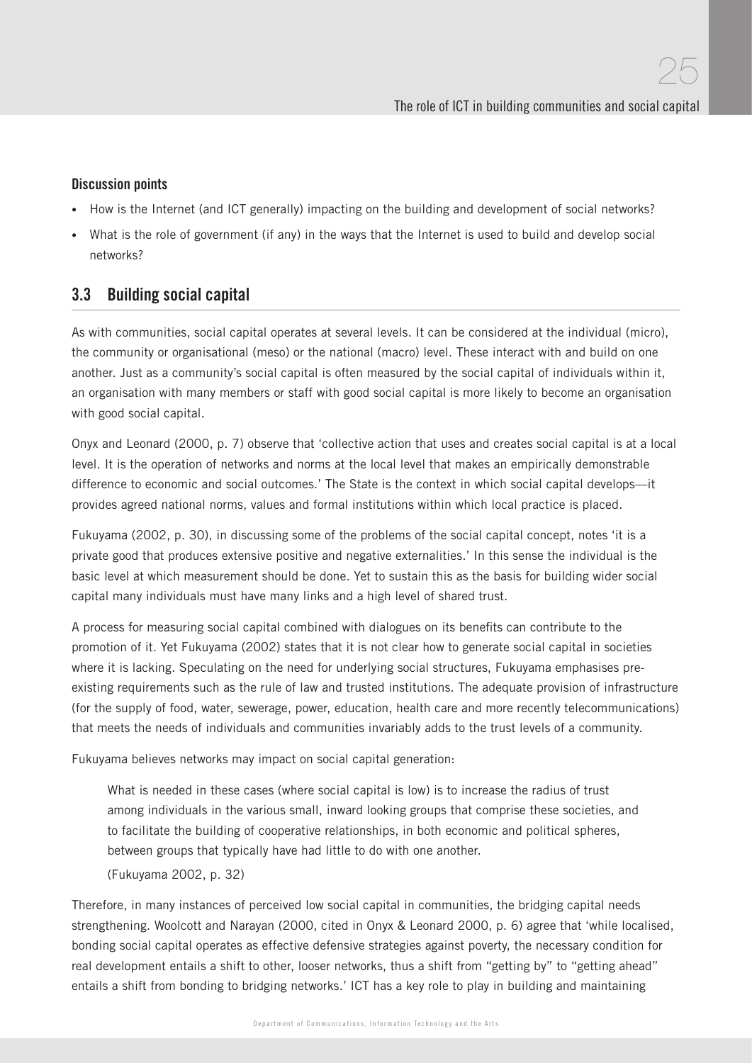**Discussion points**

- How is the Internet (and ICT generally) impacting on the building and development of social networks?
- What is the role of government (if any) in the ways that the Internet is used to build and develop social networks?

## 3.3 Building social capital

As with communities, social capital operates at several levels. It can be considered at the individual (micro), the community or organisational (meso) or the national (macro) level. These interact with and build on one another. Just as a community's social capital is often measured by the social capital of individuals within it, an organisation with many members or staff with good social capital is more likely to become an organisation with good social capital.

Onyx and Leonard (2000, p. 7) observe that 'collective action that uses and creates social capital is at a local level. It is the operation of networks and norms at the local level that makes an empirically demonstrable difference to economic and social outcomes.' The State is the context in which social capital develops—it provides agreed national norms, values and formal institutions within which local practice is placed.

Fukuyama (2002, p. 30), in discussing some of the problems of the social capital concept, notes 'it is a private good that produces extensive positive and negative externalities.' In this sense the individual is the basic level at which measurement should be done. Yet to sustain this as the basis for building wider social capital many individuals must have many links and a high level of shared trust.

A process for measuring social capital combined with dialogues on its benefits can contribute to the promotion of it. Yet Fukuyama (2002) states that it is not clear how to generate social capital in societies where it is lacking. Speculating on the need for underlying social structures, Fukuyama emphasises pre-existing requirements such as the rule of law and trusted institutions. The adequate provision of infrastructure (for the supply of food, water, sewerage, power, education, health care and more recently telecommunications) that meets the needs of individuals and communities invariably adds to the trust levels of a community.

Fukuyama believes networks may impact on social capital generation:

> What is needed in these cases (where social capital is low) is to increase the radius of trust among individuals in the various small, inward looking groups that comprise these societies, and to facilitate the building of cooperative relationships, in both economic and political spheres, between groups that typically have had little to do with one another.
>
> (Fukuyama 2002, p. 32)

Therefore, in many instances of perceived low social capital in communities, the bridging capital needs strengthening. Woolcott and Narayan (2000, cited in Onyx & Leonard 2000, p. 6) agree that 'while localised, bonding social capital operates as effective defensive strategies against poverty, the necessary condition for real development entails a shift to other, looser networks, thus a shift from "getting by" to "getting ahead" entails a shift from bonding to bridging networks.' ICT has a key role to play in building and maintaining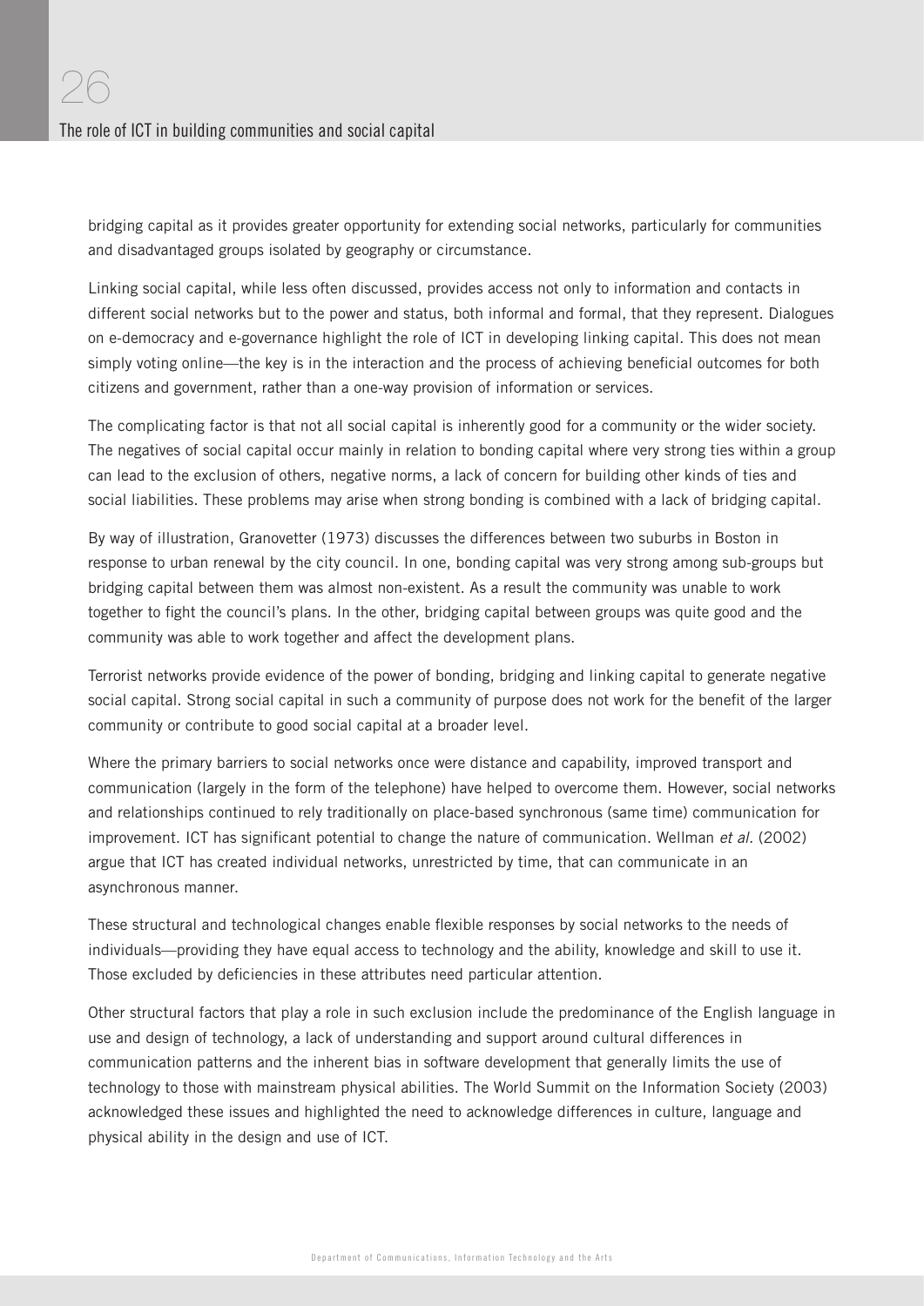bridging capital as it provides greater opportunity for extending social networks, particularly for communities and disadvantaged groups isolated by geography or circumstance.

Linking social capital, while less often discussed, provides access not only to information and contacts in different social networks but to the power and status, both informal and formal, that they represent. Dialogues on e-democracy and e-governance highlight the role of ICT in developing linking capital. This does not mean simply voting online—the key is in the interaction and the process of achieving beneficial outcomes for both citizens and government, rather than a one-way provision of information or services.

The complicating factor is that not all social capital is inherently good for a community or the wider society. The negatives of social capital occur mainly in relation to bonding capital where very strong ties within a group can lead to the exclusion of others, negative norms, a lack of concern for building other kinds of ties and social liabilities. These problems may arise when strong bonding is combined with a lack of bridging capital.

By way of illustration, Granovetter (1973) discusses the differences between two suburbs in Boston in response to urban renewal by the city council. In one, bonding capital was very strong among sub-groups but bridging capital between them was almost non-existent. As a result the community was unable to work together to fight the council's plans. In the other, bridging capital between groups was quite good and the community was able to work together and affect the development plans.

Terrorist networks provide evidence of the power of bonding, bridging and linking capital to generate negative social capital. Strong social capital in such a community of purpose does not work for the benefit of the larger community or contribute to good social capital at a broader level.

Where the primary barriers to social networks once were distance and capability, improved transport and communication (largely in the form of the telephone) have helped to overcome them. However, social networks and relationships continued to rely traditionally on place-based synchronous (same time) communication for improvement. ICT has significant potential to change the nature of communication. Wellman *et al.* (2002) argue that ICT has created individual networks, unrestricted by time, that can communicate in an asynchronous manner.

These structural and technological changes enable flexible responses by social networks to the needs of individuals—providing they have equal access to technology and the ability, knowledge and skill to use it. Those excluded by deficiencies in these attributes need particular attention.

Other structural factors that play a role in such exclusion include the predominance of the English language in use and design of technology, a lack of understanding and support around cultural differences in communication patterns and the inherent bias in software development that generally limits the use of technology to those with mainstream physical abilities. The World Summit on the Information Society (2003) acknowledged these issues and highlighted the need to acknowledge differences in culture, language and physical ability in the design and use of ICT.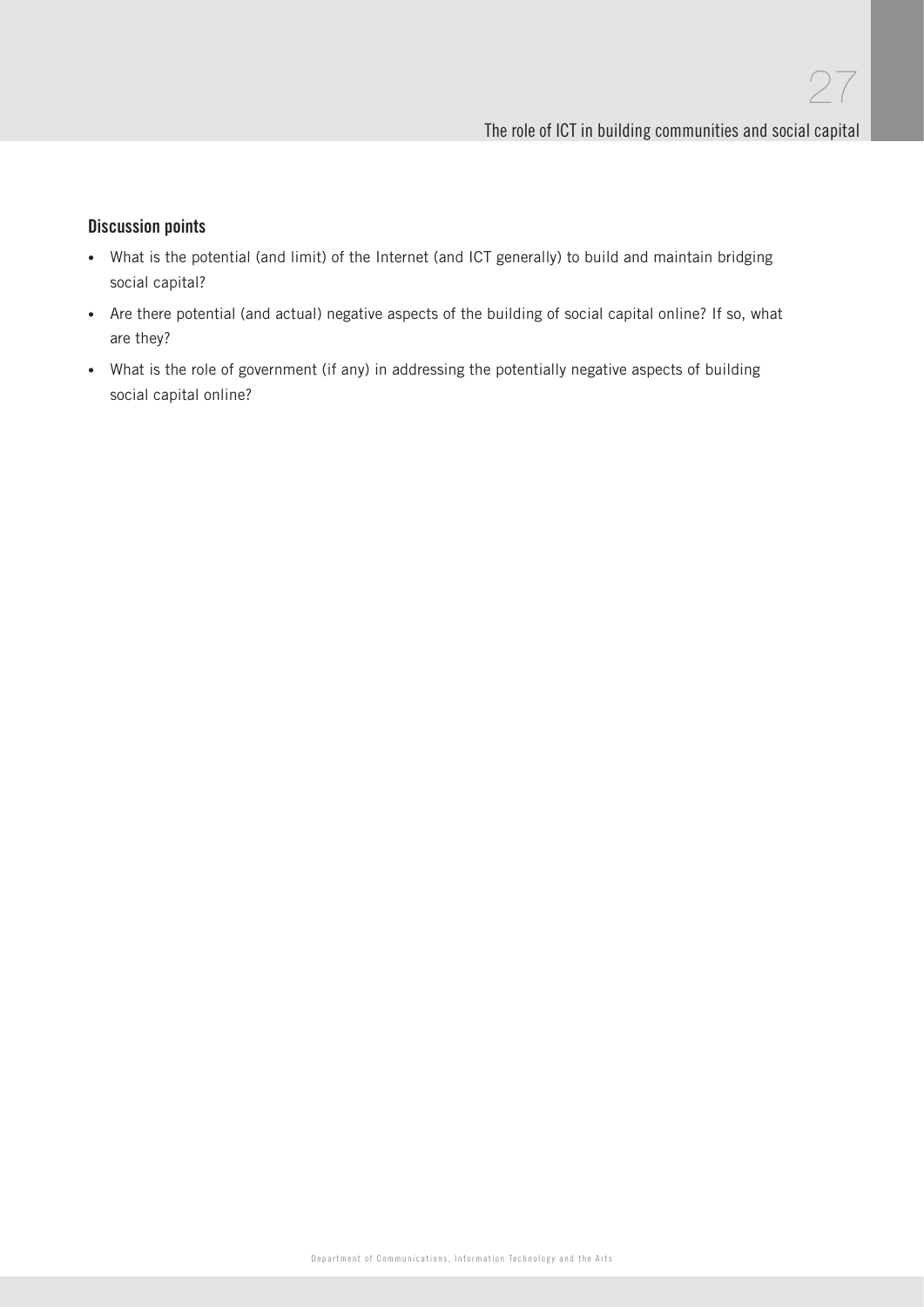### Discussion points

- What is the potential (and limit) of the Internet (and ICT generally) to build and maintain bridging social capital?
- Are there potential (and actual) negative aspects of the building of social capital online? If so, what are they?
- What is the role of government (if any) in addressing the potentially negative aspects of building social capital online?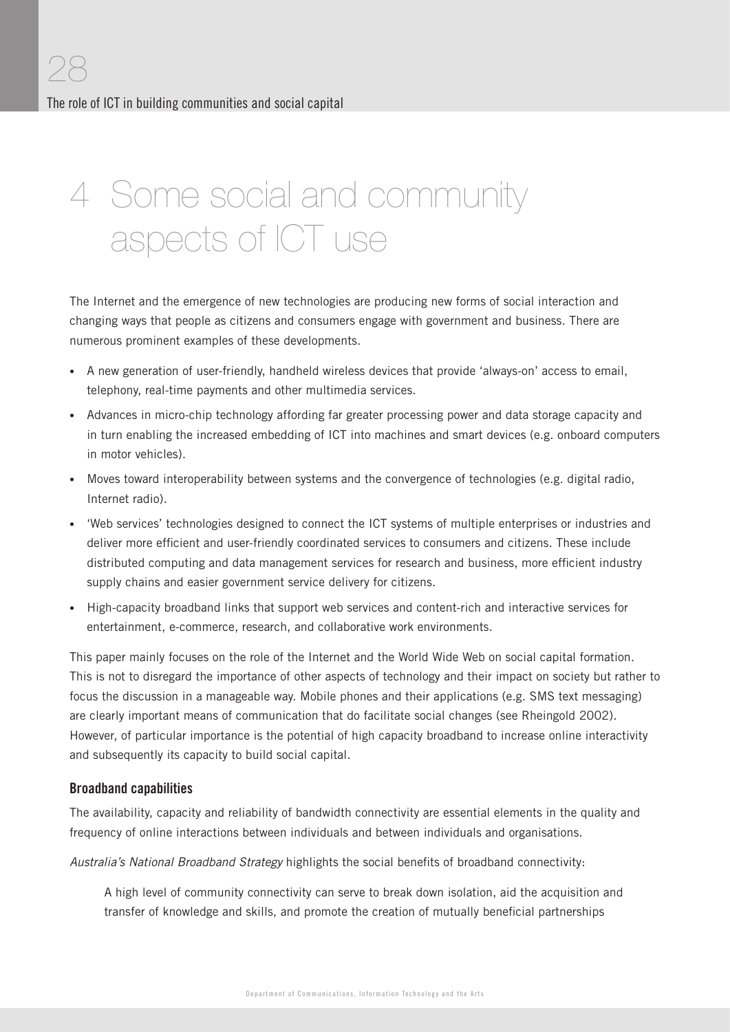# 4 Some social and community aspects of ICT use

The Internet and the emergence of new technologies are producing new forms of social interaction and changing ways that people as citizens and consumers engage with government and business. There are numerous prominent examples of these developments.

- A new generation of user-friendly, handheld wireless devices that provide 'always-on' access to email, telephony, real-time payments and other multimedia services.
- Advances in micro-chip technology affording far greater processing power and data storage capacity and in turn enabling the increased embedding of ICT into machines and smart devices (e.g. onboard computers in motor vehicles).
- Moves toward interoperability between systems and the convergence of technologies (e.g. digital radio, Internet radio).
- 'Web services' technologies designed to connect the ICT systems of multiple enterprises or industries and deliver more efficient and user-friendly coordinated services to consumers and citizens. These include distributed computing and data management services for research and business, more efficient industry supply chains and easier government service delivery for citizens.
- High-capacity broadband links that support web services and content-rich and interactive services for entertainment, e-commerce, research, and collaborative work environments.

This paper mainly focuses on the role of the Internet and the World Wide Web on social capital formation. This is not to disregard the importance of other aspects of technology and their impact on society but rather to focus the discussion in a manageable way. Mobile phones and their applications (e.g. SMS text messaging) are clearly important means of communication that do facilitate social changes (see Rheingold 2002). However, of particular importance is the potential of high capacity broadband to increase online interactivity and subsequently its capacity to build social capital.

### Broadband capabilities

The availability, capacity and reliability of bandwidth connectivity are essential elements in the quality and frequency of online interactions between individuals and between individuals and organisations.

*Australia's National Broadband Strategy* highlights the social benefits of broadband connectivity:

> A high level of community connectivity can serve to break down isolation, aid the acquisition and transfer of knowledge and skills, and promote the creation of mutually beneficial partnerships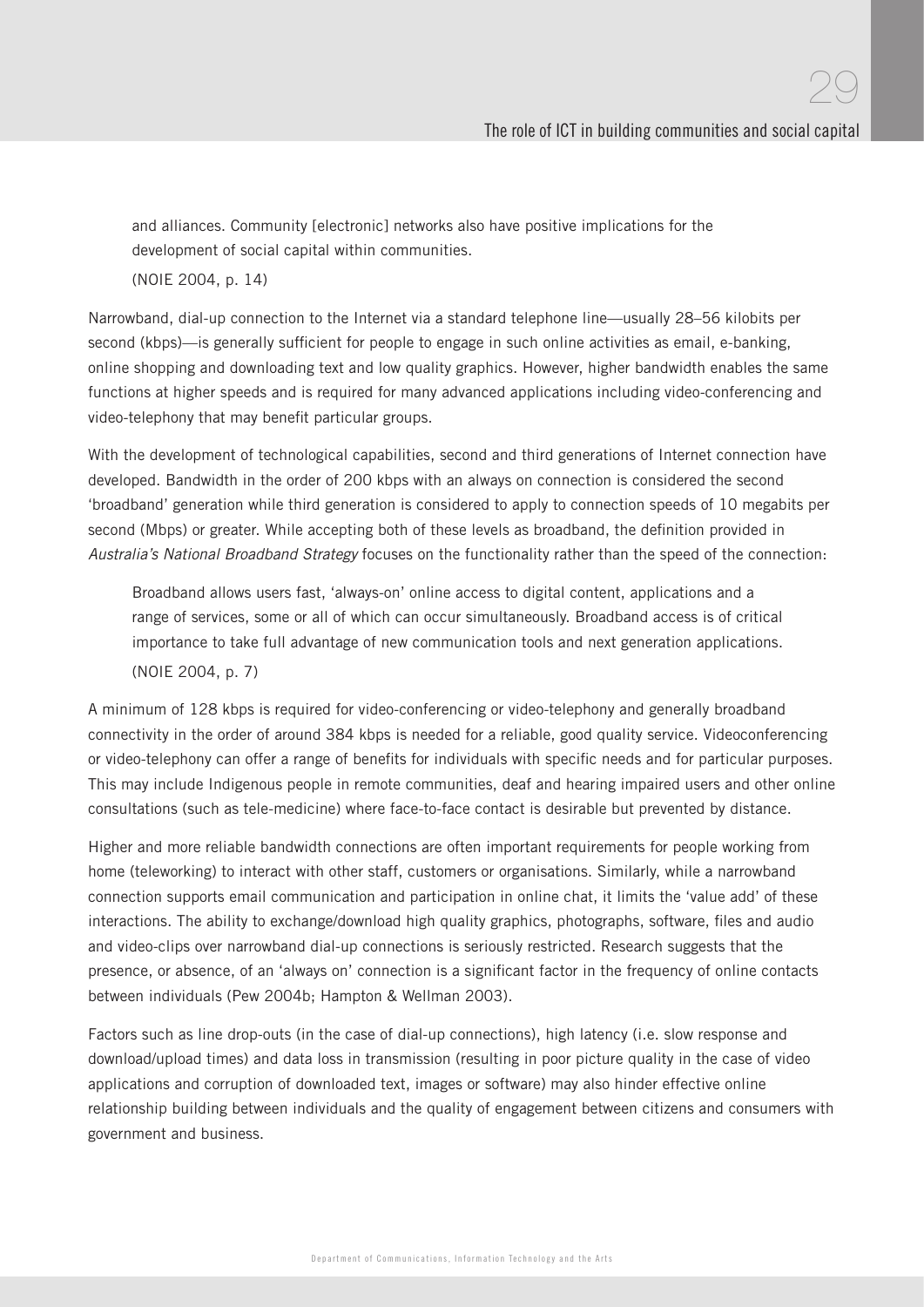> and alliances. Community [electronic] networks also have positive implications for the development of social capital within communities.
>
> (NOIE 2004, p. 14)

Narrowband, dial-up connection to the Internet via a standard telephone line—usually 28–56 kilobits per second (kbps)—is generally sufficient for people to engage in such online activities as email, e-banking, online shopping and downloading text and low quality graphics. However, higher bandwidth enables the same functions at higher speeds and is required for many advanced applications including video-conferencing and video-telephony that may benefit particular groups.

With the development of technological capabilities, second and third generations of Internet connection have developed. Bandwidth in the order of 200 kbps with an always on connection is considered the second 'broadband' generation while third generation is considered to apply to connection speeds of 10 megabits per second (Mbps) or greater. While accepting both of these levels as broadband, the definition provided in *Australia's National Broadband Strategy* focuses on the functionality rather than the speed of the connection:

> Broadband allows users fast, 'always-on' online access to digital content, applications and a range of services, some or all of which can occur simultaneously. Broadband access is of critical importance to take full advantage of new communication tools and next generation applications.
>
> (NOIE 2004, p. 7)

A minimum of 128 kbps is required for video-conferencing or video-telephony and generally broadband connectivity in the order of around 384 kbps is needed for a reliable, good quality service. Videoconferencing or video-telephony can offer a range of benefits for individuals with specific needs and for particular purposes. This may include Indigenous people in remote communities, deaf and hearing impaired users and other online consultations (such as tele-medicine) where face-to-face contact is desirable but prevented by distance.

Higher and more reliable bandwidth connections are often important requirements for people working from home (teleworking) to interact with other staff, customers or organisations. Similarly, while a narrowband connection supports email communication and participation in online chat, it limits the 'value add' of these interactions. The ability to exchange/download high quality graphics, photographs, software, files and audio and video-clips over narrowband dial-up connections is seriously restricted. Research suggests that the presence, or absence, of an 'always on' connection is a significant factor in the frequency of online contacts between individuals (Pew 2004b; Hampton & Wellman 2003).

Factors such as line drop-outs (in the case of dial-up connections), high latency (i.e. slow response and download/upload times) and data loss in transmission (resulting in poor picture quality in the case of video applications and corruption of downloaded text, images or software) may also hinder effective online relationship building between individuals and the quality of engagement between citizens and consumers with government and business.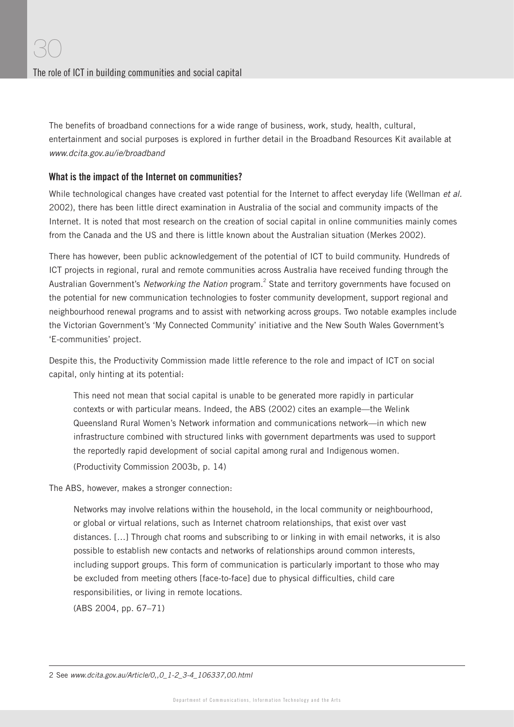The benefits of broadband connections for a wide range of business, work, study, health, cultural, entertainment and social purposes is explored in further detail in the Broadband Resources Kit available at *www.dcita.gov.au/ie/broadband*

### What is the impact of the Internet on communities?

While technological changes have created vast potential for the Internet to affect everyday life (Wellman *et al.* 2002), there has been little direct examination in Australia of the social and community impacts of the Internet. It is noted that most research on the creation of social capital in online communities mainly comes from the Canada and the US and there is little known about the Australian situation (Merkes 2002).

There has however, been public acknowledgement of the potential of ICT to build community. Hundreds of ICT projects in regional, rural and remote communities across Australia have received funding through the Australian Government's *Networking the Nation* program.[2] State and territory governments have focused on the potential for new communication technologies to foster community development, support regional and neighbourhood renewal programs and to assist with networking across groups. Two notable examples include the Victorian Government's 'My Connected Community' initiative and the New South Wales Government's 'E-communities' project.

Despite this, the Productivity Commission made little reference to the role and impact of ICT on social capital, only hinting at its potential:

> This need not mean that social capital is unable to be generated more rapidly in particular contexts or with particular means. Indeed, the ABS (2002) cites an example—the Welink Queensland Rural Women's Network information and communications network—in which new infrastructure combined with structured links with government departments was used to support the reportedly rapid development of social capital among rural and Indigenous women.
>
> (Productivity Commission 2003b, p. 14)

The ABS, however, makes a stronger connection:

> Networks may involve relations within the household, in the local community or neighbourhood, or global or virtual relations, such as Internet chatroom relationships, that exist over vast distances. [...] Through chat rooms and subscribing to or linking in with email networks, it is also possible to establish new contacts and networks of relationships around common interests, including support groups. This form of communication is particularly important to those who may be excluded from meeting others [face-to-face] due to physical difficulties, child care responsibilities, or living in remote locations.
>
> (ABS 2004, pp. 67–71)

---

2 See *www.dcita.gov.au/Article/0,,0_1-2_3-4_106337,00.html*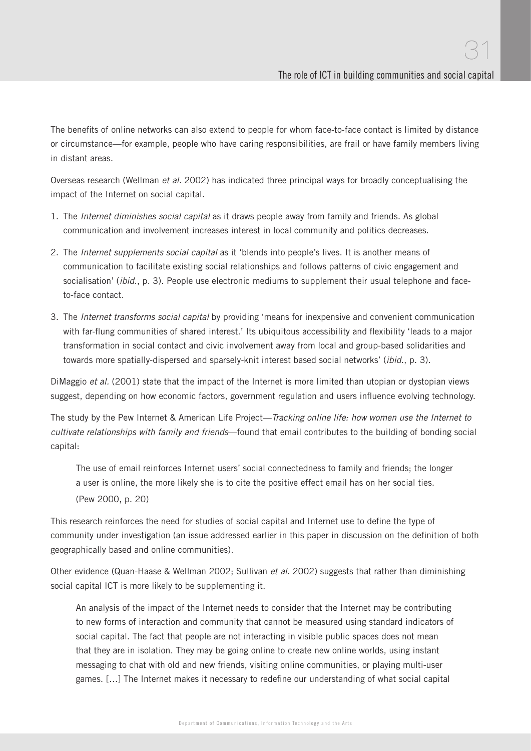The benefits of online networks can also extend to people for whom face-to-face contact is limited by distance or circumstance—for example, people who have caring responsibilities, are frail or have family members living in distant areas.

Overseas research (Wellman *et al*. 2002) has indicated three principal ways for broadly conceptualising the impact of the Internet on social capital.

1. The *Internet diminishes social capital* as it draws people away from family and friends. As global communication and involvement increases interest in local community and politics decreases.
2. The *Internet supplements social capital* as it 'blends into people's lives. It is another means of communication to facilitate existing social relationships and follows patterns of civic engagement and socialisation' (*ibid*., p. 3). People use electronic mediums to supplement their usual telephone and face-to-face contact.
3. The *Internet transforms social capital* by providing 'means for inexpensive and convenient communication with far-flung communities of shared interest.' Its ubiquitous accessibility and flexibility 'leads to a major transformation in social contact and civic involvement away from local and group-based solidarities and towards more spatially-dispersed and sparsely-knit interest based social networks' (*ibid*., p. 3).

DiMaggio *et al*. (2001) state that the impact of the Internet is more limited than utopian or dystopian views suggest, depending on how economic factors, government regulation and users influence evolving technology.

The study by the Pew Internet & American Life Project—*Tracking online life: how women use the Internet to cultivate relationships with family and friends*—found that email contributes to the building of bonding social capital:

> The use of email reinforces Internet users' social connectedness to family and friends; the longer a user is online, the more likely she is to cite the positive effect email has on her social ties. (Pew 2000, p. 20)

This research reinforces the need for studies of social capital and Internet use to define the type of community under investigation (an issue addressed earlier in this paper in discussion on the definition of both geographically based and online communities).

Other evidence (Quan-Haase & Wellman 2002; Sullivan *et al.* 2002) suggests that rather than diminishing social capital ICT is more likely to be supplementing it.

> An analysis of the impact of the Internet needs to consider that the Internet may be contributing to new forms of interaction and community that cannot be measured using standard indicators of social capital. The fact that people are not interacting in visible public spaces does not mean that they are in isolation. They may be going online to create new online worlds, using instant messaging to chat with old and new friends, visiting online communities, or playing multi-user games. […] The Internet makes it necessary to redefine our understanding of what social capital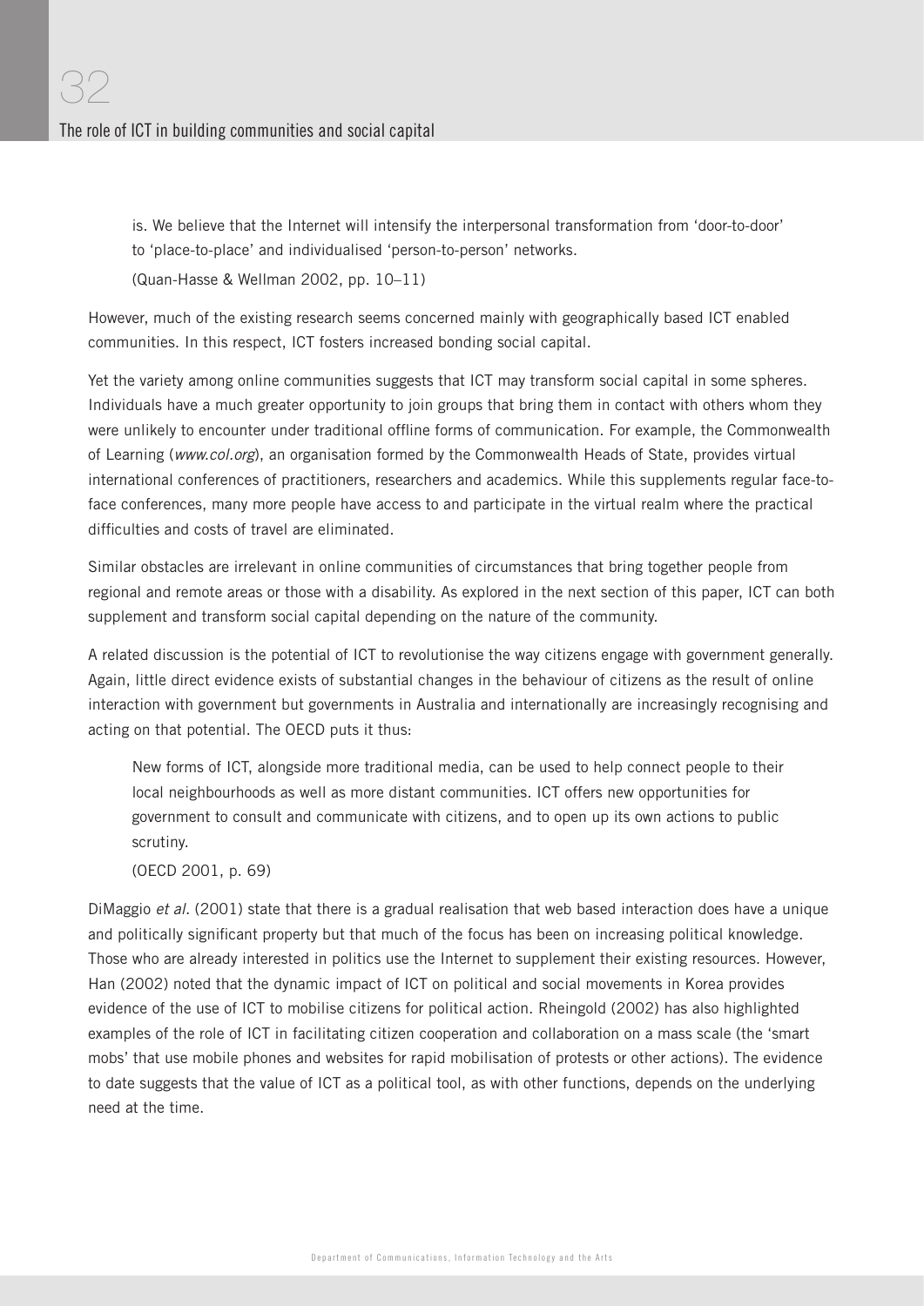> is. We believe that the Internet will intensify the interpersonal transformation from 'door-to-door' to 'place-to-place' and individualised 'person-to-person' networks.
>
> (Quan-Hasse & Wellman 2002, pp. 10–11)

However, much of the existing research seems concerned mainly with geographically based ICT enabled communities. In this respect, ICT fosters increased bonding social capital.

Yet the variety among online communities suggests that ICT may transform social capital in some spheres. Individuals have a much greater opportunity to join groups that bring them in contact with others whom they were unlikely to encounter under traditional offline forms of communication. For example, the Commonwealth of Learning (*www.col.org*), an organisation formed by the Commonwealth Heads of State, provides virtual international conferences of practitioners, researchers and academics. While this supplements regular face-to-face conferences, many more people have access to and participate in the virtual realm where the practical difficulties and costs of travel are eliminated.

Similar obstacles are irrelevant in online communities of circumstances that bring together people from regional and remote areas or those with a disability. As explored in the next section of this paper, ICT can both supplement and transform social capital depending on the nature of the community.

A related discussion is the potential of ICT to revolutionise the way citizens engage with government generally. Again, little direct evidence exists of substantial changes in the behaviour of citizens as the result of online interaction with government but governments in Australia and internationally are increasingly recognising and acting on that potential. The OECD puts it thus:

> New forms of ICT, alongside more traditional media, can be used to help connect people to their local neighbourhoods as well as more distant communities. ICT offers new opportunities for government to consult and communicate with citizens, and to open up its own actions to public scrutiny.
>
> (OECD 2001, p. 69)

DiMaggio *et al.* (2001) state that there is a gradual realisation that web based interaction does have a unique and politically significant property but that much of the focus has been on increasing political knowledge. Those who are already interested in politics use the Internet to supplement their existing resources. However, Han (2002) noted that the dynamic impact of ICT on political and social movements in Korea provides evidence of the use of ICT to mobilise citizens for political action. Rheingold (2002) has also highlighted examples of the role of ICT in facilitating citizen cooperation and collaboration on a mass scale (the 'smart mobs' that use mobile phones and websites for rapid mobilisation of protests or other actions). The evidence to date suggests that the value of ICT as a political tool, as with other functions, depends on the underlying need at the time.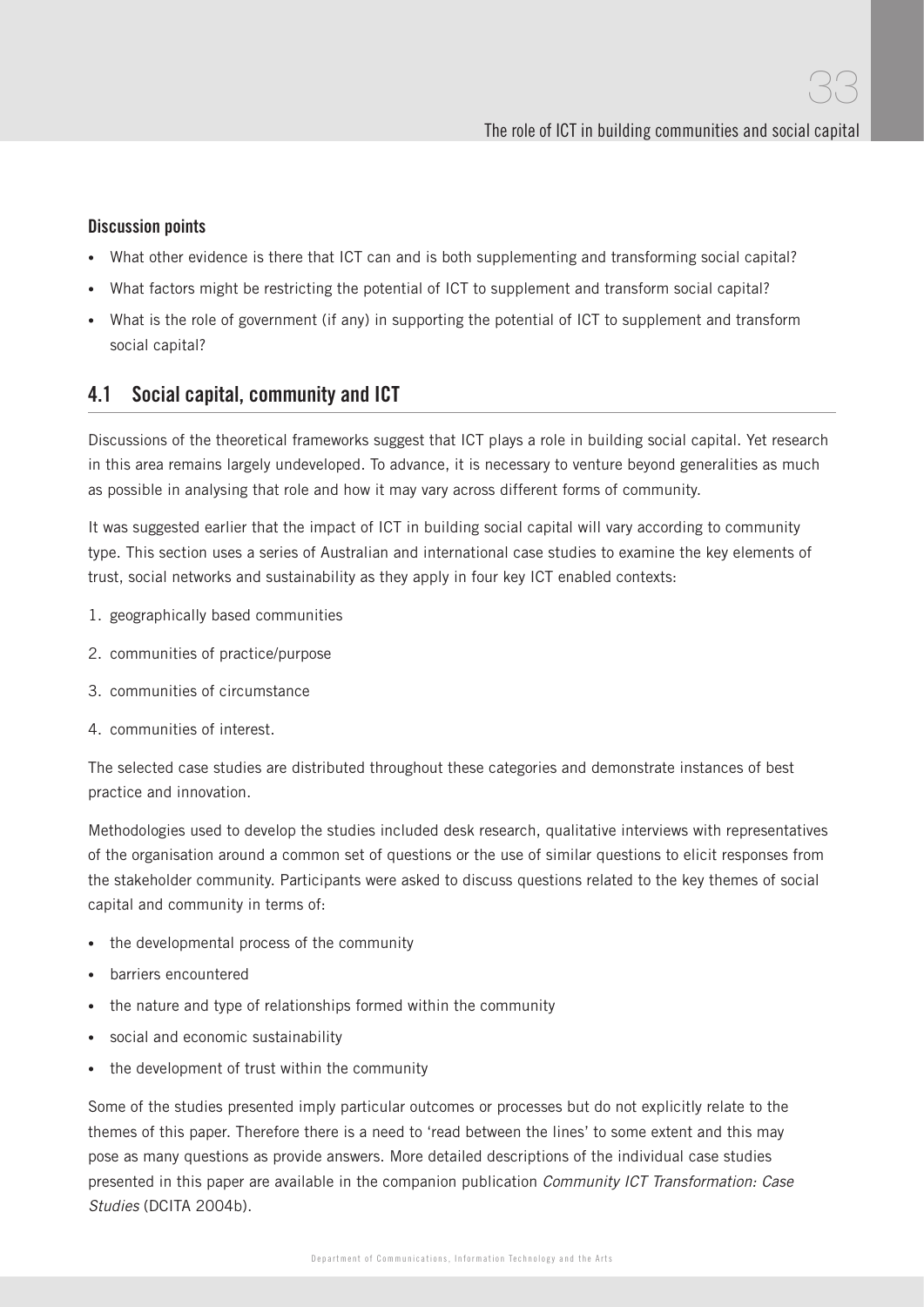**Discussion points**

- What other evidence is there that ICT can and is both supplementing and transforming social capital?
- What factors might be restricting the potential of ICT to supplement and transform social capital?
- What is the role of government (if any) in supporting the potential of ICT to supplement and transform social capital?

## 4.1 Social capital, community and ICT

Discussions of the theoretical frameworks suggest that ICT plays a role in building social capital. Yet research in this area remains largely undeveloped. To advance, it is necessary to venture beyond generalities as much as possible in analysing that role and how it may vary across different forms of community.

It was suggested earlier that the impact of ICT in building social capital will vary according to community type. This section uses a series of Australian and international case studies to examine the key elements of trust, social networks and sustainability as they apply in four key ICT enabled contexts:

1. geographically based communities
2. communities of practice/purpose
3. communities of circumstance
4. communities of interest.

The selected case studies are distributed throughout these categories and demonstrate instances of best practice and innovation.

Methodologies used to develop the studies included desk research, qualitative interviews with representatives of the organisation around a common set of questions or the use of similar questions to elicit responses from the stakeholder community. Participants were asked to discuss questions related to the key themes of social capital and community in terms of:

- the developmental process of the community
- barriers encountered
- the nature and type of relationships formed within the community
- social and economic sustainability
- the development of trust within the community

Some of the studies presented imply particular outcomes or processes but do not explicitly relate to the themes of this paper. Therefore there is a need to 'read between the lines' to some extent and this may pose as many questions as provide answers. More detailed descriptions of the individual case studies presented in this paper are available in the companion publication *Community ICT Transformation: Case Studies* (DCITA 2004b).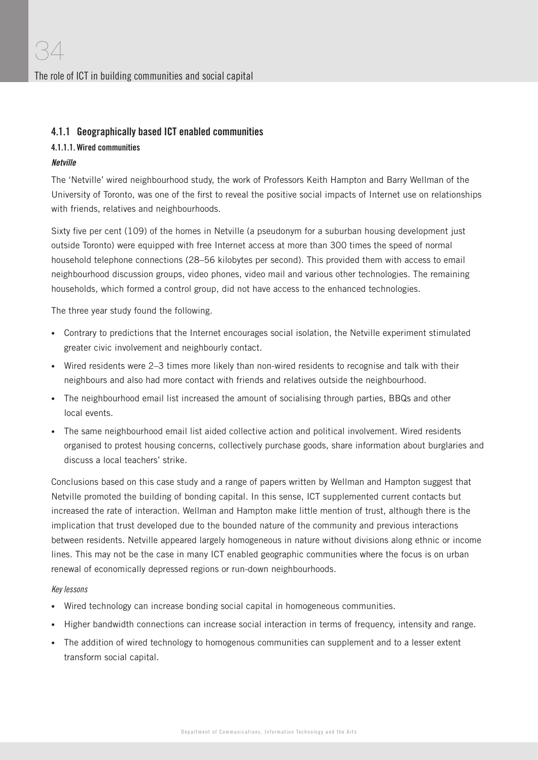### 4.1.1 Geographically based ICT enabled communities

#### 4.1.1.1. Wired communities

***Netville***

The 'Netville' wired neighbourhood study, the work of Professors Keith Hampton and Barry Wellman of the University of Toronto, was one of the first to reveal the positive social impacts of Internet use on relationships with friends, relatives and neighbourhoods.

Sixty five per cent (109) of the homes in Netville (a pseudonym for a suburban housing development just outside Toronto) were equipped with free Internet access at more than 300 times the speed of normal household telephone connections (28–56 kilobytes per second). This provided them with access to email neighbourhood discussion groups, video phones, video mail and various other technologies. The remaining households, which formed a control group, did not have access to the enhanced technologies.

The three year study found the following.

- Contrary to predictions that the Internet encourages social isolation, the Netville experiment stimulated greater civic involvement and neighbourly contact.
- Wired residents were 2–3 times more likely than non-wired residents to recognise and talk with their neighbours and also had more contact with friends and relatives outside the neighbourhood.
- The neighbourhood email list increased the amount of socialising through parties, BBQs and other local events.
- The same neighbourhood email list aided collective action and political involvement. Wired residents organised to protest housing concerns, collectively purchase goods, share information about burglaries and discuss a local teachers' strike.

Conclusions based on this case study and a range of papers written by Wellman and Hampton suggest that Netville promoted the building of bonding capital. In this sense, ICT supplemented current contacts but increased the rate of interaction. Wellman and Hampton make little mention of trust, although there is the implication that trust developed due to the bounded nature of the community and previous interactions between residents. Netville appeared largely homogeneous in nature without divisions along ethnic or income lines. This may not be the case in many ICT enabled geographic communities where the focus is on urban renewal of economically depressed regions or run-down neighbourhoods.

*Key lessons*

- Wired technology can increase bonding social capital in homogeneous communities.
- Higher bandwidth connections can increase social interaction in terms of frequency, intensity and range.
- The addition of wired technology to homogenous communities can supplement and to a lesser extent transform social capital.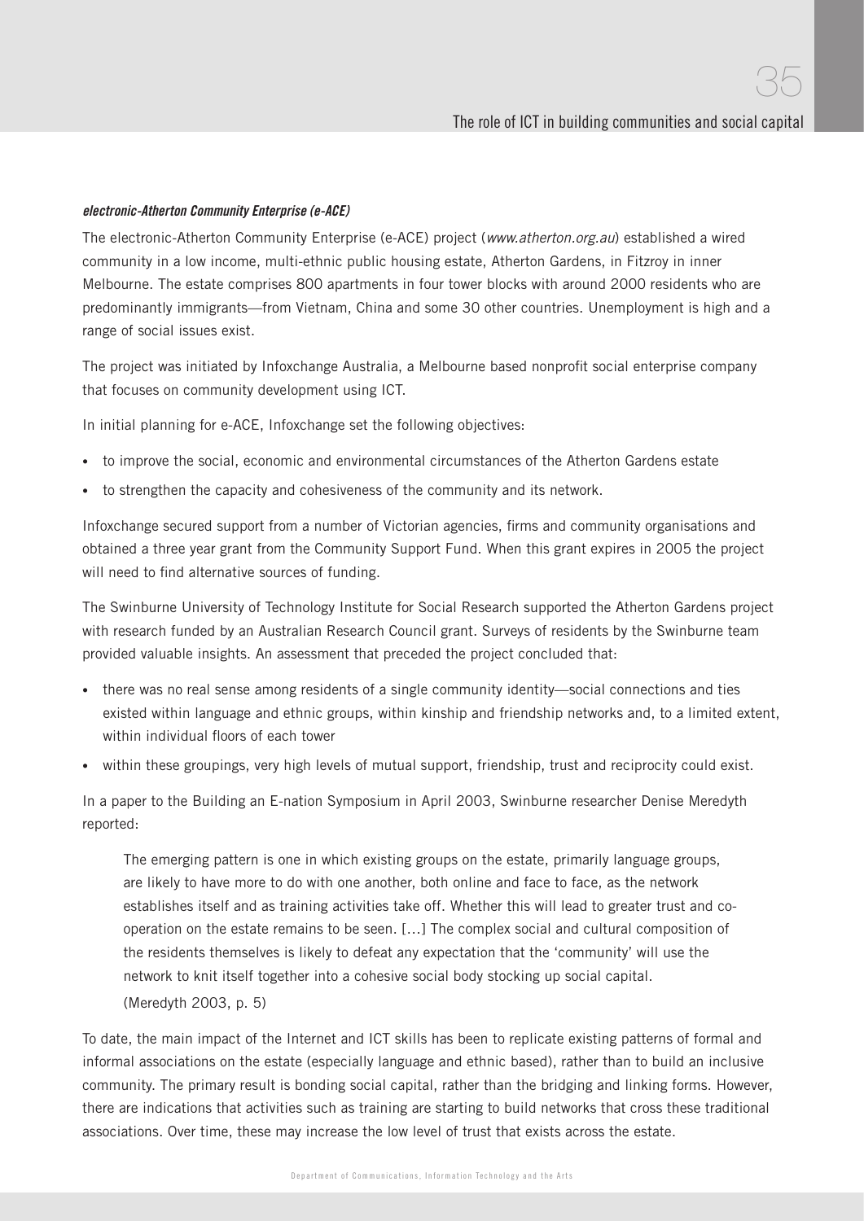### *electronic-Atherton Community Enterprise (e-ACE)*

The electronic-Atherton Community Enterprise (e-ACE) project (*www.atherton.org.au*) established a wired community in a low income, multi-ethnic public housing estate, Atherton Gardens, in Fitzroy in inner Melbourne. The estate comprises 800 apartments in four tower blocks with around 2000 residents who are predominantly immigrants—from Vietnam, China and some 30 other countries. Unemployment is high and a range of social issues exist.

The project was initiated by Infoxchange Australia, a Melbourne based nonprofit social enterprise company that focuses on community development using ICT.

In initial planning for e-ACE, Infoxchange set the following objectives:

- to improve the social, economic and environmental circumstances of the Atherton Gardens estate
- to strengthen the capacity and cohesiveness of the community and its network.

Infoxchange secured support from a number of Victorian agencies, firms and community organisations and obtained a three year grant from the Community Support Fund. When this grant expires in 2005 the project will need to find alternative sources of funding.

The Swinburne University of Technology Institute for Social Research supported the Atherton Gardens project with research funded by an Australian Research Council grant. Surveys of residents by the Swinburne team provided valuable insights. An assessment that preceded the project concluded that:

- there was no real sense among residents of a single community identity—social connections and ties existed within language and ethnic groups, within kinship and friendship networks and, to a limited extent, within individual floors of each tower
- within these groupings, very high levels of mutual support, friendship, trust and reciprocity could exist.

In a paper to the Building an E-nation Symposium in April 2003, Swinburne researcher Denise Meredyth reported:

> The emerging pattern is one in which existing groups on the estate, primarily language groups, are likely to have more to do with one another, both online and face to face, as the network establishes itself and as training activities take off. Whether this will lead to greater trust and co-operation on the estate remains to be seen. […] The complex social and cultural composition of the residents themselves is likely to defeat any expectation that the 'community' will use the network to knit itself together into a cohesive social body stocking up social capital.
>
> (Meredyth 2003, p. 5)

To date, the main impact of the Internet and ICT skills has been to replicate existing patterns of formal and informal associations on the estate (especially language and ethnic based), rather than to build an inclusive community. The primary result is bonding social capital, rather than the bridging and linking forms. However, there are indications that activities such as training are starting to build networks that cross these traditional associations. Over time, these may increase the low level of trust that exists across the estate.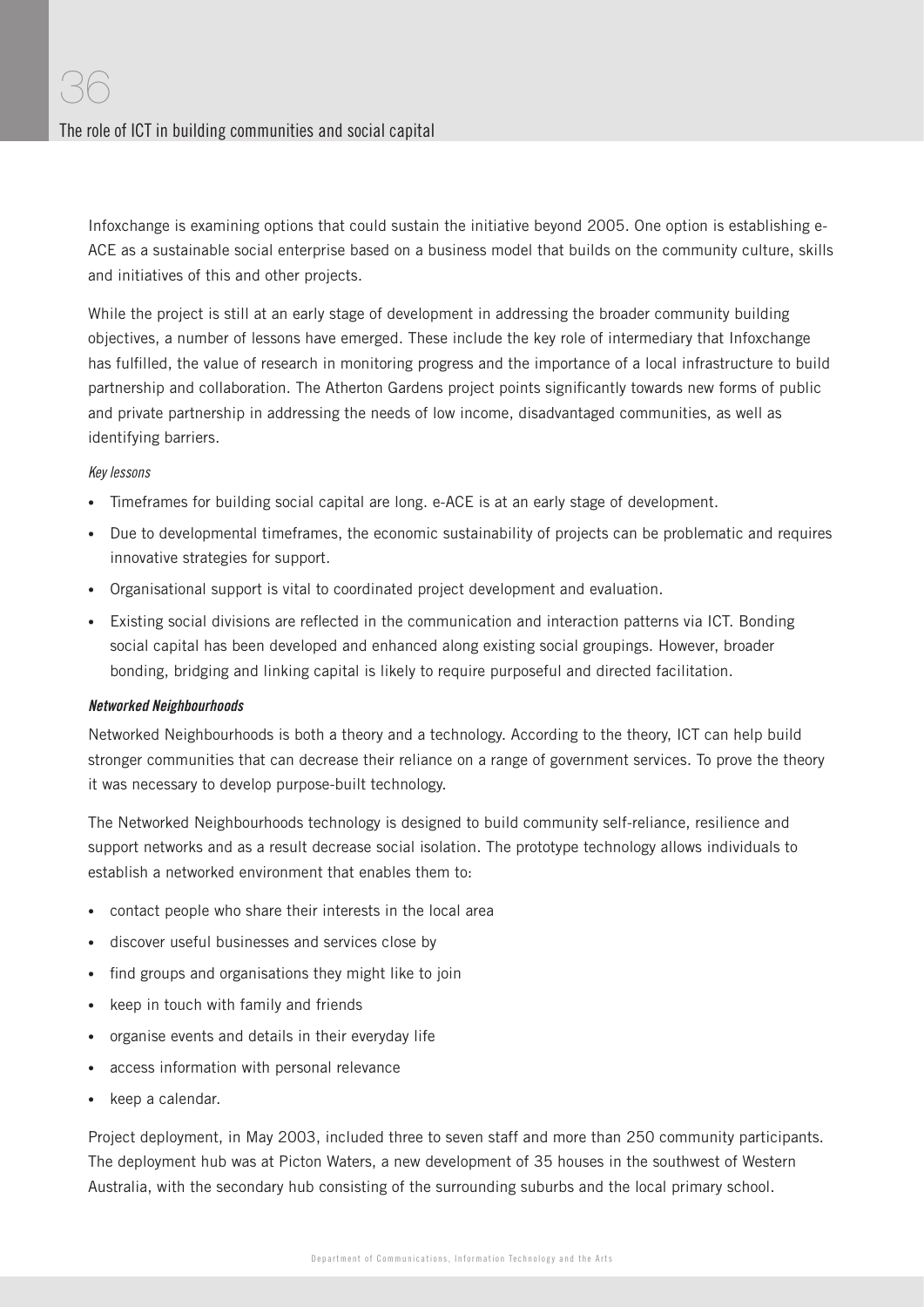Infoxchange is examining options that could sustain the initiative beyond 2005. One option is establishing e-ACE as a sustainable social enterprise based on a business model that builds on the community culture, skills and initiatives of this and other projects.

While the project is still at an early stage of development in addressing the broader community building objectives, a number of lessons have emerged. These include the key role of intermediary that Infoxchange has fulfilled, the value of research in monitoring progress and the importance of a local infrastructure to build partnership and collaboration. The Atherton Gardens project points significantly towards new forms of public and private partnership in addressing the needs of low income, disadvantaged communities, as well as identifying barriers.

*Key lessons*

- Timeframes for building social capital are long. e-ACE is at an early stage of development.
- Due to developmental timeframes, the economic sustainability of projects can be problematic and requires innovative strategies for support.
- Organisational support is vital to coordinated project development and evaluation.
- Existing social divisions are reflected in the communication and interaction patterns via ICT. Bonding social capital has been developed and enhanced along existing social groupings. However, broader bonding, bridging and linking capital is likely to require purposeful and directed facilitation.

***Networked Neighbourhoods***

Networked Neighbourhoods is both a theory and a technology. According to the theory, ICT can help build stronger communities that can decrease their reliance on a range of government services. To prove the theory it was necessary to develop purpose-built technology.

The Networked Neighbourhoods technology is designed to build community self-reliance, resilience and support networks and as a result decrease social isolation. The prototype technology allows individuals to establish a networked environment that enables them to:

- contact people who share their interests in the local area
- discover useful businesses and services close by
- find groups and organisations they might like to join
- keep in touch with family and friends
- organise events and details in their everyday life
- access information with personal relevance
- keep a calendar.

Project deployment, in May 2003, included three to seven staff and more than 250 community participants. The deployment hub was at Picton Waters, a new development of 35 houses in the southwest of Western Australia, with the secondary hub consisting of the surrounding suburbs and the local primary school.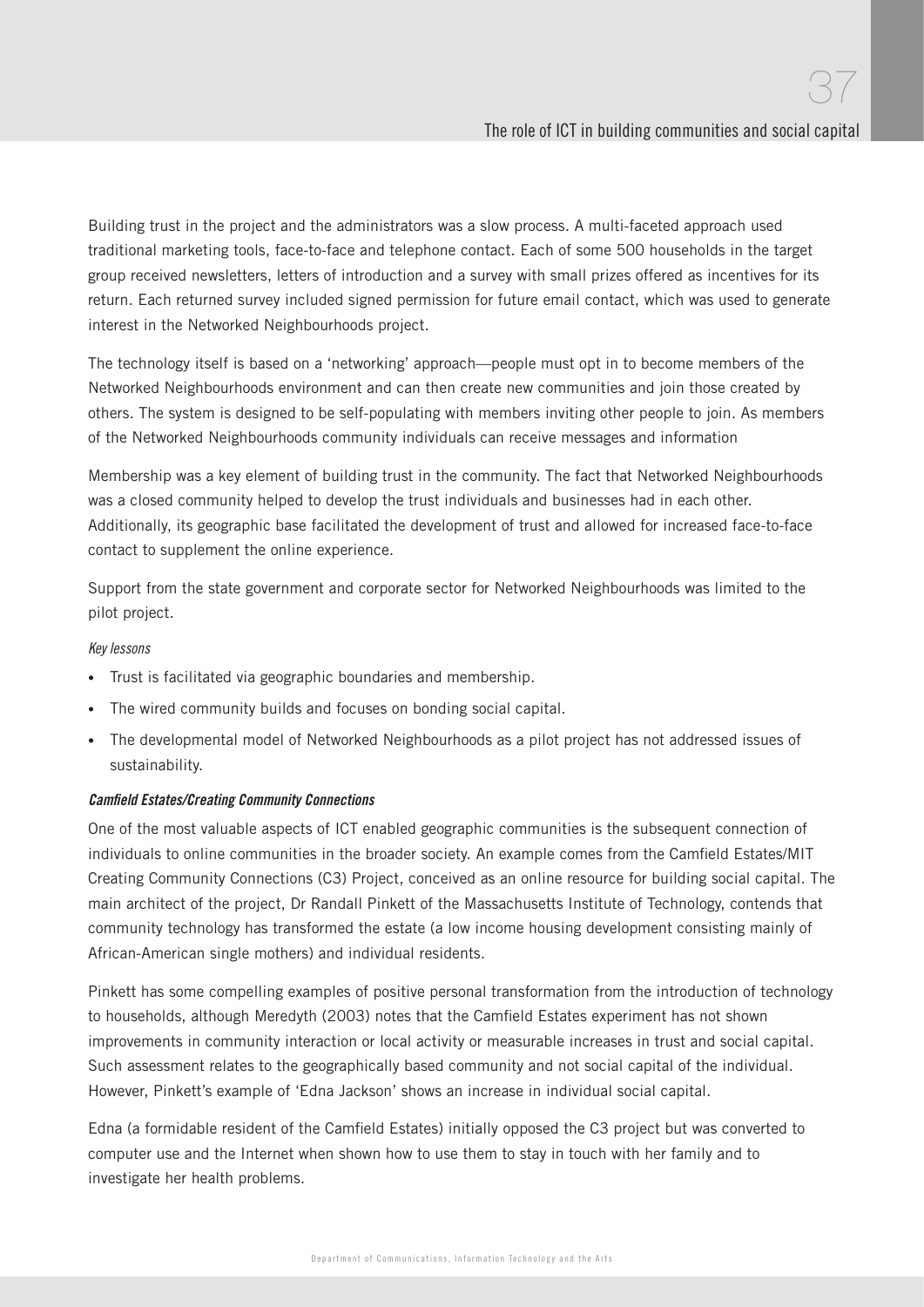Building trust in the project and the administrators was a slow process. A multi-faceted approach used traditional marketing tools, face-to-face and telephone contact. Each of some 500 households in the target group received newsletters, letters of introduction and a survey with small prizes offered as incentives for its return. Each returned survey included signed permission for future email contact, which was used to generate interest in the Networked Neighbourhoods project.

The technology itself is based on a 'networking' approach—people must opt in to become members of the Networked Neighbourhoods environment and can then create new communities and join those created by others. The system is designed to be self-populating with members inviting other people to join. As members of the Networked Neighbourhoods community individuals can receive messages and information

Membership was a key element of building trust in the community. The fact that Networked Neighbourhoods was a closed community helped to develop the trust individuals and businesses had in each other. Additionally, its geographic base facilitated the development of trust and allowed for increased face-to-face contact to supplement the online experience.

Support from the state government and corporate sector for Networked Neighbourhoods was limited to the pilot project.

*Key lessons*

- Trust is facilitated via geographic boundaries and membership.
- The wired community builds and focuses on bonding social capital.
- The developmental model of Networked Neighbourhoods as a pilot project has not addressed issues of sustainability.

***Camfield Estates/Creating Community Connections***

One of the most valuable aspects of ICT enabled geographic communities is the subsequent connection of individuals to online communities in the broader society. An example comes from the Camfield Estates/MIT Creating Community Connections (C3) Project, conceived as an online resource for building social capital. The main architect of the project, Dr Randall Pinkett of the Massachusetts Institute of Technology, contends that community technology has transformed the estate (a low income housing development consisting mainly of African-American single mothers) and individual residents.

Pinkett has some compelling examples of positive personal transformation from the introduction of technology to households, although Meredyth (2003) notes that the Camfield Estates experiment has not shown improvements in community interaction or local activity or measurable increases in trust and social capital. Such assessment relates to the geographically based community and not social capital of the individual. However, Pinkett's example of 'Edna Jackson' shows an increase in individual social capital.

Edna (a formidable resident of the Camfield Estates) initially opposed the C3 project but was converted to computer use and the Internet when shown how to use them to stay in touch with her family and to investigate her health problems.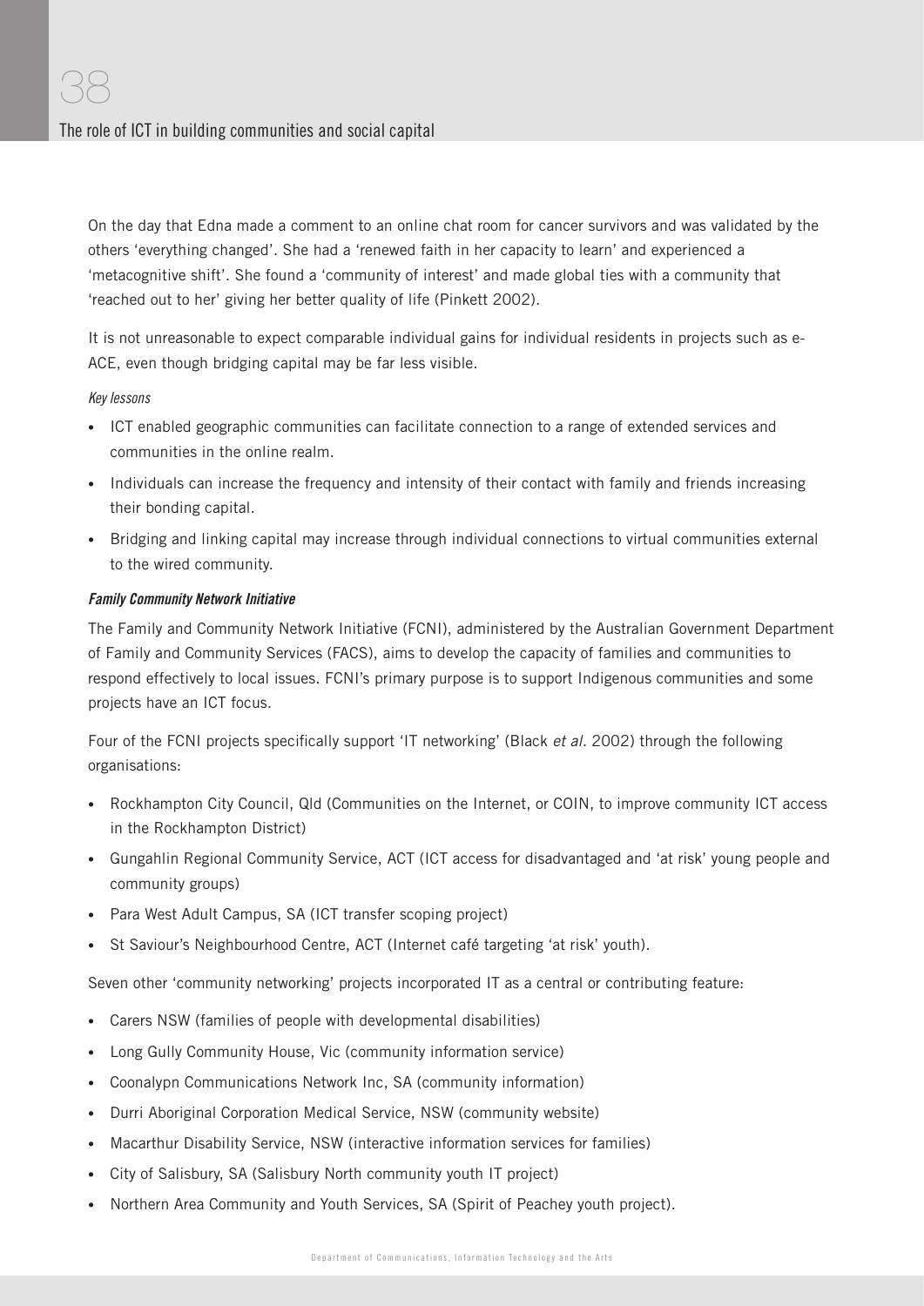On the day that Edna made a comment to an online chat room for cancer survivors and was validated by the others 'everything changed'. She had a 'renewed faith in her capacity to learn' and experienced a 'metacognitive shift'. She found a 'community of interest' and made global ties with a community that 'reached out to her' giving her better quality of life (Pinkett 2002).

It is not unreasonable to expect comparable individual gains for individual residents in projects such as e-ACE, even though bridging capital may be far less visible.

*Key lessons*

- ICT enabled geographic communities can facilitate connection to a range of extended services and communities in the online realm.
- Individuals can increase the frequency and intensity of their contact with family and friends increasing their bonding capital.
- Bridging and linking capital may increase through individual connections to virtual communities external to the wired community.

***Family Community Network Initiative***

The Family and Community Network Initiative (FCNI), administered by the Australian Government Department of Family and Community Services (FACS), aims to develop the capacity of families and communities to respond effectively to local issues. FCNI's primary purpose is to support Indigenous communities and some projects have an ICT focus.

Four of the FCNI projects specifically support 'IT networking' (Black *et al.* 2002) through the following organisations:

- Rockhampton City Council, Qld (Communities on the Internet, or COIN, to improve community ICT access in the Rockhampton District)
- Gungahlin Regional Community Service, ACT (ICT access for disadvantaged and 'at risk' young people and community groups)
- Para West Adult Campus, SA (ICT transfer scoping project)
- St Saviour's Neighbourhood Centre, ACT (Internet café targeting 'at risk' youth).

Seven other 'community networking' projects incorporated IT as a central or contributing feature:

- Carers NSW (families of people with developmental disabilities)
- Long Gully Community House, Vic (community information service)
- Coonalypn Communications Network Inc, SA (community information)
- Durri Aboriginal Corporation Medical Service, NSW (community website)
- Macarthur Disability Service, NSW (interactive information services for families)
- City of Salisbury, SA (Salisbury North community youth IT project)
- Northern Area Community and Youth Services, SA (Spirit of Peachey youth project).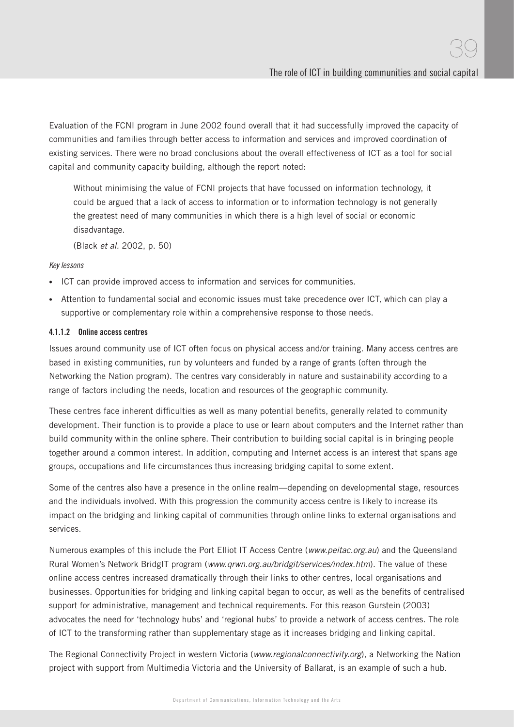Evaluation of the FCNI program in June 2002 found overall that it had successfully improved the capacity of communities and families through better access to information and services and improved coordination of existing services. There were no broad conclusions about the overall effectiveness of ICT as a tool for social capital and community capacity building, although the report noted:

> Without minimising the value of FCNI projects that have focussed on information technology, it could be argued that a lack of access to information or to information technology is not generally the greatest need of many communities in which there is a high level of social or economic disadvantage.
>
> (Black *et al.* 2002, p. 50)

*Key lessons*

- ICT can provide improved access to information and services for communities.
- Attention to fundamental social and economic issues must take precedence over ICT, which can play a supportive or complementary role within a comprehensive response to those needs.

#### 4.1.1.2 Online access centres

Issues around community use of ICT often focus on physical access and/or training. Many access centres are based in existing communities, run by volunteers and funded by a range of grants (often through the Networking the Nation program). The centres vary considerably in nature and sustainability according to a range of factors including the needs, location and resources of the geographic community.

These centres face inherent difficulties as well as many potential benefits, generally related to community development. Their function is to provide a place to use or learn about computers and the Internet rather than build community within the online sphere. Their contribution to building social capital is in bringing people together around a common interest. In addition, computing and Internet access is an interest that spans age groups, occupations and life circumstances thus increasing bridging capital to some extent.

Some of the centres also have a presence in the online realm—depending on developmental stage, resources and the individuals involved. With this progression the community access centre is likely to increase its impact on the bridging and linking capital of communities through online links to external organisations and services.

Numerous examples of this include the Port Elliot IT Access Centre (*www.peitac.org.au*) and the Queensland Rural Women's Network BridgIT program (*www.qrwn.org.au/bridgit/services/index.htm*). The value of these online access centres increased dramatically through their links to other centres, local organisations and businesses. Opportunities for bridging and linking capital began to occur, as well as the benefits of centralised support for administrative, management and technical requirements. For this reason Gurstein (2003) advocates the need for 'technology hubs' and 'regional hubs' to provide a network of access centres. The role of ICT to the transforming rather than supplementary stage as it increases bridging and linking capital.

The Regional Connectivity Project in western Victoria (*www.regionalconnectivity.org*), a Networking the Nation project with support from Multimedia Victoria and the University of Ballarat, is an example of such a hub.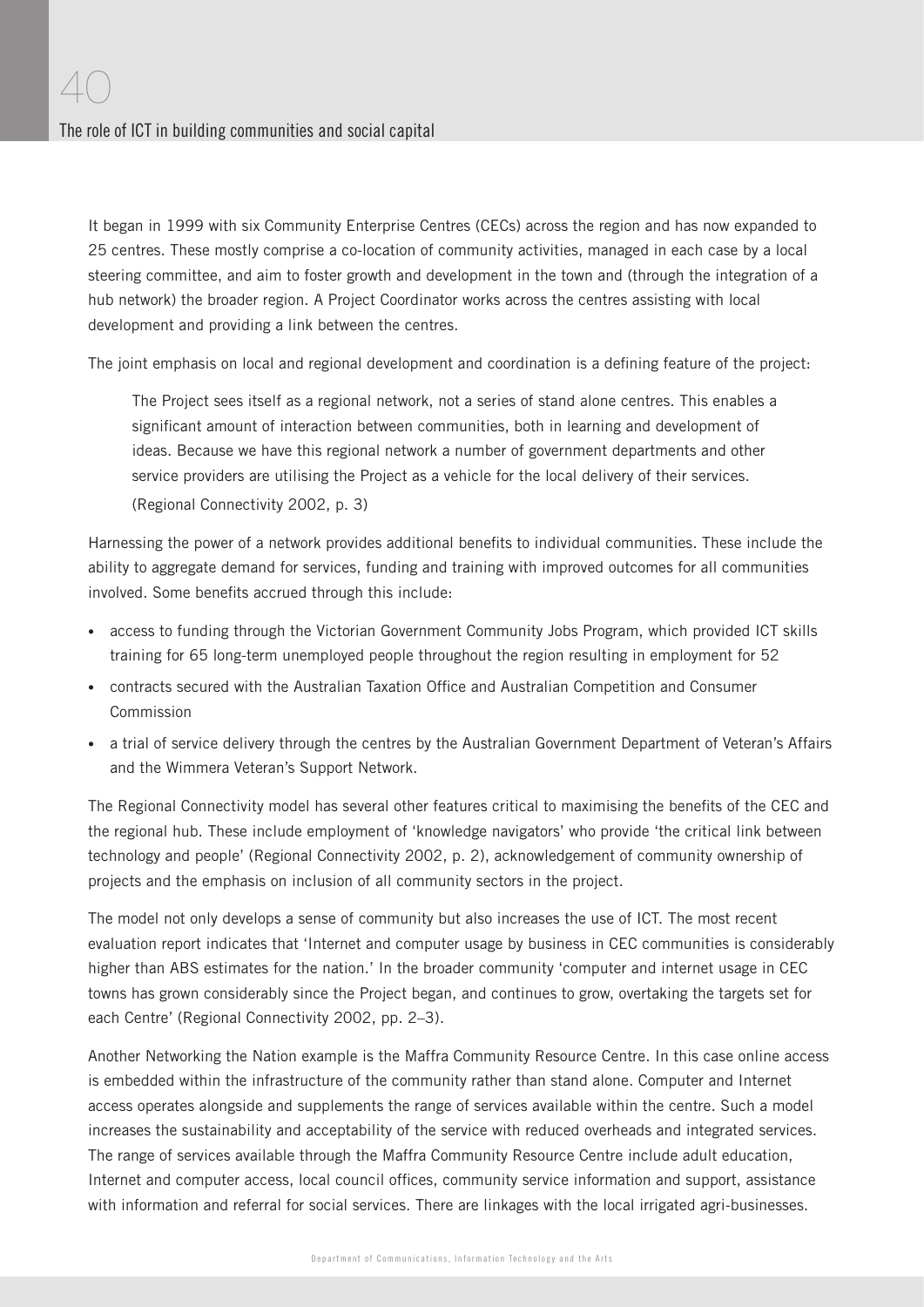It began in 1999 with six Community Enterprise Centres (CECs) across the region and has now expanded to 25 centres. These mostly comprise a co-location of community activities, managed in each case by a local steering committee, and aim to foster growth and development in the town and (through the integration of a hub network) the broader region. A Project Coordinator works across the centres assisting with local development and providing a link between the centres.

The joint emphasis on local and regional development and coordination is a defining feature of the project:

> The Project sees itself as a regional network, not a series of stand alone centres. This enables a significant amount of interaction between communities, both in learning and development of ideas. Because we have this regional network a number of government departments and other service providers are utilising the Project as a vehicle for the local delivery of their services.
>
> (Regional Connectivity 2002, p. 3)

Harnessing the power of a network provides additional benefits to individual communities. These include the ability to aggregate demand for services, funding and training with improved outcomes for all communities involved. Some benefits accrued through this include:

- access to funding through the Victorian Government Community Jobs Program, which provided ICT skills training for 65 long-term unemployed people throughout the region resulting in employment for 52
- contracts secured with the Australian Taxation Office and Australian Competition and Consumer Commission
- a trial of service delivery through the centres by the Australian Government Department of Veteran's Affairs and the Wimmera Veteran's Support Network.

The Regional Connectivity model has several other features critical to maximising the benefits of the CEC and the regional hub. These include employment of 'knowledge navigators' who provide 'the critical link between technology and people' (Regional Connectivity 2002, p. 2), acknowledgement of community ownership of projects and the emphasis on inclusion of all community sectors in the project.

The model not only develops a sense of community but also increases the use of ICT. The most recent evaluation report indicates that 'Internet and computer usage by business in CEC communities is considerably higher than ABS estimates for the nation.' In the broader community 'computer and internet usage in CEC towns has grown considerably since the Project began, and continues to grow, overtaking the targets set for each Centre' (Regional Connectivity 2002, pp. 2–3).

Another Networking the Nation example is the Maffra Community Resource Centre. In this case online access is embedded within the infrastructure of the community rather than stand alone. Computer and Internet access operates alongside and supplements the range of services available within the centre. Such a model increases the sustainability and acceptability of the service with reduced overheads and integrated services. The range of services available through the Maffra Community Resource Centre include adult education, Internet and computer access, local council offices, community service information and support, assistance with information and referral for social services. There are linkages with the local irrigated agri-businesses.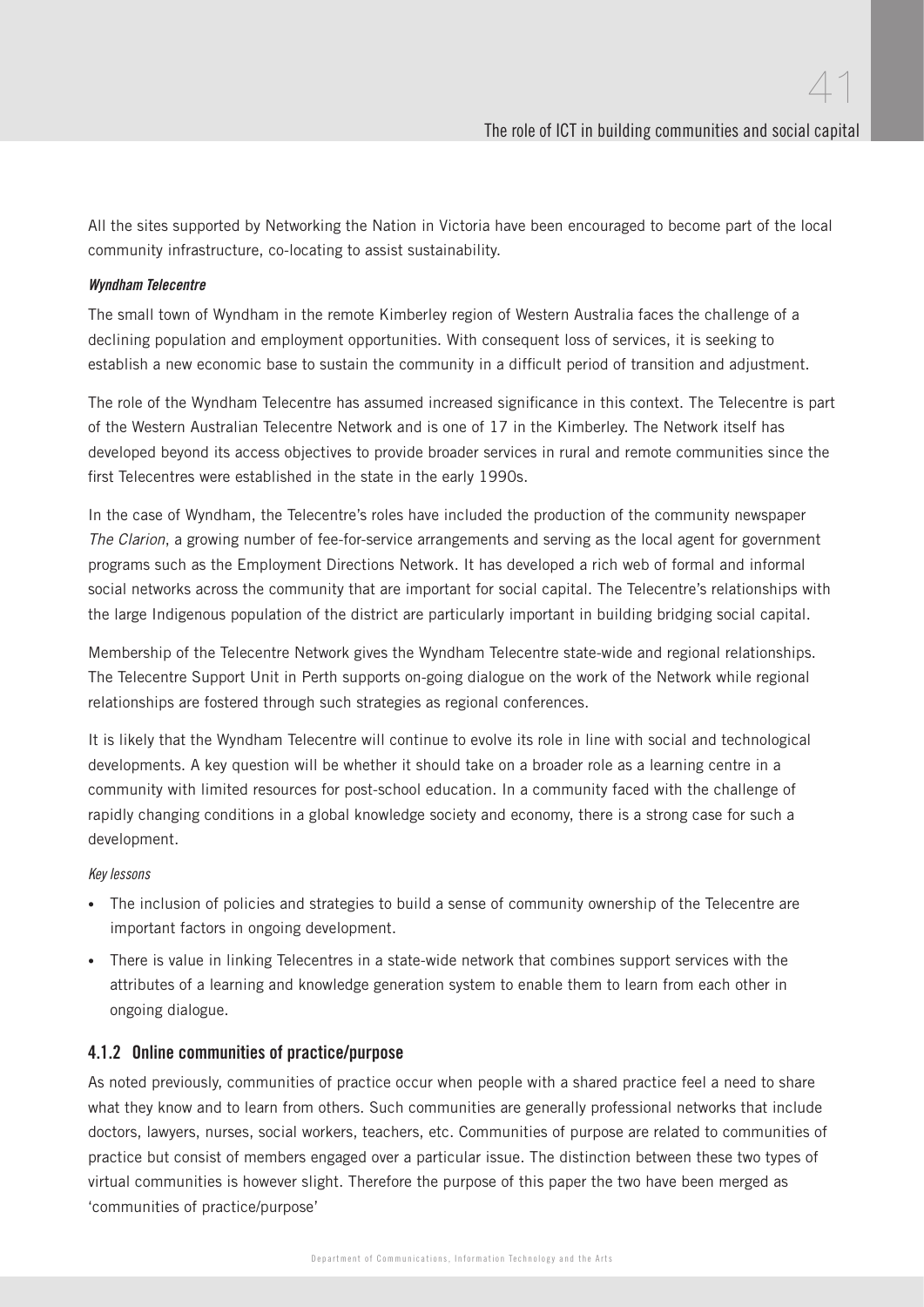All the sites supported by Networking the Nation in Victoria have been encouraged to become part of the local community infrastructure, co-locating to assist sustainability.

***Wyndham Telecentre***

The small town of Wyndham in the remote Kimberley region of Western Australia faces the challenge of a declining population and employment opportunities. With consequent loss of services, it is seeking to establish a new economic base to sustain the community in a difficult period of transition and adjustment.

The role of the Wyndham Telecentre has assumed increased significance in this context. The Telecentre is part of the Western Australian Telecentre Network and is one of 17 in the Kimberley. The Network itself has developed beyond its access objectives to provide broader services in rural and remote communities since the first Telecentres were established in the state in the early 1990s.

In the case of Wyndham, the Telecentre's roles have included the production of the community newspaper *The Clarion*, a growing number of fee-for-service arrangements and serving as the local agent for government programs such as the Employment Directions Network. It has developed a rich web of formal and informal social networks across the community that are important for social capital. The Telecentre's relationships with the large Indigenous population of the district are particularly important in building bridging social capital.

Membership of the Telecentre Network gives the Wyndham Telecentre state-wide and regional relationships. The Telecentre Support Unit in Perth supports on-going dialogue on the work of the Network while regional relationships are fostered through such strategies as regional conferences.

It is likely that the Wyndham Telecentre will continue to evolve its role in line with social and technological developments. A key question will be whether it should take on a broader role as a learning centre in a community with limited resources for post-school education. In a community faced with the challenge of rapidly changing conditions in a global knowledge society and economy, there is a strong case for such a development.

*Key lessons*

- The inclusion of policies and strategies to build a sense of community ownership of the Telecentre are important factors in ongoing development.
- There is value in linking Telecentres in a state-wide network that combines support services with the attributes of a learning and knowledge generation system to enable them to learn from each other in ongoing dialogue.

### 4.1.2 Online communities of practice/purpose

As noted previously, communities of practice occur when people with a shared practice feel a need to share what they know and to learn from others. Such communities are generally professional networks that include doctors, lawyers, nurses, social workers, teachers, etc. Communities of purpose are related to communities of practice but consist of members engaged over a particular issue. The distinction between these two types of virtual communities is however slight. Therefore the purpose of this paper the two have been merged as 'communities of practice/purpose'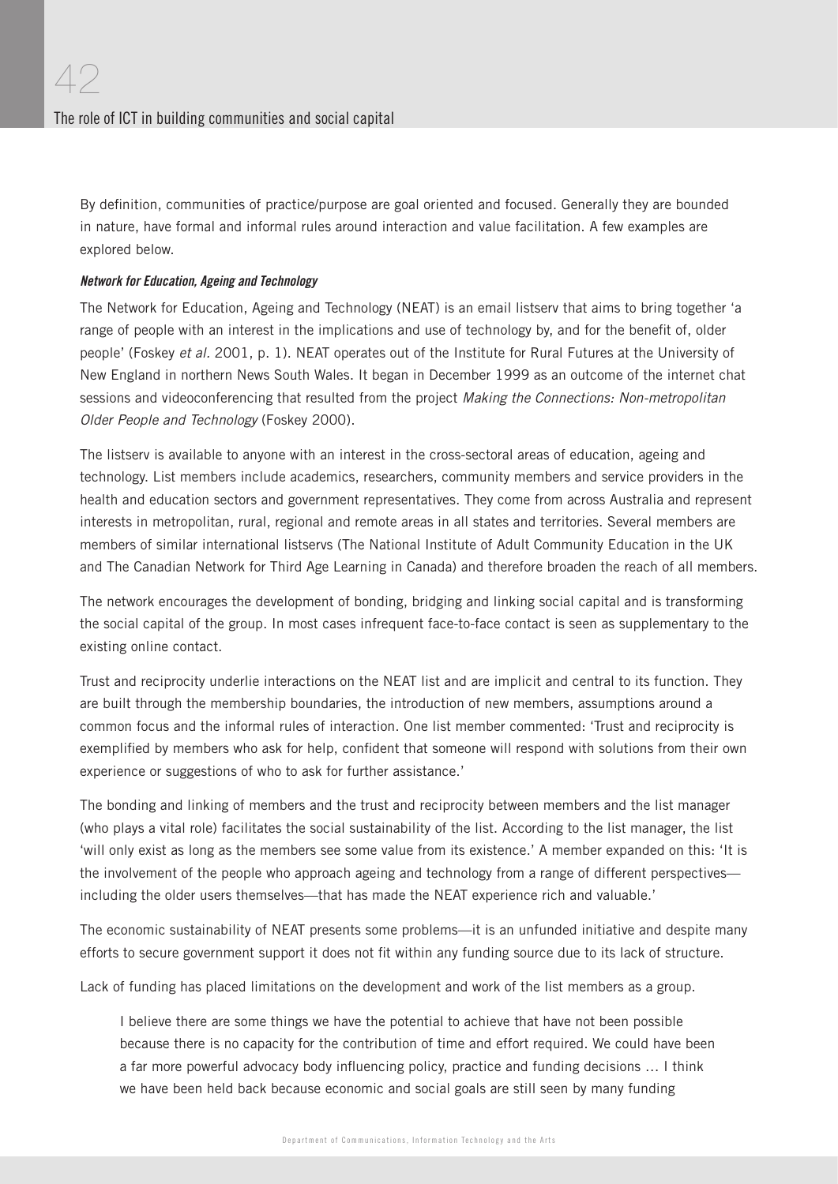By definition, communities of practice/purpose are goal oriented and focused. Generally they are bounded in nature, have formal and informal rules around interaction and value facilitation. A few examples are explored below.

***Network for Education, Ageing and Technology***

The Network for Education, Ageing and Technology (NEAT) is an email listserv that aims to bring together 'a range of people with an interest in the implications and use of technology by, and for the benefit of, older people' (Foskey *et al.* 2001, p. 1). NEAT operates out of the Institute for Rural Futures at the University of New England in northern News South Wales. It began in December 1999 as an outcome of the internet chat sessions and videoconferencing that resulted from the project *Making the Connections: Non-metropolitan Older People and Technology* (Foskey 2000).

The listserv is available to anyone with an interest in the cross-sectoral areas of education, ageing and technology. List members include academics, researchers, community members and service providers in the health and education sectors and government representatives. They come from across Australia and represent interests in metropolitan, rural, regional and remote areas in all states and territories. Several members are members of similar international listservs (The National Institute of Adult Community Education in the UK and The Canadian Network for Third Age Learning in Canada) and therefore broaden the reach of all members.

The network encourages the development of bonding, bridging and linking social capital and is transforming the social capital of the group. In most cases infrequent face-to-face contact is seen as supplementary to the existing online contact.

Trust and reciprocity underlie interactions on the NEAT list and are implicit and central to its function. They are built through the membership boundaries, the introduction of new members, assumptions around a common focus and the informal rules of interaction. One list member commented: 'Trust and reciprocity is exemplified by members who ask for help, confident that someone will respond with solutions from their own experience or suggestions of who to ask for further assistance.'

The bonding and linking of members and the trust and reciprocity between members and the list manager (who plays a vital role) facilitates the social sustainability of the list. According to the list manager, the list 'will only exist as long as the members see some value from its existence.' A member expanded on this: 'It is the involvement of the people who approach ageing and technology from a range of different perspectives—including the older users themselves—that has made the NEAT experience rich and valuable.'

The economic sustainability of NEAT presents some problems—it is an unfunded initiative and despite many efforts to secure government support it does not fit within any funding source due to its lack of structure.

Lack of funding has placed limitations on the development and work of the list members as a group.

> I believe there are some things we have the potential to achieve that have not been possible because there is no capacity for the contribution of time and effort required. We could have been a far more powerful advocacy body influencing policy, practice and funding decisions … I think we have been held back because economic and social goals are still seen by many funding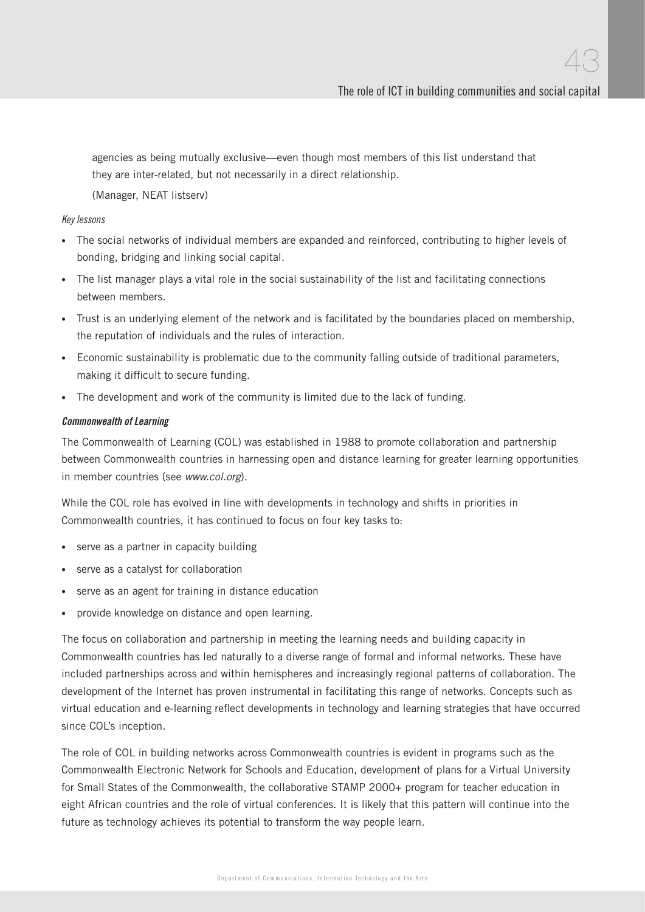agencies as being mutually exclusive—even though most members of this list understand that they are inter-related, but not necessarily in a direct relationship.

(Manager, NEAT listserv)

*Key lessons*

- The social networks of individual members are expanded and reinforced, contributing to higher levels of bonding, bridging and linking social capital.
- The list manager plays a vital role in the social sustainability of the list and facilitating connections between members.
- Trust is an underlying element of the network and is facilitated by the boundaries placed on membership, the reputation of individuals and the rules of interaction.
- Economic sustainability is problematic due to the community falling outside of traditional parameters, making it difficult to secure funding.
- The development and work of the community is limited due to the lack of funding.

***Commonwealth of Learning***

The Commonwealth of Learning (COL) was established in 1988 to promote collaboration and partnership between Commonwealth countries in harnessing open and distance learning for greater learning opportunities in member countries (see *www.col.org*).

While the COL role has evolved in line with developments in technology and shifts in priorities in Commonwealth countries, it has continued to focus on four key tasks to:

- serve as a partner in capacity building
- serve as a catalyst for collaboration
- serve as an agent for training in distance education
- provide knowledge on distance and open learning.

The focus on collaboration and partnership in meeting the learning needs and building capacity in Commonwealth countries has led naturally to a diverse range of formal and informal networks. These have included partnerships across and within hemispheres and increasingly regional patterns of collaboration. The development of the Internet has proven instrumental in facilitating this range of networks. Concepts such as virtual education and e-learning reflect developments in technology and learning strategies that have occurred since COL's inception.

The role of COL in building networks across Commonwealth countries is evident in programs such as the Commonwealth Electronic Network for Schools and Education, development of plans for a Virtual University for Small States of the Commonwealth, the collaborative STAMP 2000+ program for teacher education in eight African countries and the role of virtual conferences. It is likely that this pattern will continue into the future as technology achieves its potential to transform the way people learn.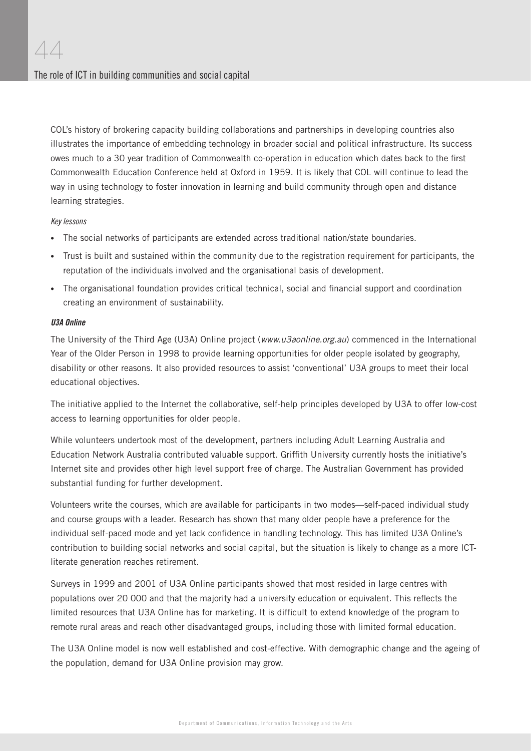COL's history of brokering capacity building collaborations and partnerships in developing countries also illustrates the importance of embedding technology in broader social and political infrastructure. Its success owes much to a 30 year tradition of Commonwealth co-operation in education which dates back to the first Commonwealth Education Conference held at Oxford in 1959. It is likely that COL will continue to lead the way in using technology to foster innovation in learning and build community through open and distance learning strategies.

*Key lessons*

- The social networks of participants are extended across traditional nation/state boundaries.
- Trust is built and sustained within the community due to the registration requirement for participants, the reputation of the individuals involved and the organisational basis of development.
- The organisational foundation provides critical technical, social and financial support and coordination creating an environment of sustainability.

***U3A Online***

The University of the Third Age (U3A) Online project (*www.u3aonline.org.au*) commenced in the International Year of the Older Person in 1998 to provide learning opportunities for older people isolated by geography, disability or other reasons. It also provided resources to assist 'conventional' U3A groups to meet their local educational objectives.

The initiative applied to the Internet the collaborative, self-help principles developed by U3A to offer low-cost access to learning opportunities for older people.

While volunteers undertook most of the development, partners including Adult Learning Australia and Education Network Australia contributed valuable support. Griffith University currently hosts the initiative's Internet site and provides other high level support free of charge. The Australian Government has provided substantial funding for further development.

Volunteers write the courses, which are available for participants in two modes—self-paced individual study and course groups with a leader. Research has shown that many older people have a preference for the individual self-paced mode and yet lack confidence in handling technology. This has limited U3A Online's contribution to building social networks and social capital, but the situation is likely to change as a more ICT-literate generation reaches retirement.

Surveys in 1999 and 2001 of U3A Online participants showed that most resided in large centres with populations over 20 000 and that the majority had a university education or equivalent. This reflects the limited resources that U3A Online has for marketing. It is difficult to extend knowledge of the program to remote rural areas and reach other disadvantaged groups, including those with limited formal education.

The U3A Online model is now well established and cost-effective. With demographic change and the ageing of the population, demand for U3A Online provision may grow.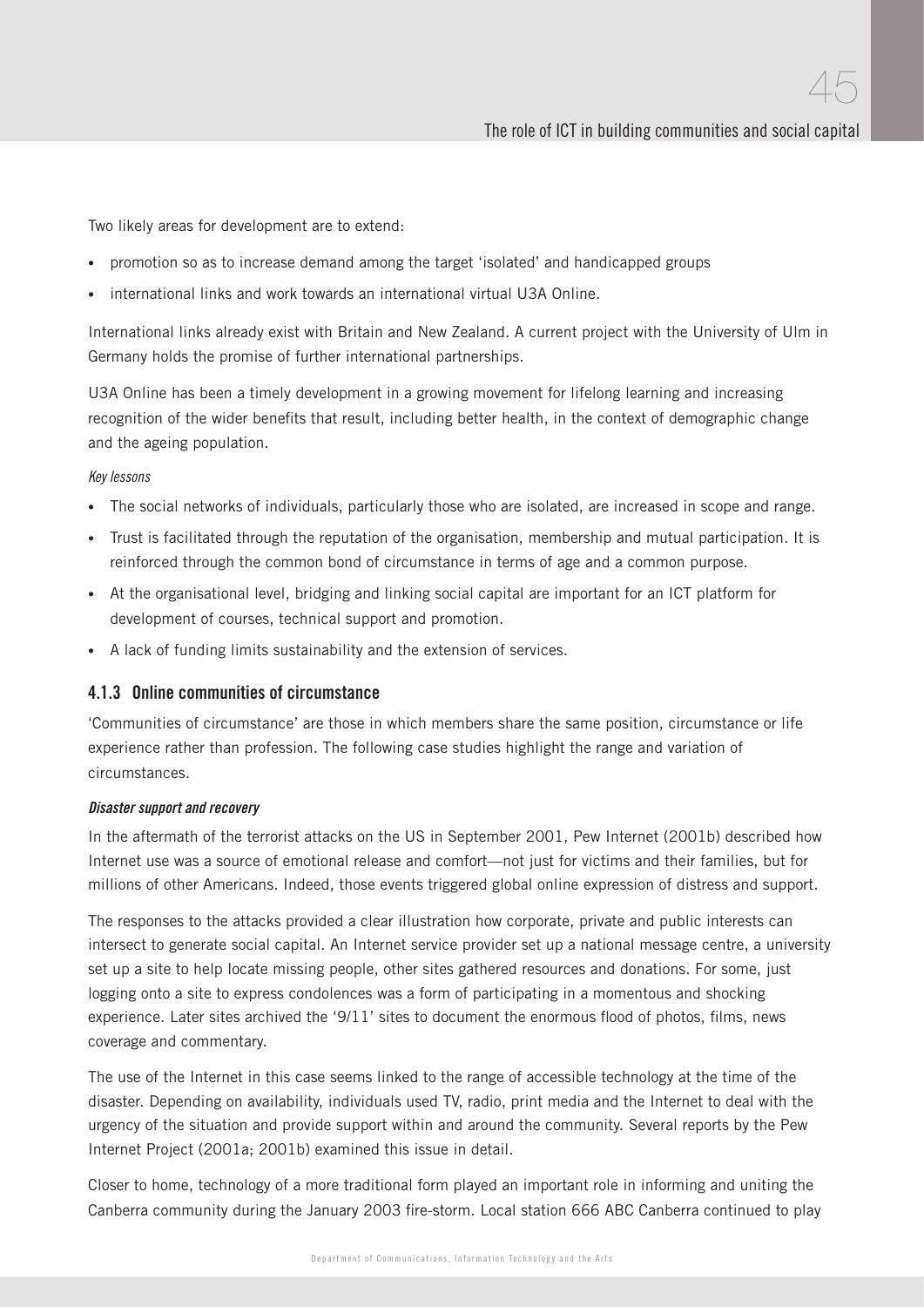Two likely areas for development are to extend:

- promotion so as to increase demand among the target 'isolated' and handicapped groups
- international links and work towards an international virtual U3A Online.

International links already exist with Britain and New Zealand. A current project with the University of Ulm in Germany holds the promise of further international partnerships.

U3A Online has been a timely development in a growing movement for lifelong learning and increasing recognition of the wider benefits that result, including better health, in the context of demographic change and the ageing population.

*Key lessons*

- The social networks of individuals, particularly those who are isolated, are increased in scope and range.
- Trust is facilitated through the reputation of the organisation, membership and mutual participation. It is reinforced through the common bond of circumstance in terms of age and a common purpose.
- At the organisational level, bridging and linking social capital are important for an ICT platform for development of courses, technical support and promotion.
- A lack of funding limits sustainability and the extension of services.

### 4.1.3 Online communities of circumstance

'Communities of circumstance' are those in which members share the same position, circumstance or life experience rather than profession. The following case studies highlight the range and variation of circumstances.

***Disaster support and recovery***

In the aftermath of the terrorist attacks on the US in September 2001, Pew Internet (2001b) described how Internet use was a source of emotional release and comfort—not just for victims and their families, but for millions of other Americans. Indeed, those events triggered global online expression of distress and support.

The responses to the attacks provided a clear illustration how corporate, private and public interests can intersect to generate social capital. An Internet service provider set up a national message centre, a university set up a site to help locate missing people, other sites gathered resources and donations. For some, just logging onto a site to express condolences was a form of participating in a momentous and shocking experience. Later sites archived the '9/11' sites to document the enormous flood of photos, films, news coverage and commentary.

The use of the Internet in this case seems linked to the range of accessible technology at the time of the disaster. Depending on availability, individuals used TV, radio, print media and the Internet to deal with the urgency of the situation and provide support within and around the community. Several reports by the Pew Internet Project (2001a; 2001b) examined this issue in detail.

Closer to home, technology of a more traditional form played an important role in informing and uniting the Canberra community during the January 2003 fire-storm. Local station 666 ABC Canberra continued to play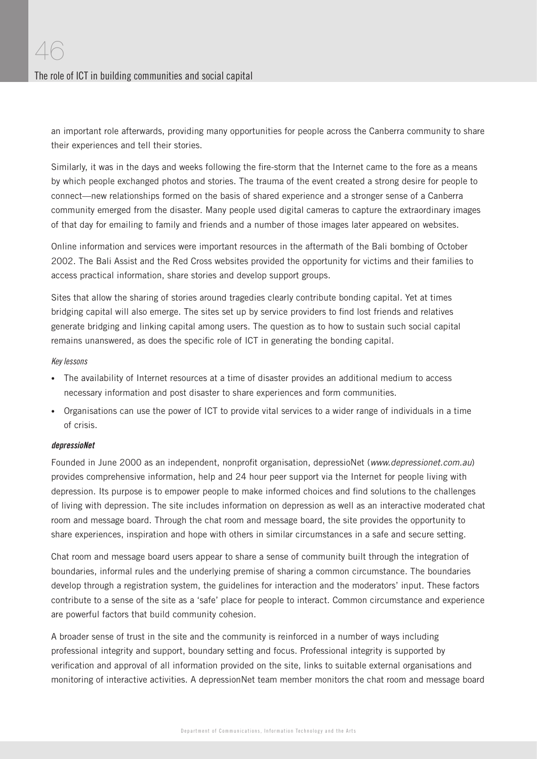an important role afterwards, providing many opportunities for people across the Canberra community to share their experiences and tell their stories.

Similarly, it was in the days and weeks following the fire-storm that the Internet came to the fore as a means by which people exchanged photos and stories. The trauma of the event created a strong desire for people to connect—new relationships formed on the basis of shared experience and a stronger sense of a Canberra community emerged from the disaster. Many people used digital cameras to capture the extraordinary images of that day for emailing to family and friends and a number of those images later appeared on websites.

Online information and services were important resources in the aftermath of the Bali bombing of October 2002. The Bali Assist and the Red Cross websites provided the opportunity for victims and their families to access practical information, share stories and develop support groups.

Sites that allow the sharing of stories around tragedies clearly contribute bonding capital. Yet at times bridging capital will also emerge. The sites set up by service providers to find lost friends and relatives generate bridging and linking capital among users. The question as to how to sustain such social capital remains unanswered, as does the specific role of ICT in generating the bonding capital.

*Key lessons*

- The availability of Internet resources at a time of disaster provides an additional medium to access necessary information and post disaster to share experiences and form communities.
- Organisations can use the power of ICT to provide vital services to a wider range of individuals in a time of crisis.

***depressioNet***

Founded in June 2000 as an independent, nonprofit organisation, depressioNet (*www.depressionet.com.au*) provides comprehensive information, help and 24 hour peer support via the Internet for people living with depression. Its purpose is to empower people to make informed choices and find solutions to the challenges of living with depression. The site includes information on depression as well as an interactive moderated chat room and message board. Through the chat room and message board, the site provides the opportunity to share experiences, inspiration and hope with others in similar circumstances in a safe and secure setting.

Chat room and message board users appear to share a sense of community built through the integration of boundaries, informal rules and the underlying premise of sharing a common circumstance. The boundaries develop through a registration system, the guidelines for interaction and the moderators' input. These factors contribute to a sense of the site as a 'safe' place for people to interact. Common circumstance and experience are powerful factors that build community cohesion.

A broader sense of trust in the site and the community is reinforced in a number of ways including professional integrity and support, boundary setting and focus. Professional integrity is supported by verification and approval of all information provided on the site, links to suitable external organisations and monitoring of interactive activities. A depressionNet team member monitors the chat room and message board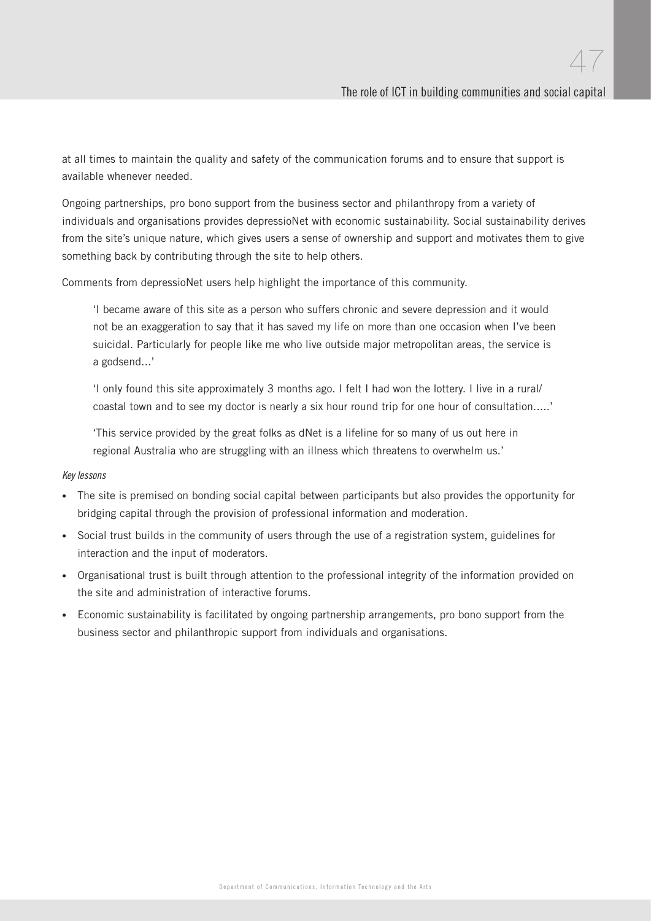at all times to maintain the quality and safety of the communication forums and to ensure that support is available whenever needed.

Ongoing partnerships, pro bono support from the business sector and philanthropy from a variety of individuals and organisations provides depressioNet with economic sustainability. Social sustainability derives from the site's unique nature, which gives users a sense of ownership and support and motivates them to give something back by contributing through the site to help others.

Comments from depressioNet users help highlight the importance of this community.

> 'I became aware of this site as a person who suffers chronic and severe depression and it would not be an exaggeration to say that it has saved my life on more than one occasion when I've been suicidal. Particularly for people like me who live outside major metropolitan areas, the service is a godsend...'
>
> 'I only found this site approximately 3 months ago. I felt I had won the lottery. I live in a rural/ coastal town and to see my doctor is nearly a six hour round trip for one hour of consultation.....'
>
> 'This service provided by the great folks as dNet is a lifeline for so many of us out here in regional Australia who are struggling with an illness which threatens to overwhelm us.'

*Key lessons*

- The site is premised on bonding social capital between participants but also provides the opportunity for bridging capital through the provision of professional information and moderation.
- Social trust builds in the community of users through the use of a registration system, guidelines for interaction and the input of moderators.
- Organisational trust is built through attention to the professional integrity of the information provided on the site and administration of interactive forums.
- Economic sustainability is facilitated by ongoing partnership arrangements, pro bono support from the business sector and philanthropic support from individuals and organisations.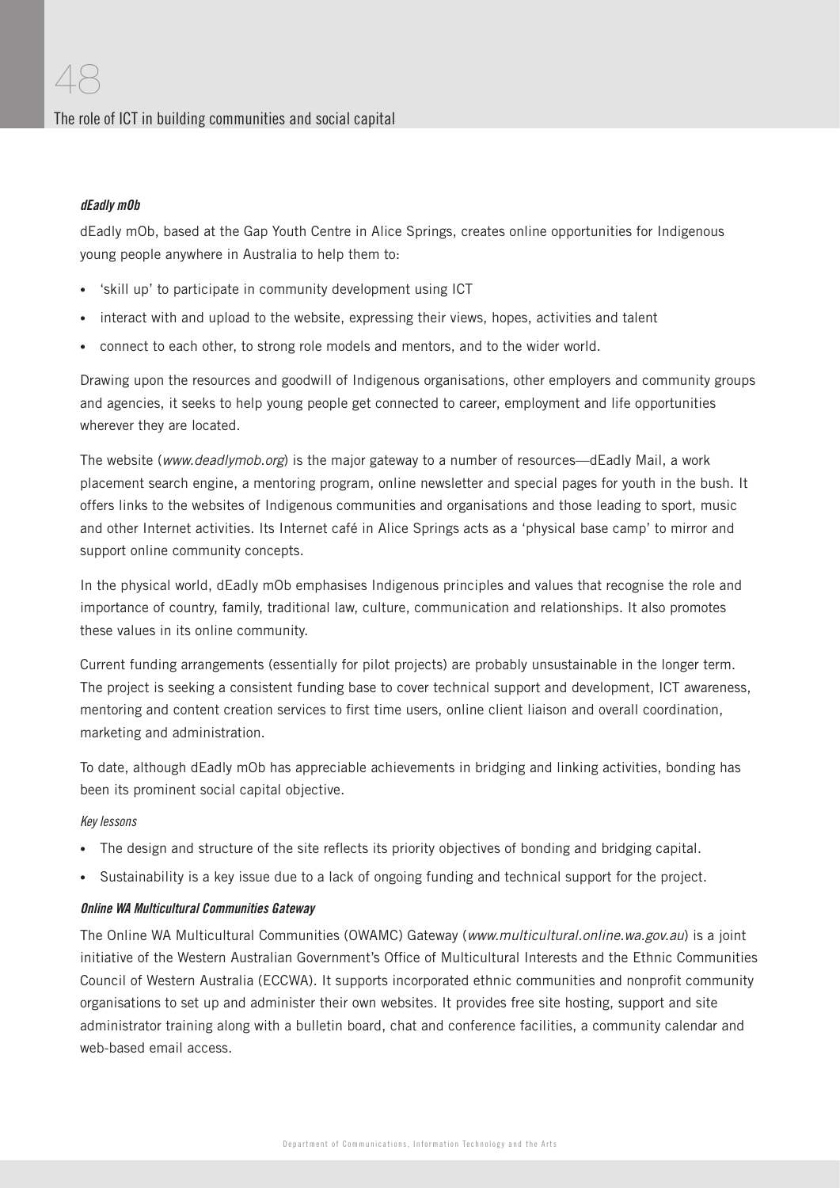#### *dEadly mOb*

dEadly mOb, based at the Gap Youth Centre in Alice Springs, creates online opportunities for Indigenous young people anywhere in Australia to help them to:

- 'skill up' to participate in community development using ICT
- interact with and upload to the website, expressing their views, hopes, activities and talent
- connect to each other, to strong role models and mentors, and to the wider world.

Drawing upon the resources and goodwill of Indigenous organisations, other employers and community groups and agencies, it seeks to help young people get connected to career, employment and life opportunities wherever they are located.

The website (*www.deadlymob.org*) is the major gateway to a number of resources—dEadly Mail, a work placement search engine, a mentoring program, online newsletter and special pages for youth in the bush. It offers links to the websites of Indigenous communities and organisations and those leading to sport, music and other Internet activities. Its Internet café in Alice Springs acts as a 'physical base camp' to mirror and support online community concepts.

In the physical world, dEadly mOb emphasises Indigenous principles and values that recognise the role and importance of country, family, traditional law, culture, communication and relationships. It also promotes these values in its online community.

Current funding arrangements (essentially for pilot projects) are probably unsustainable in the longer term. The project is seeking a consistent funding base to cover technical support and development, ICT awareness, mentoring and content creation services to first time users, online client liaison and overall coordination, marketing and administration.

To date, although dEadly mOb has appreciable achievements in bridging and linking activities, bonding has been its prominent social capital objective.

*Key lessons*

- The design and structure of the site reflects its priority objectives of bonding and bridging capital.
- Sustainability is a key issue due to a lack of ongoing funding and technical support for the project.

#### *Online WA Multicultural Communities Gateway*

The Online WA Multicultural Communities (OWAMC) Gateway (*www.multicultural.online.wa.gov.au*) is a joint initiative of the Western Australian Government's Office of Multicultural Interests and the Ethnic Communities Council of Western Australia (ECCWA). It supports incorporated ethnic communities and nonprofit community organisations to set up and administer their own websites. It provides free site hosting, support and site administrator training along with a bulletin board, chat and conference facilities, a community calendar and web-based email access.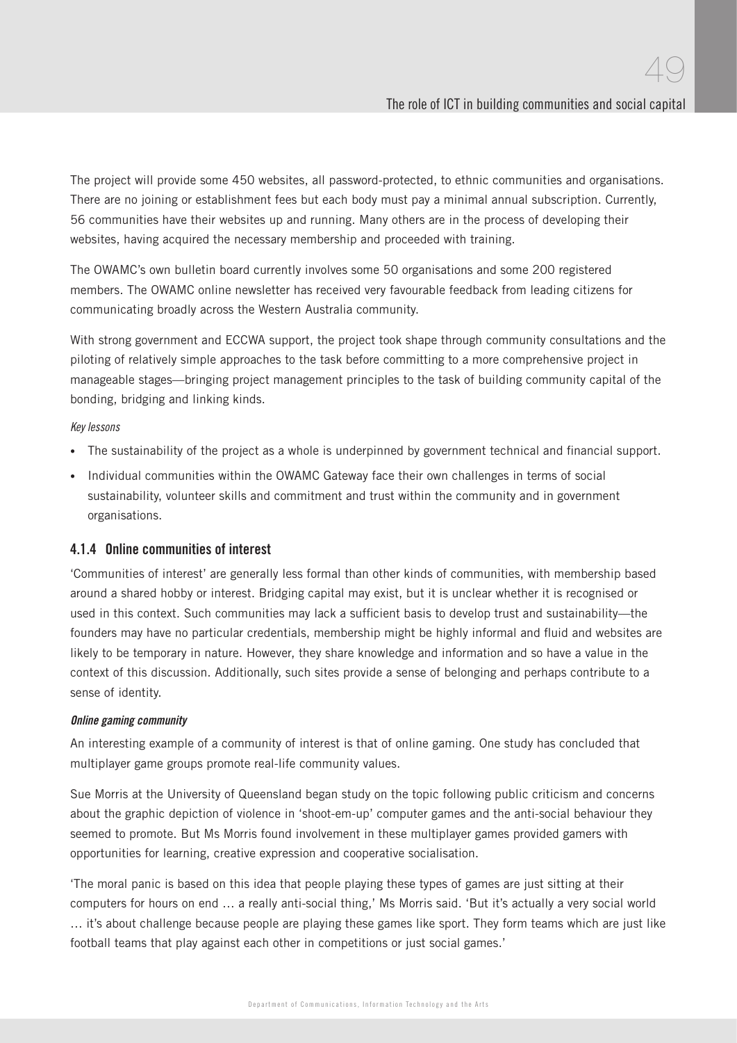The project will provide some 450 websites, all password-protected, to ethnic communities and organisations. There are no joining or establishment fees but each body must pay a minimal annual subscription. Currently, 56 communities have their websites up and running. Many others are in the process of developing their websites, having acquired the necessary membership and proceeded with training.

The OWAMC's own bulletin board currently involves some 50 organisations and some 200 registered members. The OWAMC online newsletter has received very favourable feedback from leading citizens for communicating broadly across the Western Australia community.

With strong government and ECCWA support, the project took shape through community consultations and the piloting of relatively simple approaches to the task before committing to a more comprehensive project in manageable stages—bringing project management principles to the task of building community capital of the bonding, bridging and linking kinds.

*Key lessons*

- The sustainability of the project as a whole is underpinned by government technical and financial support.
- Individual communities within the OWAMC Gateway face their own challenges in terms of social sustainability, volunteer skills and commitment and trust within the community and in government organisations.

### 4.1.4 Online communities of interest

'Communities of interest' are generally less formal than other kinds of communities, with membership based around a shared hobby or interest. Bridging capital may exist, but it is unclear whether it is recognised or used in this context. Such communities may lack a sufficient basis to develop trust and sustainability—the founders may have no particular credentials, membership might be highly informal and fluid and websites are likely to be temporary in nature. However, they share knowledge and information and so have a value in the context of this discussion. Additionally, such sites provide a sense of belonging and perhaps contribute to a sense of identity.

***Online gaming community***

An interesting example of a community of interest is that of online gaming. One study has concluded that multiplayer game groups promote real-life community values.

Sue Morris at the University of Queensland began study on the topic following public criticism and concerns about the graphic depiction of violence in 'shoot-em-up' computer games and the anti-social behaviour they seemed to promote. But Ms Morris found involvement in these multiplayer games provided gamers with opportunities for learning, creative expression and cooperative socialisation.

'The moral panic is based on this idea that people playing these types of games are just sitting at their computers for hours on end … a really anti-social thing,' Ms Morris said. 'But it's actually a very social world … it's about challenge because people are playing these games like sport. They form teams which are just like football teams that play against each other in competitions or just social games.'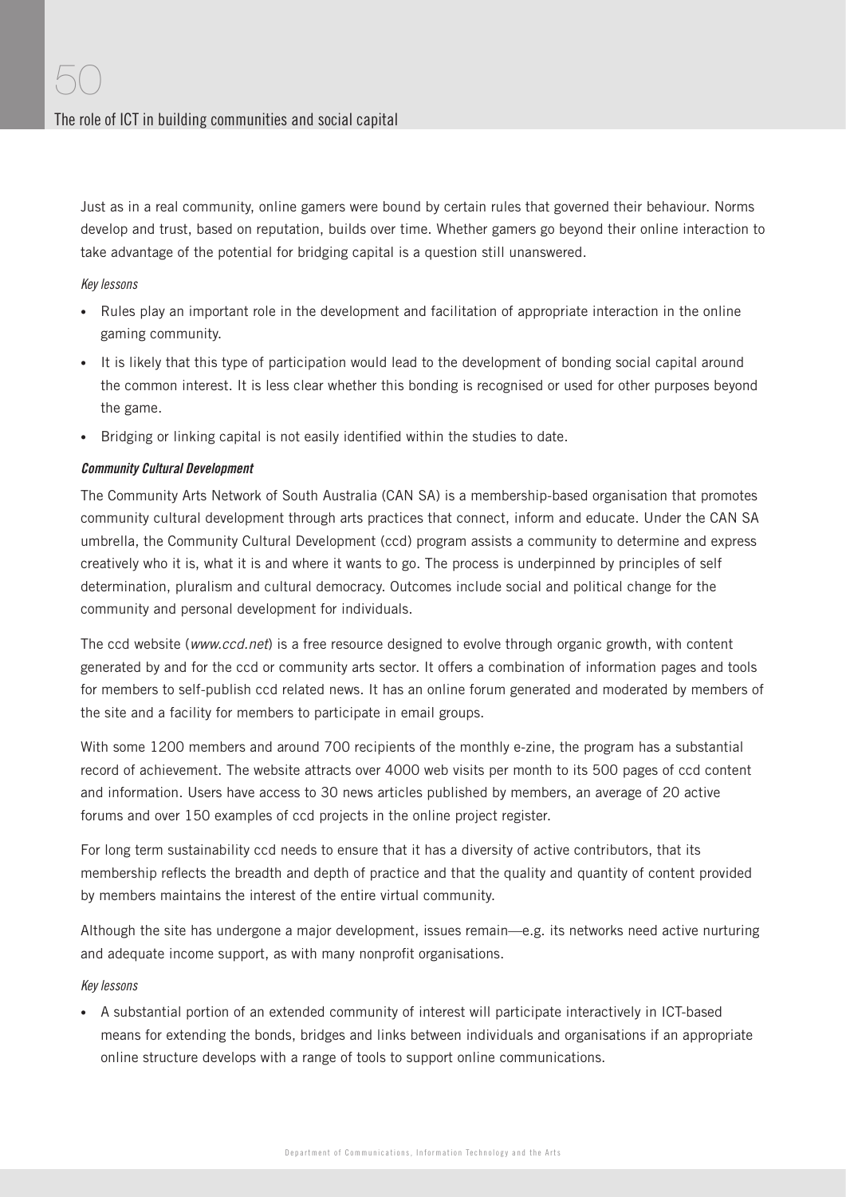Just as in a real community, online gamers were bound by certain rules that governed their behaviour. Norms develop and trust, based on reputation, builds over time. Whether gamers go beyond their online interaction to take advantage of the potential for bridging capital is a question still unanswered.

*Key lessons*

- Rules play an important role in the development and facilitation of appropriate interaction in the online gaming community.
- It is likely that this type of participation would lead to the development of bonding social capital around the common interest. It is less clear whether this bonding is recognised or used for other purposes beyond the game.
- Bridging or linking capital is not easily identified within the studies to date.

***Community Cultural Development***

The Community Arts Network of South Australia (CAN SA) is a membership-based organisation that promotes community cultural development through arts practices that connect, inform and educate. Under the CAN SA umbrella, the Community Cultural Development (ccd) program assists a community to determine and express creatively who it is, what it is and where it wants to go. The process is underpinned by principles of self determination, pluralism and cultural democracy. Outcomes include social and political change for the community and personal development for individuals.

The ccd website (*www.ccd.net*) is a free resource designed to evolve through organic growth, with content generated by and for the ccd or community arts sector. It offers a combination of information pages and tools for members to self-publish ccd related news. It has an online forum generated and moderated by members of the site and a facility for members to participate in email groups.

With some 1200 members and around 700 recipients of the monthly e-zine, the program has a substantial record of achievement. The website attracts over 4000 web visits per month to its 500 pages of ccd content and information. Users have access to 30 news articles published by members, an average of 20 active forums and over 150 examples of ccd projects in the online project register.

For long term sustainability ccd needs to ensure that it has a diversity of active contributors, that its membership reflects the breadth and depth of practice and that the quality and quantity of content provided by members maintains the interest of the entire virtual community.

Although the site has undergone a major development, issues remain—e.g. its networks need active nurturing and adequate income support, as with many nonprofit organisations.

*Key lessons*

- A substantial portion of an extended community of interest will participate interactively in ICT-based means for extending the bonds, bridges and links between individuals and organisations if an appropriate online structure develops with a range of tools to support online communications.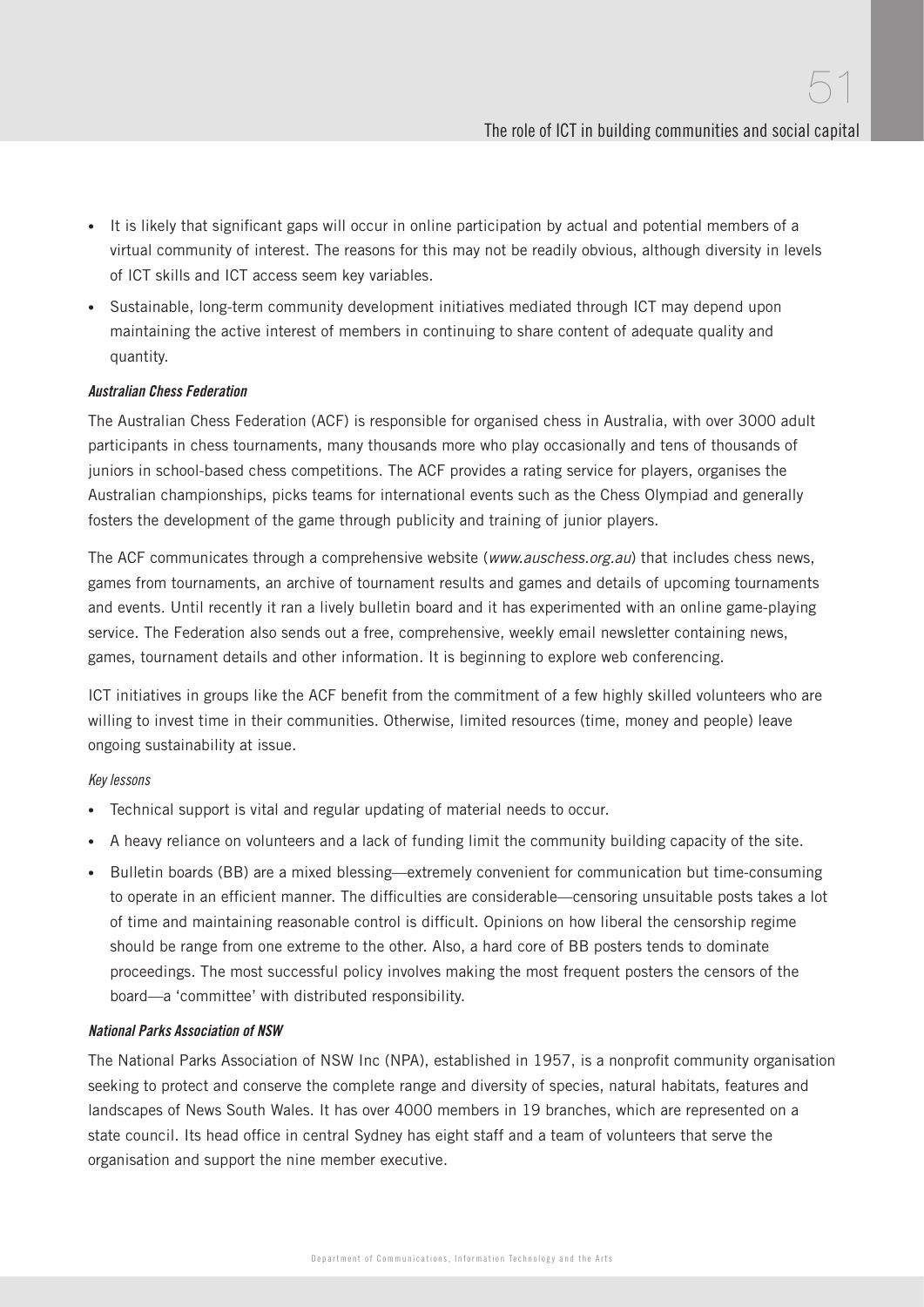- It is likely that significant gaps will occur in online participation by actual and potential members of a virtual community of interest. The reasons for this may not be readily obvious, although diversity in levels of ICT skills and ICT access seem key variables.
- Sustainable, long-term community development initiatives mediated through ICT may depend upon maintaining the active interest of members in continuing to share content of adequate quality and quantity.

***Australian Chess Federation***

The Australian Chess Federation (ACF) is responsible for organised chess in Australia, with over 3000 adult participants in chess tournaments, many thousands more who play occasionally and tens of thousands of juniors in school-based chess competitions. The ACF provides a rating service for players, organises the Australian championships, picks teams for international events such as the Chess Olympiad and generally fosters the development of the game through publicity and training of junior players.

The ACF communicates through a comprehensive website (*www.auschess.org.au*) that includes chess news, games from tournaments, an archive of tournament results and games and details of upcoming tournaments and events. Until recently it ran a lively bulletin board and it has experimented with an online game-playing service. The Federation also sends out a free, comprehensive, weekly email newsletter containing news, games, tournament details and other information. It is beginning to explore web conferencing.

ICT initiatives in groups like the ACF benefit from the commitment of a few highly skilled volunteers who are willing to invest time in their communities. Otherwise, limited resources (time, money and people) leave ongoing sustainability at issue.

*Key lessons*

- Technical support is vital and regular updating of material needs to occur.
- A heavy reliance on volunteers and a lack of funding limit the community building capacity of the site.
- Bulletin boards (BB) are a mixed blessing—extremely convenient for communication but time-consuming to operate in an efficient manner. The difficulties are considerable—censoring unsuitable posts takes a lot of time and maintaining reasonable control is difficult. Opinions on how liberal the censorship regime should be range from one extreme to the other. Also, a hard core of BB posters tends to dominate proceedings. The most successful policy involves making the most frequent posters the censors of the board—a 'committee' with distributed responsibility.

***National Parks Association of NSW***

The National Parks Association of NSW Inc (NPA), established in 1957, is a nonprofit community organisation seeking to protect and conserve the complete range and diversity of species, natural habitats, features and landscapes of News South Wales. It has over 4000 members in 19 branches, which are represented on a state council. Its head office in central Sydney has eight staff and a team of volunteers that serve the organisation and support the nine member executive.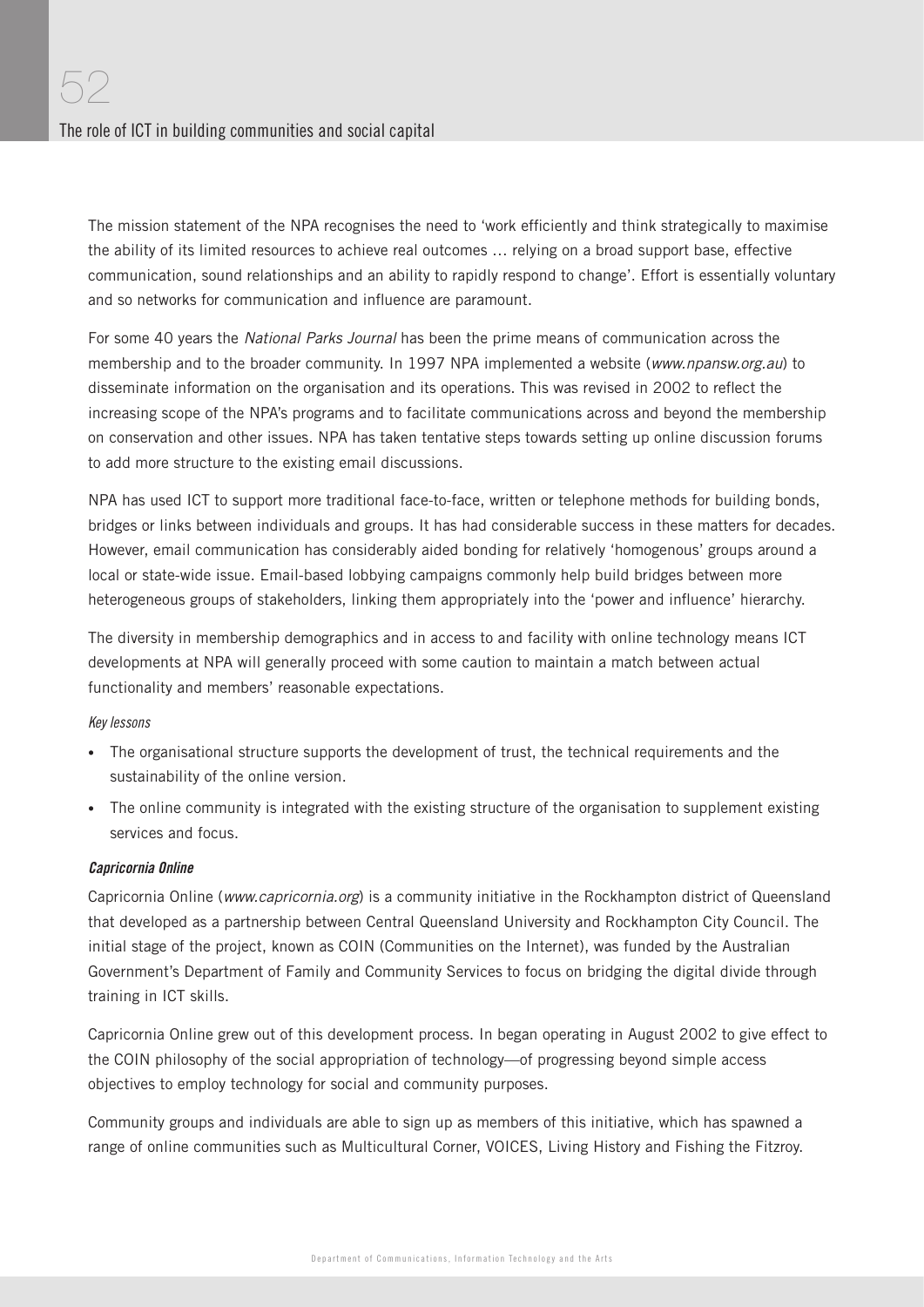The mission statement of the NPA recognises the need to 'work efficiently and think strategically to maximise the ability of its limited resources to achieve real outcomes … relying on a broad support base, effective communication, sound relationships and an ability to rapidly respond to change'. Effort is essentially voluntary and so networks for communication and influence are paramount.

For some 40 years the *National Parks Journal* has been the prime means of communication across the membership and to the broader community. In 1997 NPA implemented a website (*www.npansw.org.au*) to disseminate information on the organisation and its operations. This was revised in 2002 to reflect the increasing scope of the NPA's programs and to facilitate communications across and beyond the membership on conservation and other issues. NPA has taken tentative steps towards setting up online discussion forums to add more structure to the existing email discussions.

NPA has used ICT to support more traditional face-to-face, written or telephone methods for building bonds, bridges or links between individuals and groups. It has had considerable success in these matters for decades. However, email communication has considerably aided bonding for relatively 'homogenous' groups around a local or state-wide issue. Email-based lobbying campaigns commonly help build bridges between more heterogeneous groups of stakeholders, linking them appropriately into the 'power and influence' hierarchy.

The diversity in membership demographics and in access to and facility with online technology means ICT developments at NPA will generally proceed with some caution to maintain a match between actual functionality and members' reasonable expectations.

*Key lessons*

- The organisational structure supports the development of trust, the technical requirements and the sustainability of the online version.
- The online community is integrated with the existing structure of the organisation to supplement existing services and focus.

***Capricornia Online***

Capricornia Online (*www.capricornia.org*) is a community initiative in the Rockhampton district of Queensland that developed as a partnership between Central Queensland University and Rockhampton City Council. The initial stage of the project, known as COIN (Communities on the Internet), was funded by the Australian Government's Department of Family and Community Services to focus on bridging the digital divide through training in ICT skills.

Capricornia Online grew out of this development process. In began operating in August 2002 to give effect to the COIN philosophy of the social appropriation of technology—of progressing beyond simple access objectives to employ technology for social and community purposes.

Community groups and individuals are able to sign up as members of this initiative, which has spawned a range of online communities such as Multicultural Corner, VOICES, Living History and Fishing the Fitzroy.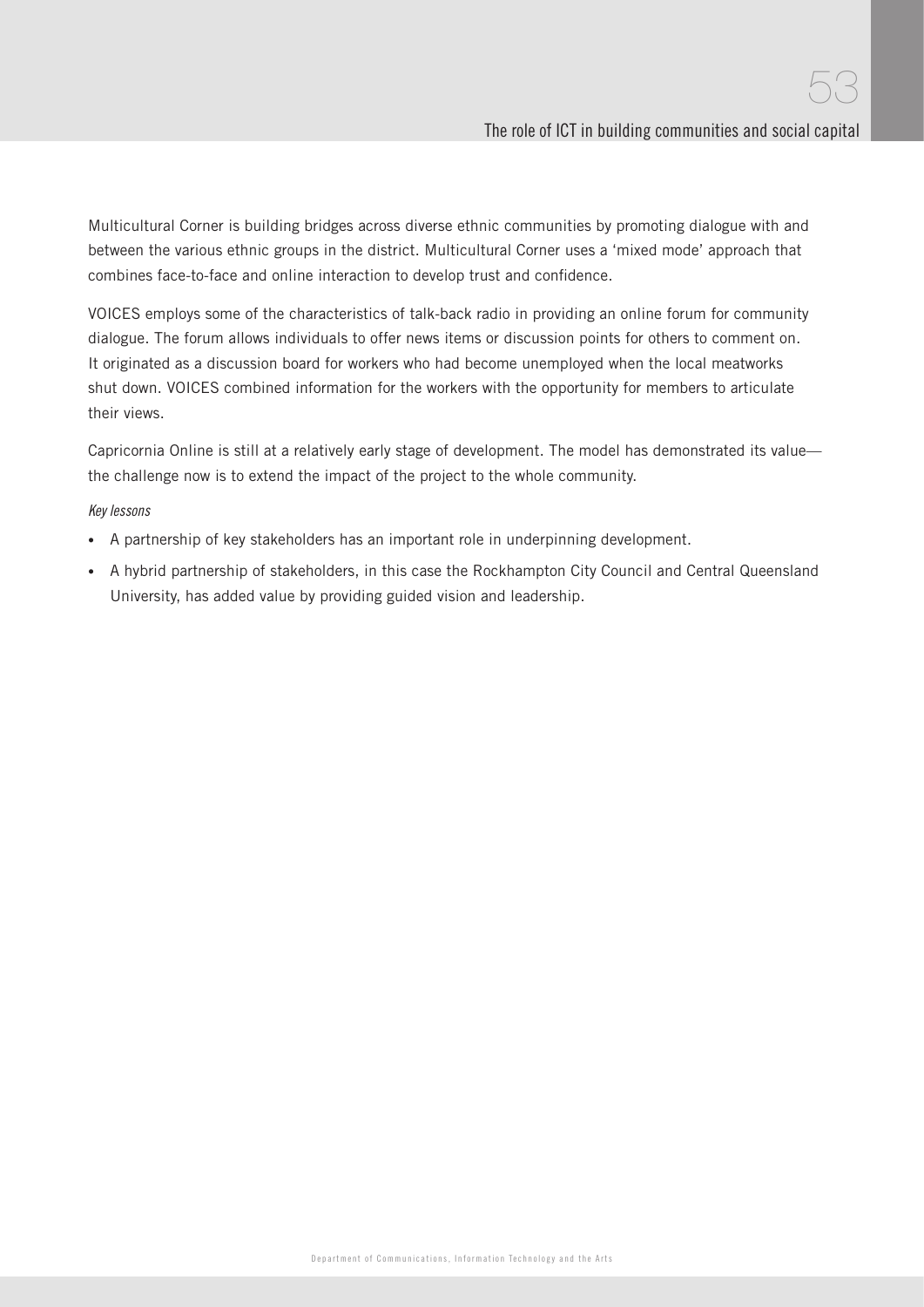Multicultural Corner is building bridges across diverse ethnic communities by promoting dialogue with and between the various ethnic groups in the district. Multicultural Corner uses a 'mixed mode' approach that combines face-to-face and online interaction to develop trust and confidence.

VOICES employs some of the characteristics of talk-back radio in providing an online forum for community dialogue. The forum allows individuals to offer news items or discussion points for others to comment on. It originated as a discussion board for workers who had become unemployed when the local meatworks shut down. VOICES combined information for the workers with the opportunity for members to articulate their views.

Capricornia Online is still at a relatively early stage of development. The model has demonstrated its value—the challenge now is to extend the impact of the project to the whole community.

*Key lessons*

- A partnership of key stakeholders has an important role in underpinning development.
- A hybrid partnership of stakeholders, in this case the Rockhampton City Council and Central Queensland University, has added value by providing guided vision and leadership.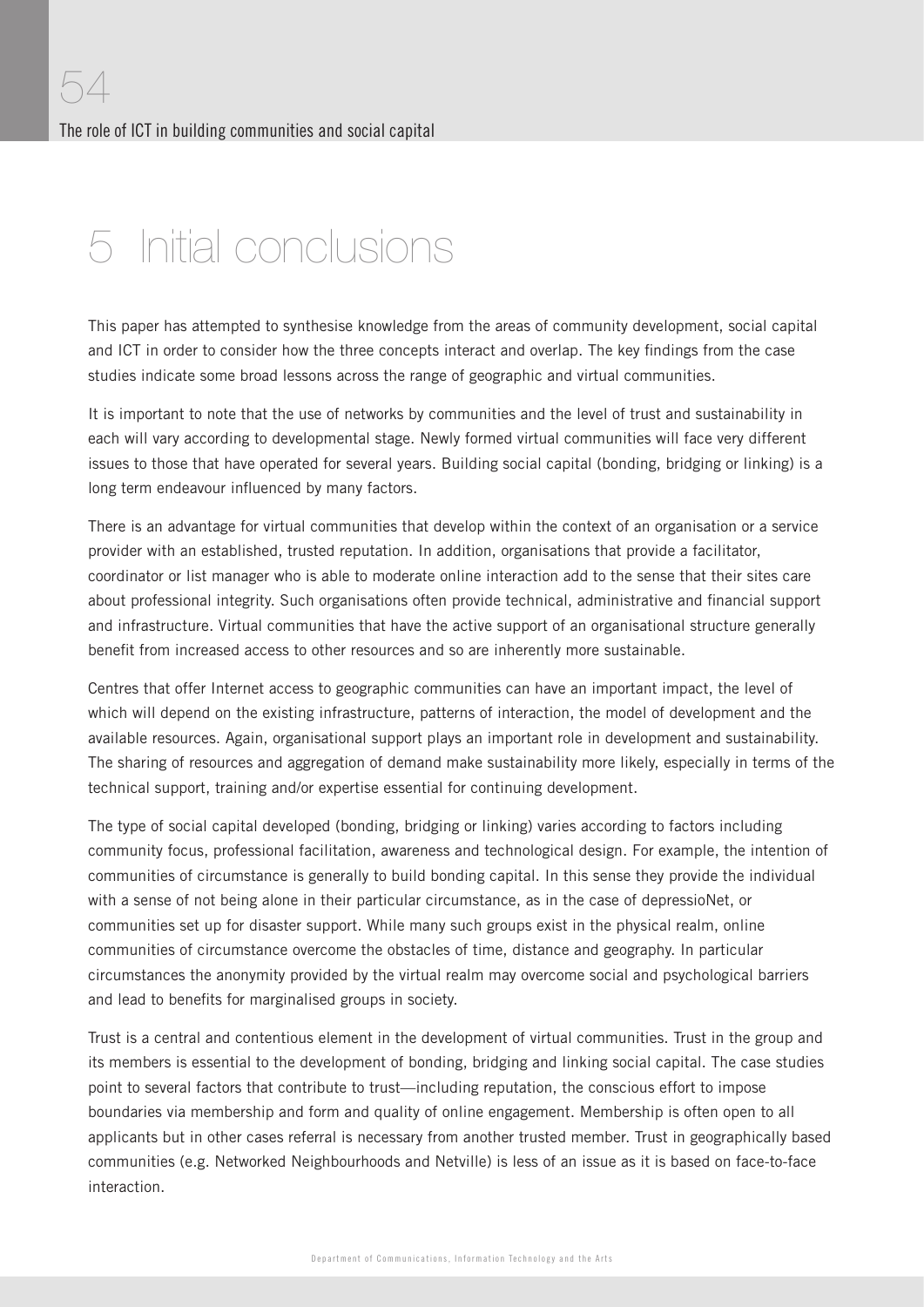# 5 Initial conclusions

This paper has attempted to synthesise knowledge from the areas of community development, social capital and ICT in order to consider how the three concepts interact and overlap. The key findings from the case studies indicate some broad lessons across the range of geographic and virtual communities.

It is important to note that the use of networks by communities and the level of trust and sustainability in each will vary according to developmental stage. Newly formed virtual communities will face very different issues to those that have operated for several years. Building social capital (bonding, bridging or linking) is a long term endeavour influenced by many factors.

There is an advantage for virtual communities that develop within the context of an organisation or a service provider with an established, trusted reputation. In addition, organisations that provide a facilitator, coordinator or list manager who is able to moderate online interaction add to the sense that their sites care about professional integrity. Such organisations often provide technical, administrative and financial support and infrastructure. Virtual communities that have the active support of an organisational structure generally benefit from increased access to other resources and so are inherently more sustainable.

Centres that offer Internet access to geographic communities can have an important impact, the level of which will depend on the existing infrastructure, patterns of interaction, the model of development and the available resources. Again, organisational support plays an important role in development and sustainability. The sharing of resources and aggregation of demand make sustainability more likely, especially in terms of the technical support, training and/or expertise essential for continuing development.

The type of social capital developed (bonding, bridging or linking) varies according to factors including community focus, professional facilitation, awareness and technological design. For example, the intention of communities of circumstance is generally to build bonding capital. In this sense they provide the individual with a sense of not being alone in their particular circumstance, as in the case of depressioNet, or communities set up for disaster support. While many such groups exist in the physical realm, online communities of circumstance overcome the obstacles of time, distance and geography. In particular circumstances the anonymity provided by the virtual realm may overcome social and psychological barriers and lead to benefits for marginalised groups in society.

Trust is a central and contentious element in the development of virtual communities. Trust in the group and its members is essential to the development of bonding, bridging and linking social capital. The case studies point to several factors that contribute to trust—including reputation, the conscious effort to impose boundaries via membership and form and quality of online engagement. Membership is often open to all applicants but in other cases referral is necessary from another trusted member. Trust in geographically based communities (e.g. Networked Neighbourhoods and Netville) is less of an issue as it is based on face-to-face interaction.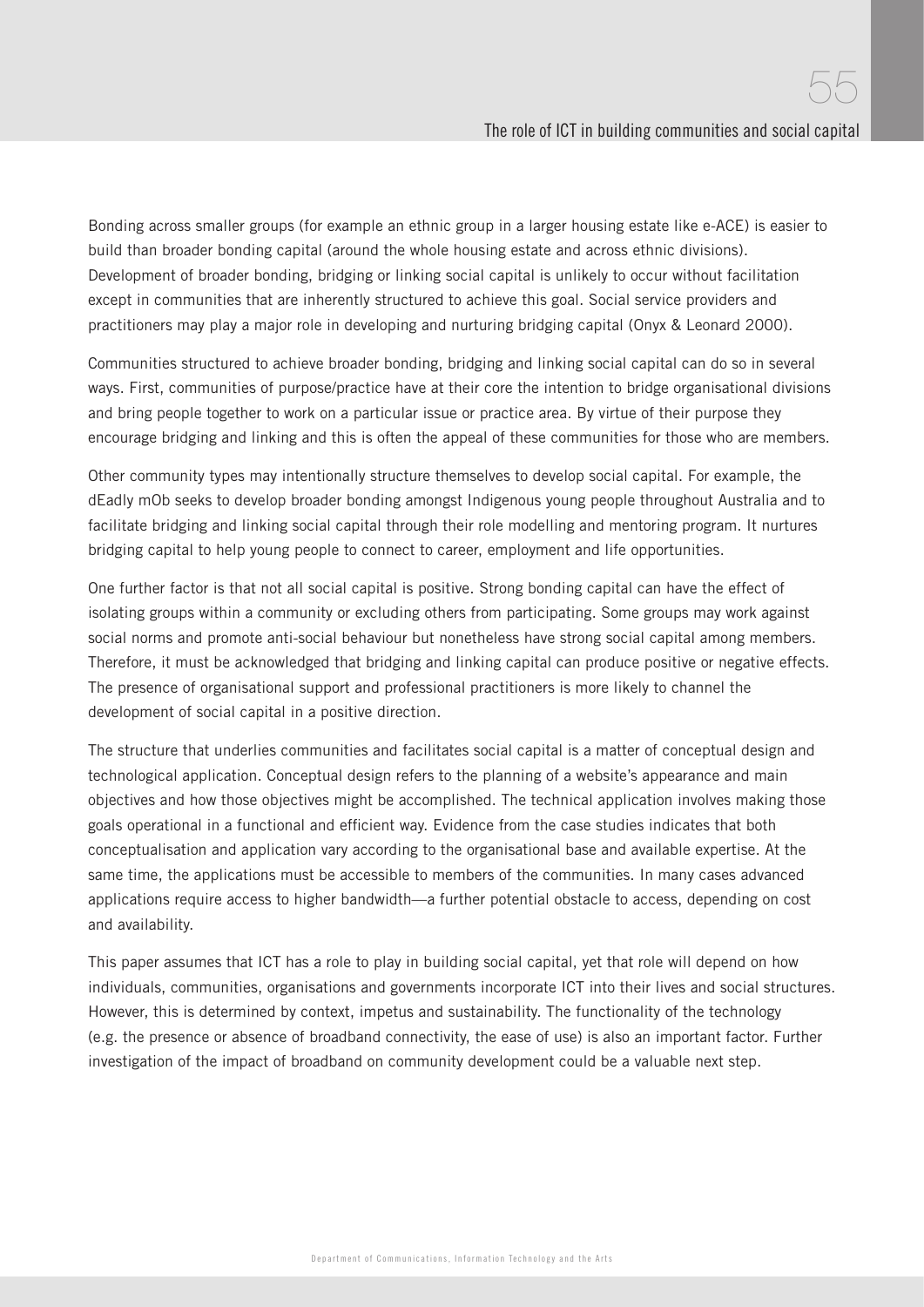Bonding across smaller groups (for example an ethnic group in a larger housing estate like e-ACE) is easier to build than broader bonding capital (around the whole housing estate and across ethnic divisions). Development of broader bonding, bridging or linking social capital is unlikely to occur without facilitation except in communities that are inherently structured to achieve this goal. Social service providers and practitioners may play a major role in developing and nurturing bridging capital (Onyx & Leonard 2000).

Communities structured to achieve broader bonding, bridging and linking social capital can do so in several ways. First, communities of purpose/practice have at their core the intention to bridge organisational divisions and bring people together to work on a particular issue or practice area. By virtue of their purpose they encourage bridging and linking and this is often the appeal of these communities for those who are members.

Other community types may intentionally structure themselves to develop social capital. For example, the dEadly mOb seeks to develop broader bonding amongst Indigenous young people throughout Australia and to facilitate bridging and linking social capital through their role modelling and mentoring program. It nurtures bridging capital to help young people to connect to career, employment and life opportunities.

One further factor is that not all social capital is positive. Strong bonding capital can have the effect of isolating groups within a community or excluding others from participating. Some groups may work against social norms and promote anti-social behaviour but nonetheless have strong social capital among members. Therefore, it must be acknowledged that bridging and linking capital can produce positive or negative effects. The presence of organisational support and professional practitioners is more likely to channel the development of social capital in a positive direction.

The structure that underlies communities and facilitates social capital is a matter of conceptual design and technological application. Conceptual design refers to the planning of a website's appearance and main objectives and how those objectives might be accomplished. The technical application involves making those goals operational in a functional and efficient way. Evidence from the case studies indicates that both conceptualisation and application vary according to the organisational base and available expertise. At the same time, the applications must be accessible to members of the communities. In many cases advanced applications require access to higher bandwidth—a further potential obstacle to access, depending on cost and availability.

This paper assumes that ICT has a role to play in building social capital, yet that role will depend on how individuals, communities, organisations and governments incorporate ICT into their lives and social structures. However, this is determined by context, impetus and sustainability. The functionality of the technology (e.g. the presence or absence of broadband connectivity, the ease of use) is also an important factor. Further investigation of the impact of broadband on community development could be a valuable next step.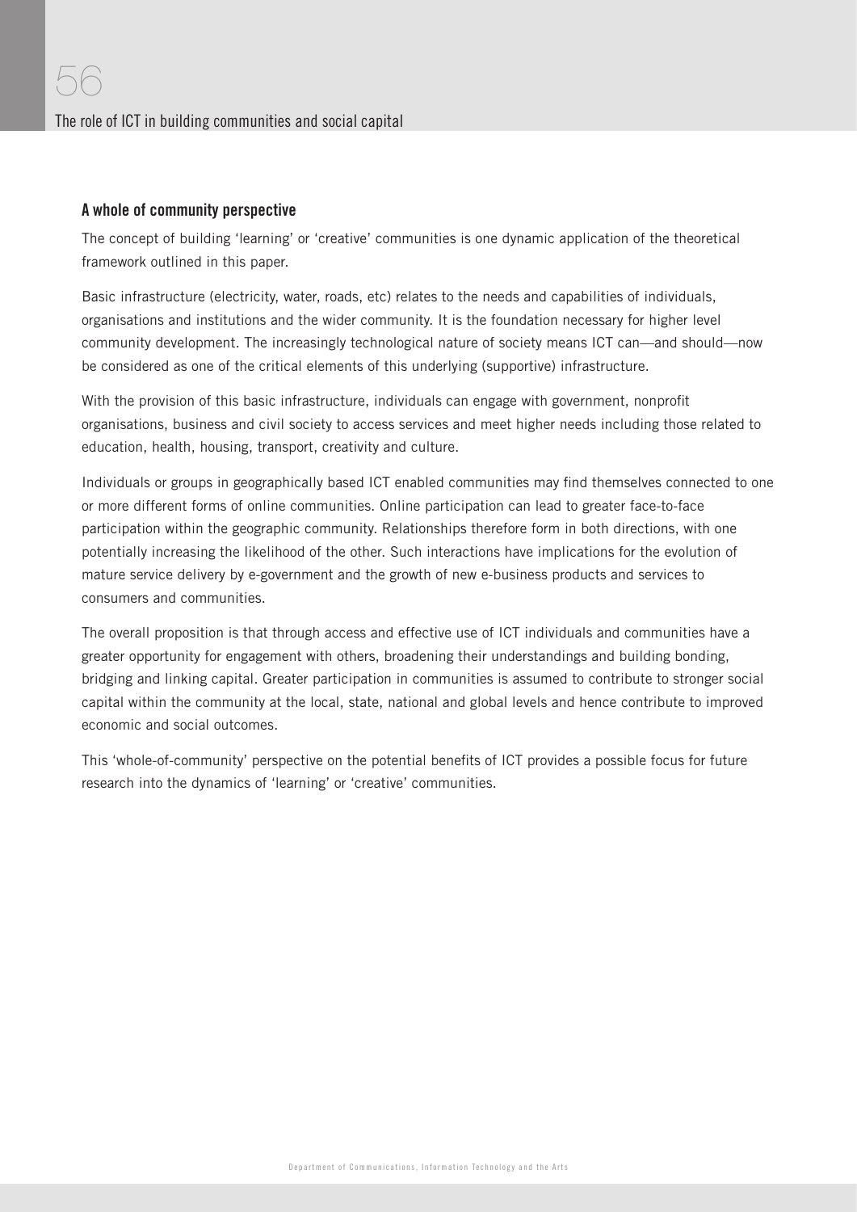### A whole of community perspective

The concept of building 'learning' or 'creative' communities is one dynamic application of the theoretical framework outlined in this paper.

Basic infrastructure (electricity, water, roads, etc) relates to the needs and capabilities of individuals, organisations and institutions and the wider community. It is the foundation necessary for higher level community development. The increasingly technological nature of society means ICT can—and should—now be considered as one of the critical elements of this underlying (supportive) infrastructure.

With the provision of this basic infrastructure, individuals can engage with government, nonprofit organisations, business and civil society to access services and meet higher needs including those related to education, health, housing, transport, creativity and culture.

Individuals or groups in geographically based ICT enabled communities may find themselves connected to one or more different forms of online communities. Online participation can lead to greater face-to-face participation within the geographic community. Relationships therefore form in both directions, with one potentially increasing the likelihood of the other. Such interactions have implications for the evolution of mature service delivery by e-government and the growth of new e-business products and services to consumers and communities.

The overall proposition is that through access and effective use of ICT individuals and communities have a greater opportunity for engagement with others, broadening their understandings and building bonding, bridging and linking capital. Greater participation in communities is assumed to contribute to stronger social capital within the community at the local, state, national and global levels and hence contribute to improved economic and social outcomes.

This 'whole-of-community' perspective on the potential benefits of ICT provides a possible focus for future research into the dynamics of 'learning' or 'creative' communities.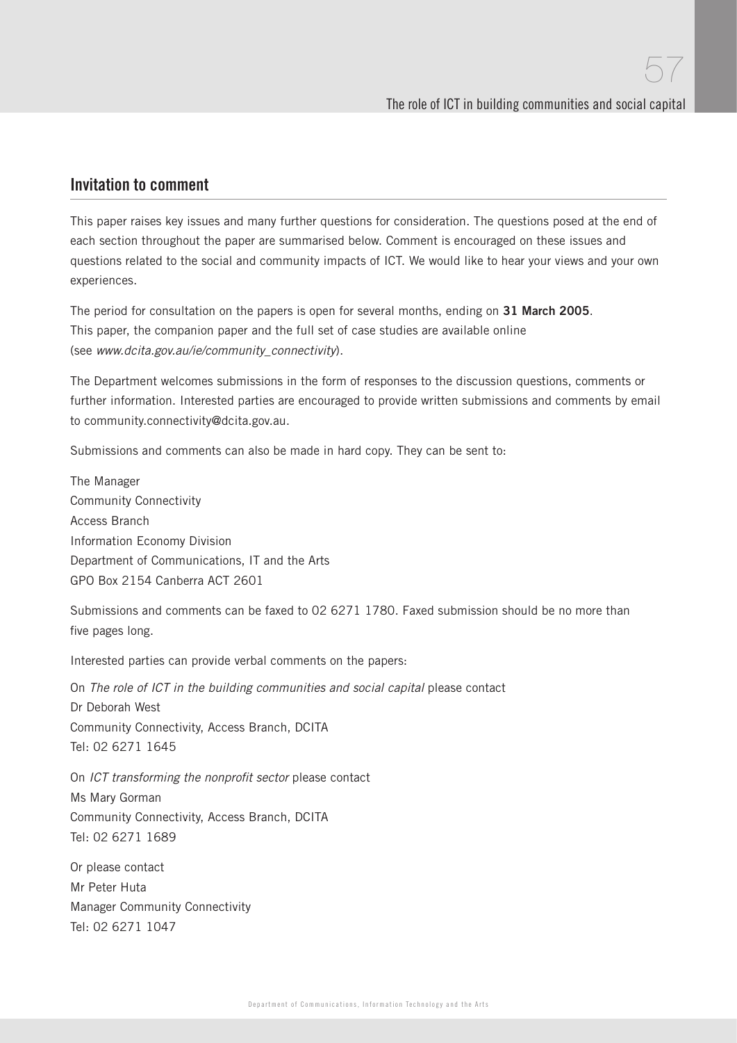## Invitation to comment

This paper raises key issues and many further questions for consideration. The questions posed at the end of each section throughout the paper are summarised below. Comment is encouraged on these issues and questions related to the social and community impacts of ICT. We would like to hear your views and your own experiences.

The period for consultation on the papers is open for several months, ending on **31 March 2005**. This paper, the companion paper and the full set of case studies are available online (see *www.dcita.gov.au/ie/community_connectivity*).

The Department welcomes submissions in the form of responses to the discussion questions, comments or further information. Interested parties are encouraged to provide written submissions and comments by email to community.connectivity@dcita.gov.au.

Submissions and comments can also be made in hard copy. They can be sent to:

The Manager
Community Connectivity
Access Branch
Information Economy Division
Department of Communications, IT and the Arts
GPO Box 2154 Canberra ACT 2601

Submissions and comments can be faxed to 02 6271 1780. Faxed submission should be no more than five pages long.

Interested parties can provide verbal comments on the papers:

On *The role of ICT in the building communities and social capital* please contact
Dr Deborah West
Community Connectivity, Access Branch, DCITA
Tel: 02 6271 1645

On *ICT transforming the nonprofit sector* please contact
Ms Mary Gorman
Community Connectivity, Access Branch, DCITA
Tel: 02 6271 1689

Or please contact
Mr Peter Huta
Manager Community Connectivity
Tel: 02 6271 1047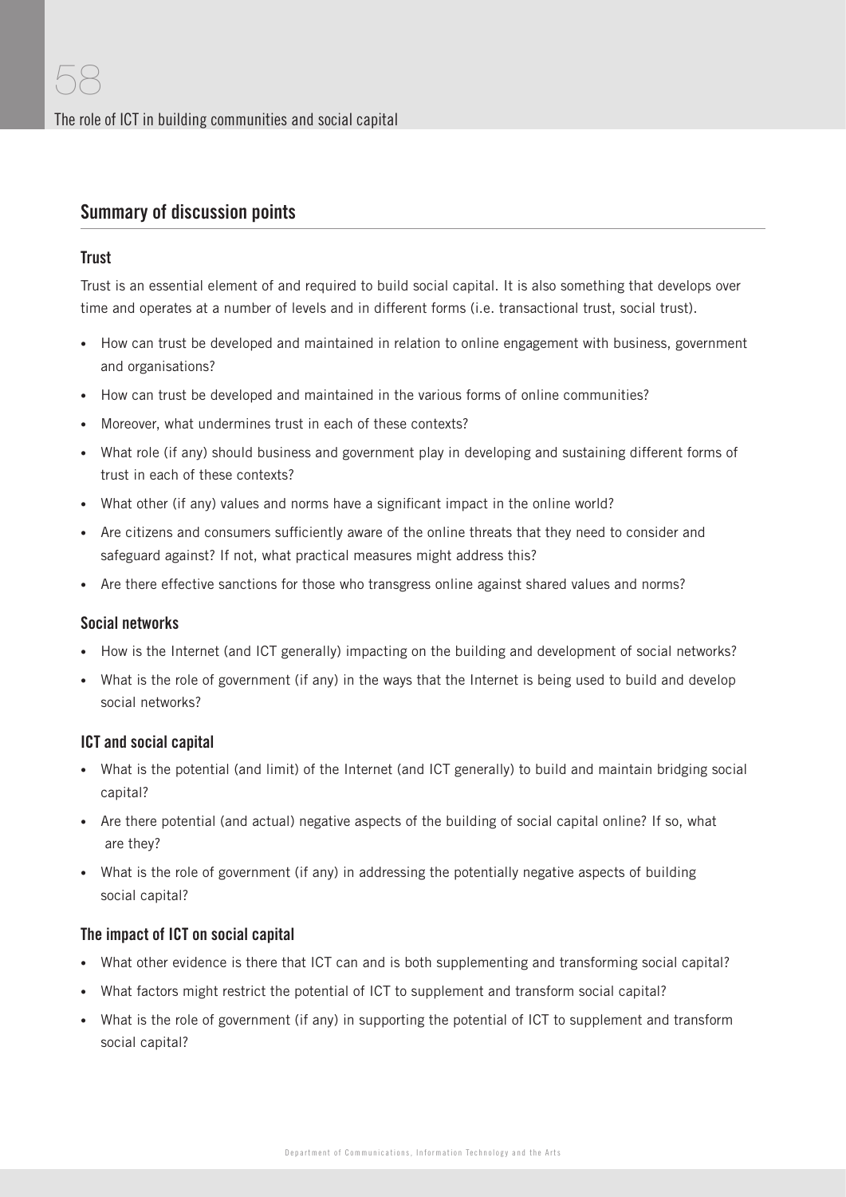## Summary of discussion points

### Trust

Trust is an essential element of and required to build social capital. It is also something that develops over time and operates at a number of levels and in different forms (i.e. transactional trust, social trust).

- How can trust be developed and maintained in relation to online engagement with business, government and organisations?
- How can trust be developed and maintained in the various forms of online communities?
- Moreover, what undermines trust in each of these contexts?
- What role (if any) should business and government play in developing and sustaining different forms of trust in each of these contexts?
- What other (if any) values and norms have a significant impact in the online world?
- Are citizens and consumers sufficiently aware of the online threats that they need to consider and safeguard against? If not, what practical measures might address this?
- Are there effective sanctions for those who transgress online against shared values and norms?

### Social networks

- How is the Internet (and ICT generally) impacting on the building and development of social networks?
- What is the role of government (if any) in the ways that the Internet is being used to build and develop social networks?

### ICT and social capital

- What is the potential (and limit) of the Internet (and ICT generally) to build and maintain bridging social capital?
- Are there potential (and actual) negative aspects of the building of social capital online? If so, what are they?
- What is the role of government (if any) in addressing the potentially negative aspects of building social capital?

### The impact of ICT on social capital

- What other evidence is there that ICT can and is both supplementing and transforming social capital?
- What factors might restrict the potential of ICT to supplement and transform social capital?
- What is the role of government (if any) in supporting the potential of ICT to supplement and transform social capital?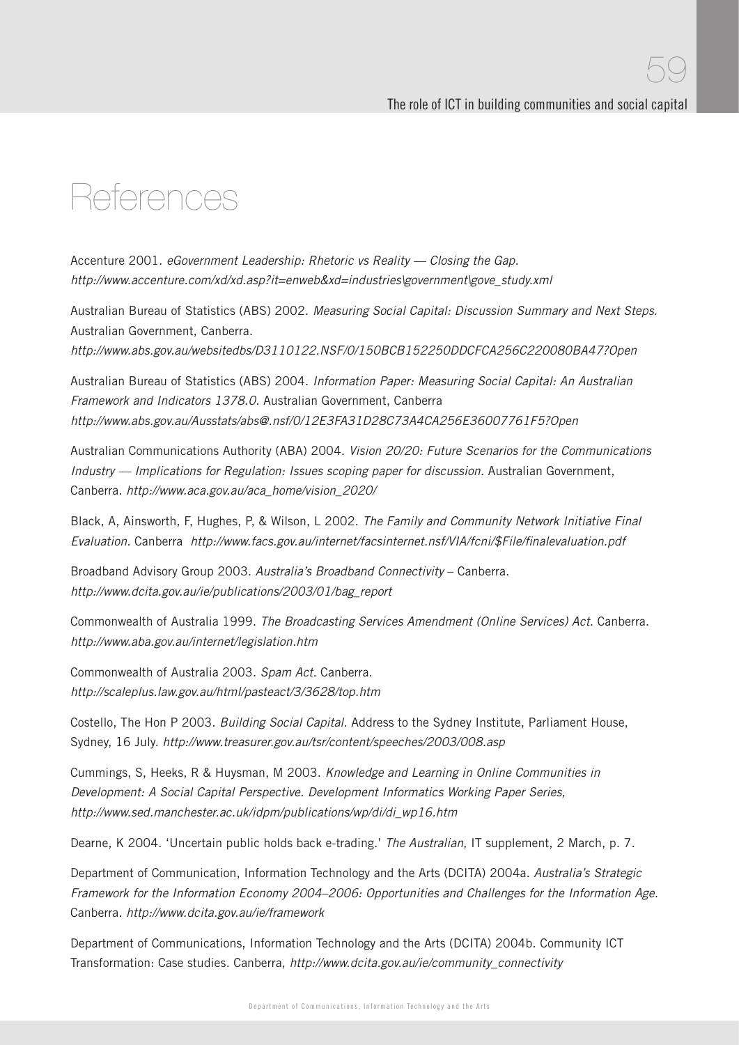# References

Accenture 2001. *eGovernment Leadership: Rhetoric vs Reality — Closing the Gap. http://www.accenture.com/xd/xd.asp?it=enweb&xd=industries\government\gove_study.xml*

Australian Bureau of Statistics (ABS) 2002. *Measuring Social Capital: Discussion Summary and Next Steps.* Australian Government, Canberra. *http://www.abs.gov.au/websitedbs/D3110122.NSF/0/150BCB152250DDCFCA256C220080BA47?Open*

Australian Bureau of Statistics (ABS) 2004. *Information Paper: Measuring Social Capital: An Australian Framework and Indicators 1378.0*. Australian Government, Canberra *http://www.abs.gov.au/Ausstats/abs@.nsf/0/12E3FA31D28C73A4CA256E36007761F5?Open*

Australian Communications Authority (ABA) 2004. *Vision 20/20: Future Scenarios for the Communications Industry — Implications for Regulation: Issues scoping paper for discussion.* Australian Government, Canberra. *http://www.aca.gov.au/aca_home/vision_2020/*

Black, A, Ainsworth, F, Hughes, P, & Wilson, L 2002. *The Family and Community Network Initiative Final Evaluation.* Canberra *http://www.facs.gov.au/internet/facsinternet.nsf/VIA/fcni/$File/finalevaluation.pdf*

Broadband Advisory Group 2003. *Australia's Broadband Connectivity* – Canberra. *http://www.dcita.gov.au/ie/publications/2003/01/bag_report*

Commonwealth of Australia 1999. *The Broadcasting Services Amendment (Online Services) Act.* Canberra. *http://www.aba.gov.au/internet/legislation.htm*

Commonwealth of Australia 2003. *Spam Act.* Canberra. *http://scaleplus.law.gov.au/html/pasteact/3/3628/top.htm*

Costello, The Hon P 2003. *Building Social Capital.* Address to the Sydney Institute, Parliament House, Sydney, 16 July. *http://www.treasurer.gov.au/tsr/content/speeches/2003/008.asp*

Cummings, S, Heeks, R & Huysman, M 2003. *Knowledge and Learning in Online Communities in Development: A Social Capital Perspective. Development Informatics Working Paper Series, http://www.sed.manchester.ac.uk/idpm/publications/wp/di/di_wp16.htm*

Dearne, K 2004. 'Uncertain public holds back e-trading.' *The Australian*, IT supplement, 2 March, p. 7.

Department of Communication, Information Technology and the Arts (DCITA) 2004a. *Australia's Strategic Framework for the Information Economy 2004–2006: Opportunities and Challenges for the Information Age.* Canberra. *http://www.dcita.gov.au/ie/framework*

Department of Communications, Information Technology and the Arts (DCITA) 2004b. Community ICT Transformation: Case studies. Canberra, *http://www.dcita.gov.au/ie/community_connectivity*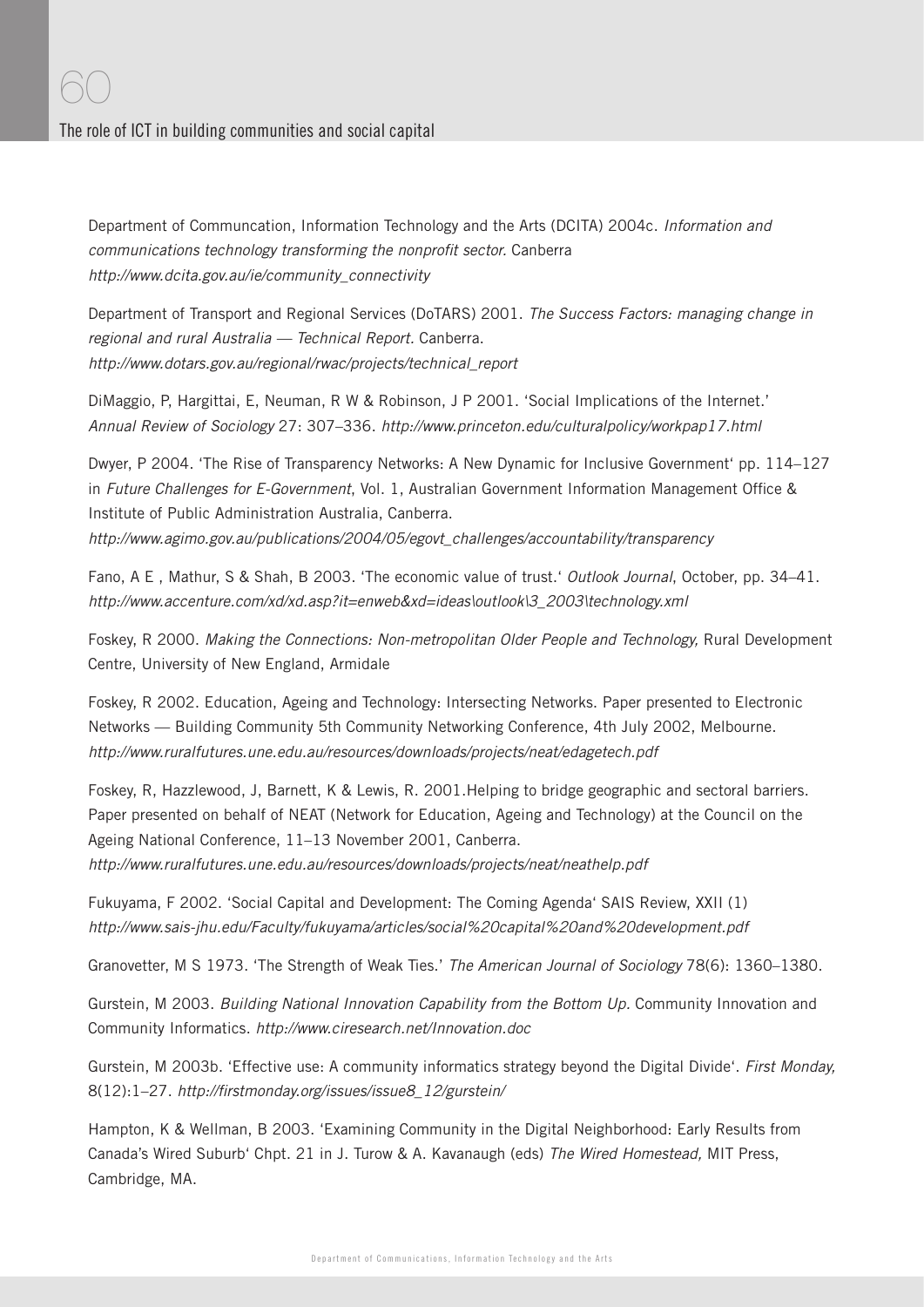Department of Communcation, Information Technology and the Arts (DCITA) 2004c. *Information and communications technology transforming the nonprofit sector.* Canberra *http://www.dcita.gov.au/ie/community_connectivity*

Department of Transport and Regional Services (DoTARS) 2001. *The Success Factors: managing change in regional and rural Australia — Technical Report.* Canberra. *http://www.dotars.gov.au/regional/rwac/projects/technical_report*

DiMaggio, P, Hargittai, E, Neuman, R W & Robinson, J P 2001. 'Social Implications of the Internet.' *Annual Review of Sociology* 27: 307–336. *http://www.princeton.edu/culturalpolicy/workpap17.html*

Dwyer, P 2004. 'The Rise of Transparency Networks: A New Dynamic for Inclusive Government' pp. 114–127 in *Future Challenges for E-Government*, Vol. 1, Australian Government Information Management Office & Institute of Public Administration Australia, Canberra. *http://www.agimo.gov.au/publications/2004/05/egovt_challenges/accountability/transparency*

Fano, A E , Mathur, S & Shah, B 2003. 'The economic value of trust.' *Outlook Journal*, October, pp. 34–41. *http://www.accenture.com/xd/xd.asp?it=enweb&xd=ideas\outlook\3_2003\technology.xml*

Foskey, R 2000. *Making the Connections: Non-metropolitan Older People and Technology,* Rural Development Centre, University of New England, Armidale

Foskey, R 2002. Education, Ageing and Technology: Intersecting Networks. Paper presented to Electronic Networks — Building Community 5th Community Networking Conference, 4th July 2002, Melbourne. *http://www.ruralfutures.une.edu.au/resources/downloads/projects/neat/edagetech.pdf*

Foskey, R, Hazzlewood, J, Barnett, K & Lewis, R. 2001.Helping to bridge geographic and sectoral barriers. Paper presented on behalf of NEAT (Network for Education, Ageing and Technology) at the Council on the Ageing National Conference, 11–13 November 2001, Canberra. *http://www.ruralfutures.une.edu.au/resources/downloads/projects/neat/neathelp.pdf*

Fukuyama, F 2002. 'Social Capital and Development: The Coming Agenda' SAIS Review, XXII (1) *http://www.sais-jhu.edu/Faculty/fukuyama/articles/social%20capital%20and%20development.pdf*

Granovetter, M S 1973. 'The Strength of Weak Ties.' *The American Journal of Sociology* 78(6): 1360–1380.

Gurstein, M 2003. *Building National Innovation Capability from the Bottom Up.* Community Innovation and Community Informatics. *http://www.ciresearch.net/Innovation.doc*

Gurstein, M 2003b. 'Effective use: A community informatics strategy beyond the Digital Divide'. *First Monday,* 8(12):1–27. *http://firstmonday.org/issues/issue8_12/gurstein/*

Hampton, K & Wellman, B 2003. 'Examining Community in the Digital Neighborhood: Early Results from Canada's Wired Suburb' Chpt. 21 in J. Turow & A. Kavanaugh (eds) *The Wired Homestead,* MIT Press, Cambridge, MA.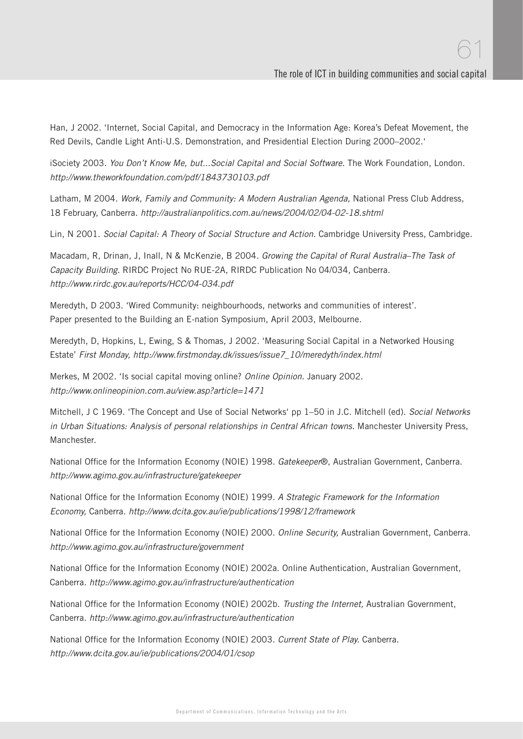Han, J 2002. 'Internet, Social Capital, and Democracy in the Information Age: Korea's Defeat Movement, the Red Devils, Candle Light Anti-U.S. Demonstration, and Presidential Election During 2000–2002.'

iSociety 2003. *You Don't Know Me, but...Social Capital and Social Software*. The Work Foundation, London. *http://www.theworkfoundation.com/pdf/1843730103.pdf*

Latham, M 2004. *Work, Family and Community: A Modern Australian Agenda,* National Press Club Address, 18 February, Canberra. *http://australianpolitics.com.au/news/2004/02/04-02-18.shtml*

Lin, N 2001. *Social Capital: A Theory of Social Structure and Action.* Cambridge University Press, Cambridge.

Macadam, R, Drinan, J, Inall, N & McKenzie, B 2004. *Growing the Capital of Rural Australia–The Task of Capacity Building*. RIRDC Project No RUE-2A, RIRDC Publication No 04/034, Canberra. *http://www.rirdc.gov.au/reports/HCC/04-034.pdf*

Meredyth, D 2003. 'Wired Community: neighbourhoods, networks and communities of interest'. Paper presented to the Building an E-nation Symposium, April 2003, Melbourne.

Meredyth, D, Hopkins, L, Ewing, S & Thomas, J 2002. 'Measuring Social Capital in a Networked Housing Estate' *First Monday, http://www.firstmonday.dk/issues/issue7_10/meredyth/index.html*

Merkes, M 2002. 'Is social capital moving online? *Online Opinion.* January 2002. *http://www.onlineopinion.com.au/view.asp?article=1471*

Mitchell, J C 1969. 'The Concept and Use of Social Networks' pp 1–50 in J.C. Mitchell (ed). *Social Networks in Urban Situations: Analysis of personal relationships in Central African towns.* Manchester University Press, Manchester.

National Office for the Information Economy (NOIE) 1998. *Gatekeeper*®, Australian Government, Canberra. *http://www.agimo.gov.au/infrastructure/gatekeeper*

National Office for the Information Economy (NOIE) 1999. *A Strategic Framework for the Information Economy,* Canberra. *http://www.dcita.gov.au/ie/publications/1998/12/framework*

National Office for the Information Economy (NOIE) 2000. *Online Security,* Australian Government, Canberra. *http://www.agimo.gov.au/infrastructure/government*

National Office for the Information Economy (NOIE) 2002a. Online Authentication, Australian Government, Canberra. *http://www.agimo.gov.au/infrastructure/authentication*

National Office for the Information Economy (NOIE) 2002b. *Trusting the Internet,* Australian Government, Canberra. *http://www.agimo.gov.au/infrastructure/authentication*

National Office for the Information Economy (NOIE) 2003. *Current State of Play*. Canberra. *http://www.dcita.gov.au/ie/publications/2004/01/csop*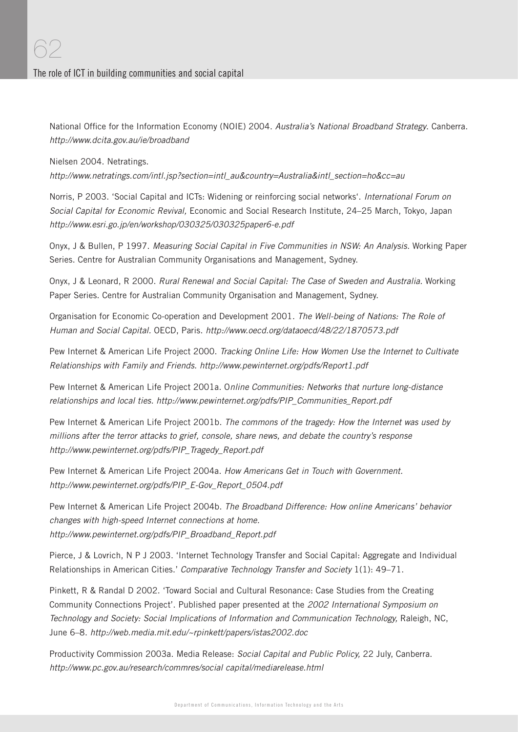National Office for the Information Economy (NOIE) 2004. *Australia's National Broadband Strategy*. Canberra. *http://www.dcita.gov.au/ie/broadband*

Nielsen 2004. Netratings. *http://www.netratings.com/intl.jsp?section=intl_au&country=Australia&intl_section=ho&cc=au*

Norris, P 2003. 'Social Capital and ICTs: Widening or reinforcing social networks'. *International Forum on Social Capital for Economic Revival,* Economic and Social Research Institute, 24–25 March, Tokyo, Japan *http://www.esri.go.jp/en/workshop/030325/030325paper6-e.pdf*

Onyx, J & Bullen, P 1997. *Measuring Social Capital in Five Communities in NSW: An Analysis.* Working Paper Series. Centre for Australian Community Organisations and Management, Sydney.

Onyx, J & Leonard, R 2000. *Rural Renewal and Social Capital: The Case of Sweden and Australia.* Working Paper Series. Centre for Australian Community Organisation and Management, Sydney.

Organisation for Economic Co-operation and Development 2001. *The Well-being of Nations: The Role of Human and Social Capital.* OECD, Paris. *http://www.oecd.org/dataoecd/48/22/1870573.pdf*

Pew Internet & American Life Project 2000. *Tracking Online Life: How Women Use the Internet to Cultivate Relationships with Family and Friends. http://www.pewinternet.org/pdfs/Report1.pdf*

Pew Internet & American Life Project 2001a. O*nline Communities: Networks that nurture long-distance relationships and local ties. http://www.pewinternet.org/pdfs/PIP_Communities_Report.pdf*

Pew Internet & American Life Project 2001b. *The commons of the tragedy: How the Internet was used by millions after the terror attacks to grief, console, share news, and debate the country's response http://www.pewinternet.org/pdfs/PIP_Tragedy_Report.pdf*

Pew Internet & American Life Project 2004a. *How Americans Get in Touch with Government. http://www.pewinternet.org/pdfs/PIP_E-Gov_Report_0504.pdf*

Pew Internet & American Life Project 2004b. *The Broadband Difference: How online Americans' behavior changes with high-speed Internet connections at home. http://www.pewinternet.org/pdfs/PIP_Broadband_Report.pdf*

Pierce, J & Lovrich, N P J 2003. 'Internet Technology Transfer and Social Capital: Aggregate and Individual Relationships in American Cities.' *Comparative Technology Transfer and Society* 1(1): 49–71.

Pinkett, R & Randal D 2002. 'Toward Social and Cultural Resonance: Case Studies from the Creating Community Connections Project'. Published paper presented at the *2002 International Symposium on Technology and Society: Social Implications of Information and Communication Technology,* Raleigh, NC, June 6–8. *http://web.media.mit.edu/~rpinkett/papers/istas2002.doc*

Productivity Commission 2003a. Media Release: *Social Capital and Public Policy,* 22 July, Canberra. *http://www.pc.gov.au/research/commres/social capital/mediarelease.html*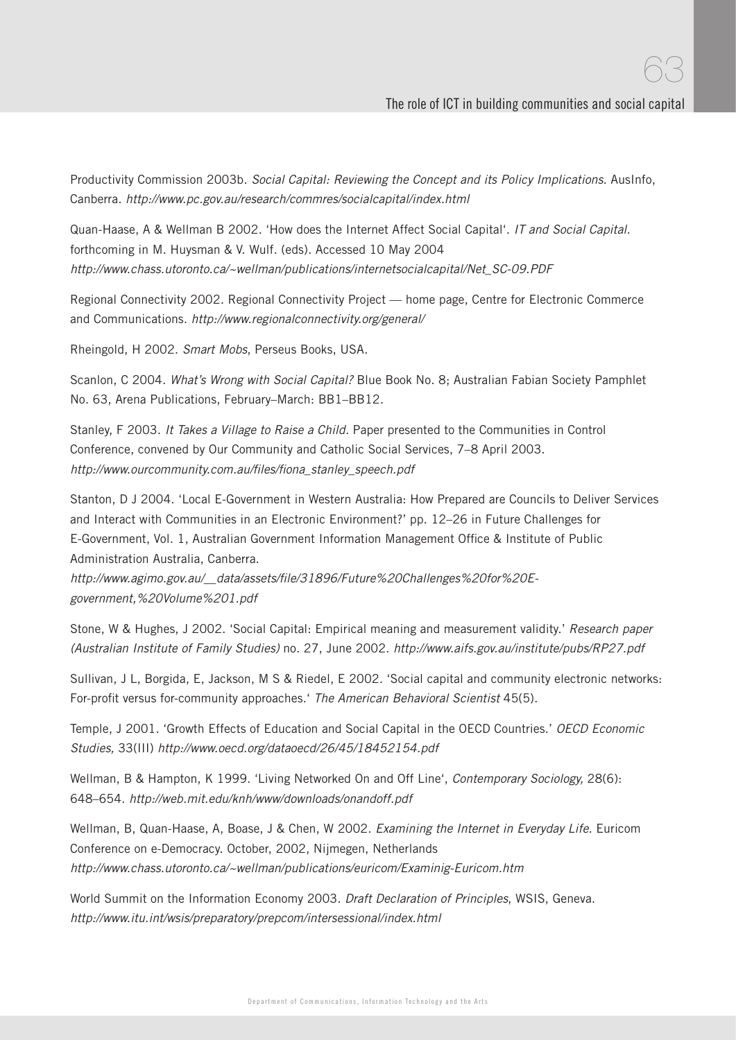Productivity Commission 2003b. *Social Capital: Reviewing the Concept and its Policy Implications*. AusInfo, Canberra. *http://www.pc.gov.au/research/commres/socialcapital/index.html*

Quan-Haase, A & Wellman B 2002. 'How does the Internet Affect Social Capital'. *IT and Social Capital.* forthcoming in M. Huysman & V. Wulf. (eds). Accessed 10 May 2004 *http://www.chass.utoronto.ca/~wellman/publications/internetsocialcapital/Net_SC-09.PDF*

Regional Connectivity 2002. Regional Connectivity Project — home page, Centre for Electronic Commerce and Communications. *http://www.regionalconnectivity.org/general/*

Rheingold, H 2002. *Smart Mobs*, Perseus Books, USA.

Scanlon, C 2004. *What's Wrong with Social Capital?* Blue Book No. 8; Australian Fabian Society Pamphlet No. 63, Arena Publications, February–March: BB1–BB12.

Stanley, F 2003. *It Takes a Village to Raise a Child.* Paper presented to the Communities in Control Conference, convened by Our Community and Catholic Social Services, 7–8 April 2003. *http://www.ourcommunity.com.au/files/fiona_stanley_speech.pdf*

Stanton, D J 2004. 'Local E-Government in Western Australia: How Prepared are Councils to Deliver Services and Interact with Communities in an Electronic Environment?' pp. 12–26 in Future Challenges for E-Government, Vol. 1, Australian Government Information Management Office & Institute of Public Administration Australia, Canberra. *http://www.agimo.gov.au/__data/assets/file/31896/Future%20Challenges%20for%20E-government,%20Volume%201.pdf*

Stone, W & Hughes, J 2002. 'Social Capital: Empirical meaning and measurement validity.' *Research paper (Australian Institute of Family Studies)* no. 27, June 2002. *http://www.aifs.gov.au/institute/pubs/RP27.pdf*

Sullivan, J L, Borgida, E, Jackson, M S & Riedel, E 2002. 'Social capital and community electronic networks: For-profit versus for-community approaches.' *The American Behavioral Scientist* 45(5).

Temple, J 2001. 'Growth Effects of Education and Social Capital in the OECD Countries.' *OECD Economic Studies,* 33(III) *http://www.oecd.org/dataoecd/26/45/18452154.pdf*

Wellman, B & Hampton, K 1999. 'Living Networked On and Off Line', *Contemporary Sociology,* 28(6): 648–654. *http://web.mit.edu/knh/www/downloads/onandoff.pdf*

Wellman, B, Quan-Haase, A, Boase, J & Chen, W 2002. *Examining the Internet in Everyday Life.* Euricom Conference on e-Democracy. October, 2002, Nijmegen, Netherlands *http://www.chass.utoronto.ca/~wellman/publications/euricom/Examinig-Euricom.htm*

World Summit on the Information Economy 2003. *Draft Declaration of Principles*, WSIS, Geneva. *http://www.itu.int/wsis/preparatory/prepcom/intersessional/index.html*